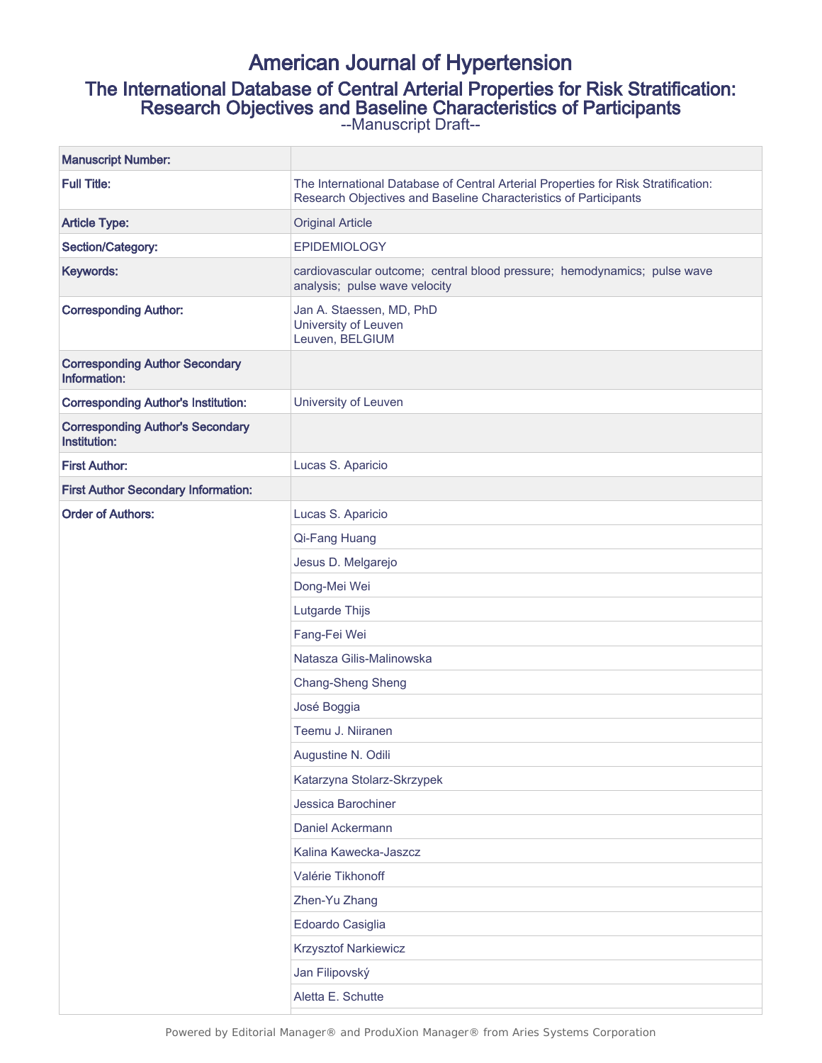# American Journal of Hypertension

## The International Database of Central Arterial Properties for Risk Stratification: Research Objectives and Baseline Characteristics of Participants

--Manuscript Draft--

| | |
|---|---|
| **Manuscript Number:** | |
| **Full Title:** | The International Database of Central Arterial Properties for Risk Stratification: Research Objectives and Baseline Characteristics of Participants |
| **Article Type:** | Original Article |
| **Section/Category:** | EPIDEMIOLOGY |
| **Keywords:** | cardiovascular outcome; central blood pressure; hemodynamics; pulse wave analysis; pulse wave velocity |
| **Corresponding Author:** | Jan A. Staessen, MD, PhD<br>University of Leuven<br>Leuven, BELGIUM |
| **Corresponding Author Secondary Information:** | |
| **Corresponding Author's Institution:** | University of Leuven |
| **Corresponding Author's Secondary Institution:** | |
| **First Author:** | Lucas S. Aparicio |
| **First Author Secondary Information:** | |
| **Order of Authors:** | Lucas S. Aparicio |
| | Qi-Fang Huang |
| | Jesus D. Melgarejo |
| | Dong-Mei Wei |
| | Lutgarde Thijs |
| | Fang-Fei Wei |
| | Natasza Gilis-Malinowska |
| | Chang-Sheng Sheng |
| | José Boggia |
| | Teemu J. Niiranen |
| | Augustine N. Odili |
| | Katarzyna Stolarz-Skrzypek |
| | Jessica Barochiner |
| | Daniel Ackermann |
| | Kalina Kawecka-Jaszcz |
| | Valérie Tikhonoff |
| | Zhen-Yu Zhang |
| | Edoardo Casiglia |
| | Krzysztof Narkiewicz |
| | Jan Filipovský |
| | Aletta E. Schutte |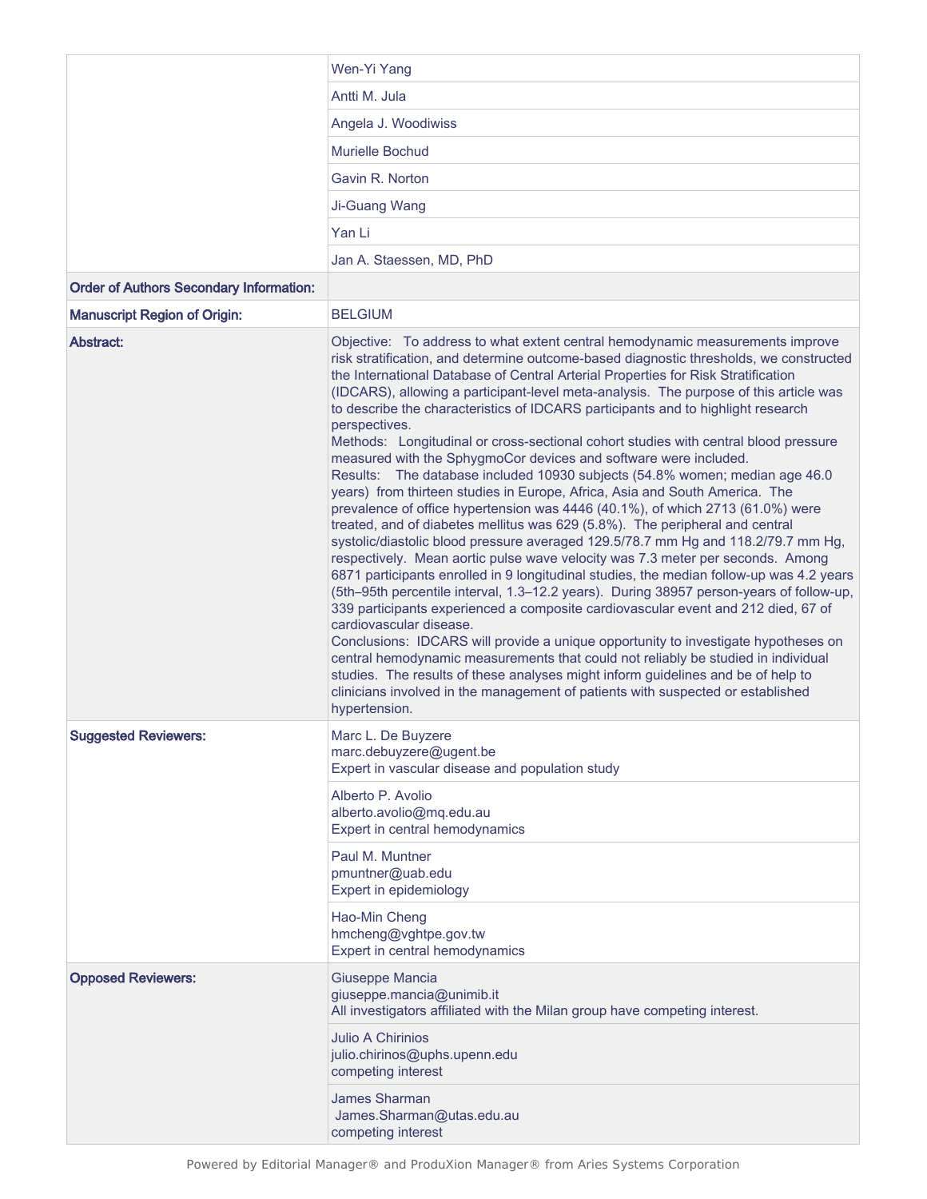| | |
|---|---|
| | Wen-Yi Yang |
| | Antti M. Jula |
| | Angela J. Woodiwiss |
| | Murielle Bochud |
| | Gavin R. Norton |
| | Ji-Guang Wang |
| | Yan Li |
| | Jan A. Staessen, MD, PhD |
| **Order of Authors Secondary Information:** | |
| **Manuscript Region of Origin:** | BELGIUM |
| **Abstract:** | Objective: To address to what extent central hemodynamic measurements improve risk stratification, and determine outcome-based diagnostic thresholds, we constructed the International Database of Central Arterial Properties for Risk Stratification (IDCARS), allowing a participant-level meta-analysis. The purpose of this article was to describe the characteristics of IDCARS participants and to highlight research perspectives.<br>Methods: Longitudinal or cross-sectional cohort studies with central blood pressure measured with the SphygmoCor devices and software were included.<br>Results: The database included 10930 subjects (54.8% women; median age 46.0 years) from thirteen studies in Europe, Africa, Asia and South America. The prevalence of office hypertension was 4446 (40.1%), of which 2713 (61.0%) were treated, and of diabetes mellitus was 629 (5.8%). The peripheral and central systolic/diastolic blood pressure averaged 129.5/78.7 mm Hg and 118.2/79.7 mm Hg, respectively. Mean aortic pulse wave velocity was 7.3 meter per seconds. Among 6871 participants enrolled in 9 longitudinal studies, the median follow-up was 4.2 years (5th–95th percentile interval, 1.3–12.2 years). During 38957 person-years of follow-up, 339 participants experienced a composite cardiovascular event and 212 died, 67 of cardiovascular disease.<br>Conclusions: IDCARS will provide a unique opportunity to investigate hypotheses on central hemodynamic measurements that could not reliably be studied in individual studies. The results of these analyses might inform guidelines and be of help to clinicians involved in the management of patients with suspected or established hypertension. |
| **Suggested Reviewers:** | Marc L. De Buyzere<br>marc.debuyzere@ugent.be<br>Expert in vascular disease and population study |
| | Alberto P. Avolio<br>alberto.avolio@mq.edu.au<br>Expert in central hemodynamics |
| | Paul M. Muntner<br>pmuntner@uab.edu<br>Expert in epidemiology |
| | Hao-Min Cheng<br>hmcheng@vghtpe.gov.tw<br>Expert in central hemodynamics |
| **Opposed Reviewers:** | Giuseppe Mancia<br>giuseppe.mancia@unimib.it<br>All investigators affiliated with the Milan group have competing interest. |
| | Julio A Chirinos<br>julio.chirinos@uphs.upenn.edu<br>competing interest |
| | James Sharman<br>James.Sharman@utas.edu.au<br>competing interest |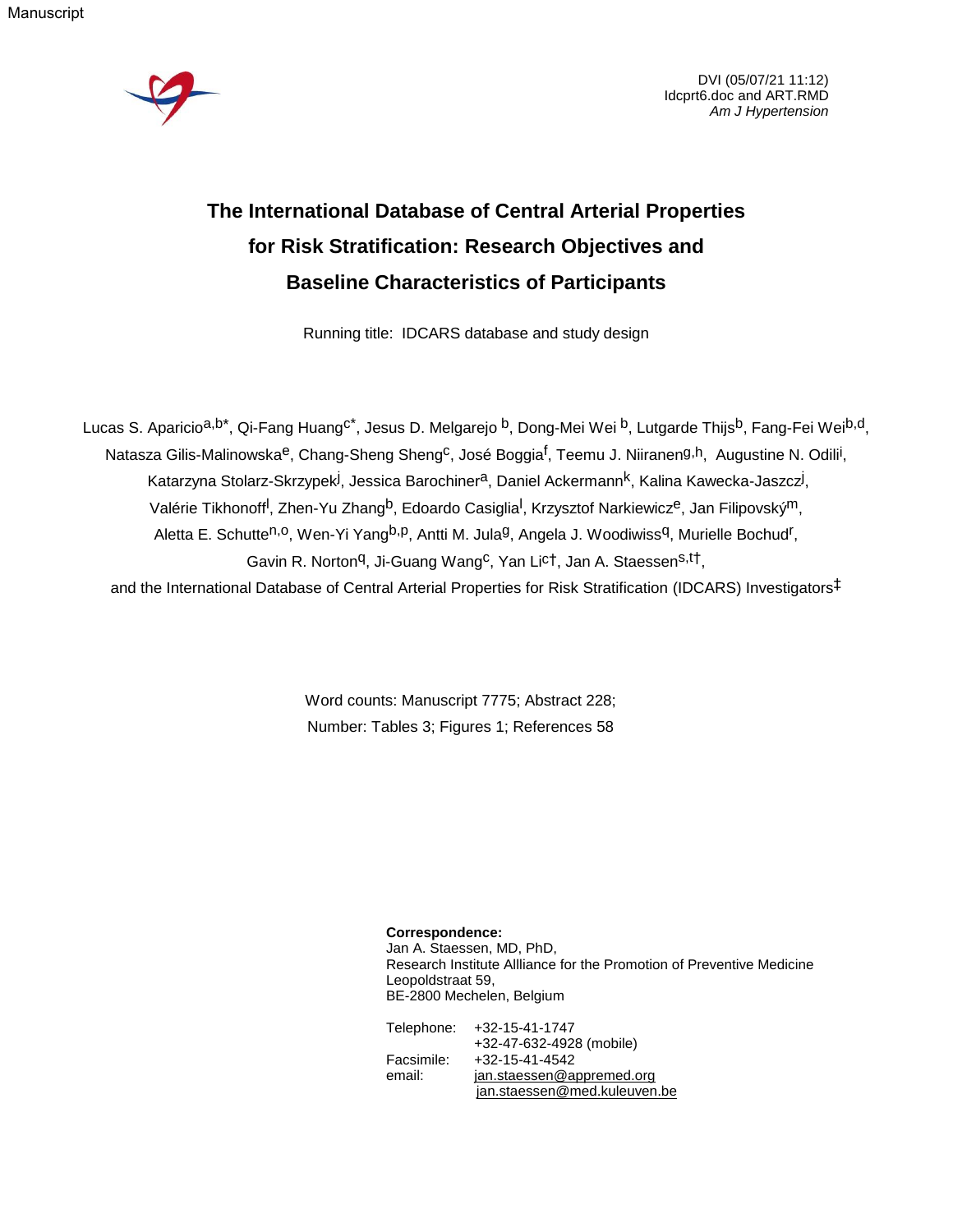DVI (05/07/21 11:12)
Idcprt6.doc and ART.RMD
*Am J Hypertension*

# The International Database of Central Arterial Properties for Risk Stratification: Research Objectives and Baseline Characteristics of Participants

Running title: IDCARS database and study design

Lucas S. Aparicio[a,b*], Qi-Fang Huang[c*], Jesus D. Melgarejo [b], Dong-Mei Wei [b], Lutgarde Thijs[b], Fang-Fei Wei[b,d], Natasza Gilis-Malinowska[e], Chang-Sheng Sheng[c], José Boggia[f], Teemu J. Niiranen[g,h], Augustine N. Odili[i], Katarzyna Stolarz-Skrzypek[j], Jessica Barochiner[a], Daniel Ackermann[k], Kalina Kawecka-Jaszcz[j], Valérie Tikhonoff[l], Zhen-Yu Zhang[b], Edoardo Casiglia[l], Krzysztof Narkiewicz[e], Jan Filipovský[m], Aletta E. Schutte[n,o], Wen-Yi Yang[b,p], Antti M. Jula[g], Angela J. Woodiwiss[q], Murielle Bochud[r], Gavin R. Norton[q], Ji-Guang Wang[c], Yan Li[c†], Jan A. Staessen[s,t†], and the International Database of Central Arterial Properties for Risk Stratification (IDCARS) Investigators[‡]

Word counts: Manuscript 7775; Abstract 228;
Number: Tables 3; Figures 1; References 58

**Correspondence:**
Jan A. Staessen, MD, PhD,
Research Institute Allliance for the Promotion of Preventive Medicine
Leopoldstraat 59,
BE-2800 Mechelen, Belgium

| | |
|---|---|
| Telephone: | +32-15-41-1747 |
| | +32-47-632-4928 (mobile) |
| Facsimile: | +32-15-41-4542 |
| email: | jan.staessen@appremed.org |
| | jan.staessen@med.kuleuven.be |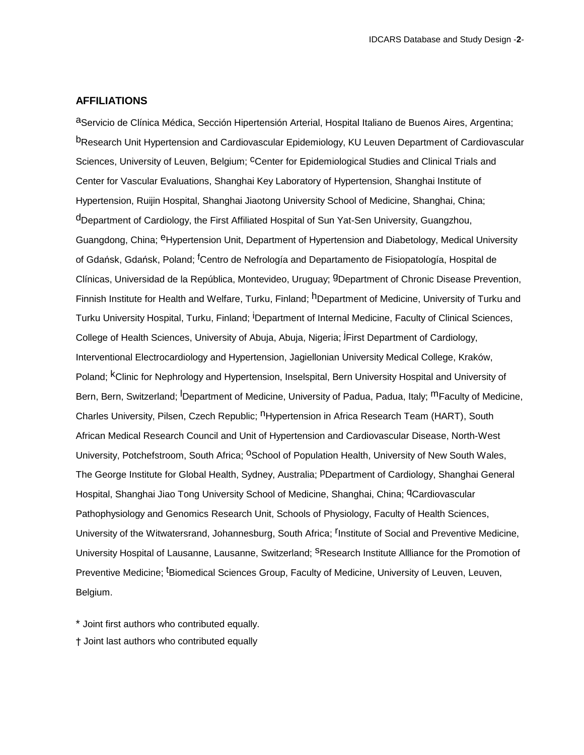## AFFILIATIONS

[a]Servicio de Clínica Médica, Sección Hipertensión Arterial, Hospital Italiano de Buenos Aires, Argentina; [b]Research Unit Hypertension and Cardiovascular Epidemiology, KU Leuven Department of Cardiovascular Sciences, University of Leuven, Belgium; [c]Center for Epidemiological Studies and Clinical Trials and Center for Vascular Evaluations, Shanghai Key Laboratory of Hypertension, Shanghai Institute of Hypertension, Ruijin Hospital, Shanghai Jiaotong University School of Medicine, Shanghai, China; [d]Department of Cardiology, the First Affiliated Hospital of Sun Yat-Sen University, Guangzhou, Guangdong, China; [e]Hypertension Unit, Department of Hypertension and Diabetology, Medical University of Gdańsk, Gdańsk, Poland; [f]Centro de Nefrología and Departamento de Fisiopatología, Hospital de Clínicas, Universidad de la República, Montevideo, Uruguay; [g]Department of Chronic Disease Prevention, Finnish Institute for Health and Welfare, Turku, Finland; [h]Department of Medicine, University of Turku and Turku University Hospital, Turku, Finland; [i]Department of Internal Medicine, Faculty of Clinical Sciences, College of Health Sciences, University of Abuja, Abuja, Nigeria; [j]First Department of Cardiology, Interventional Electrocardiology and Hypertension, Jagiellonian University Medical College, Kraków, Poland; [k]Clinic for Nephrology and Hypertension, Inselspital, Bern University Hospital and University of Bern, Bern, Switzerland; [l]Department of Medicine, University of Padua, Padua, Italy; [m]Faculty of Medicine, Charles University, Pilsen, Czech Republic; [n]Hypertension in Africa Research Team (HART), South African Medical Research Council and Unit of Hypertension and Cardiovascular Disease, North-West University, Potchefstroom, South Africa; [o]School of Population Health, University of New South Wales, The George Institute for Global Health, Sydney, Australia; [p]Department of Cardiology, Shanghai General Hospital, Shanghai Jiao Tong University School of Medicine, Shanghai, China; [q]Cardiovascular Pathophysiology and Genomics Research Unit, Schools of Physiology, Faculty of Health Sciences, University of the Witwatersrand, Johannesburg, South Africa; [r]Institute of Social and Preventive Medicine, University Hospital of Lausanne, Lausanne, Switzerland; [s]Research Institute Allliance for the Promotion of Preventive Medicine; [t]Biomedical Sciences Group, Faculty of Medicine, University of Leuven, Leuven, Belgium.

* Joint first authors who contributed equally.

† Joint last authors who contributed equally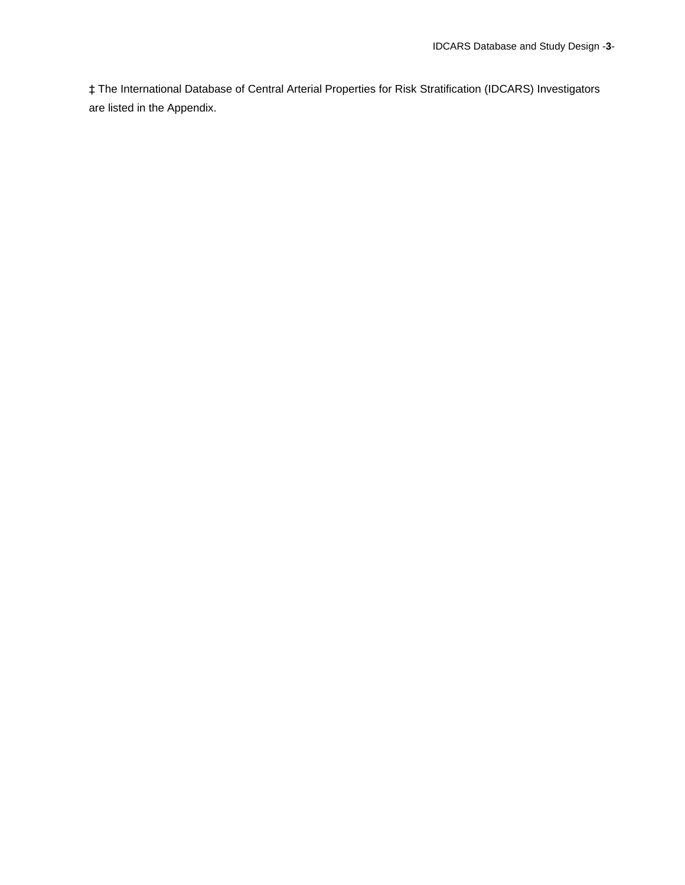‡ The International Database of Central Arterial Properties for Risk Stratification (IDCARS) Investigators are listed in the Appendix.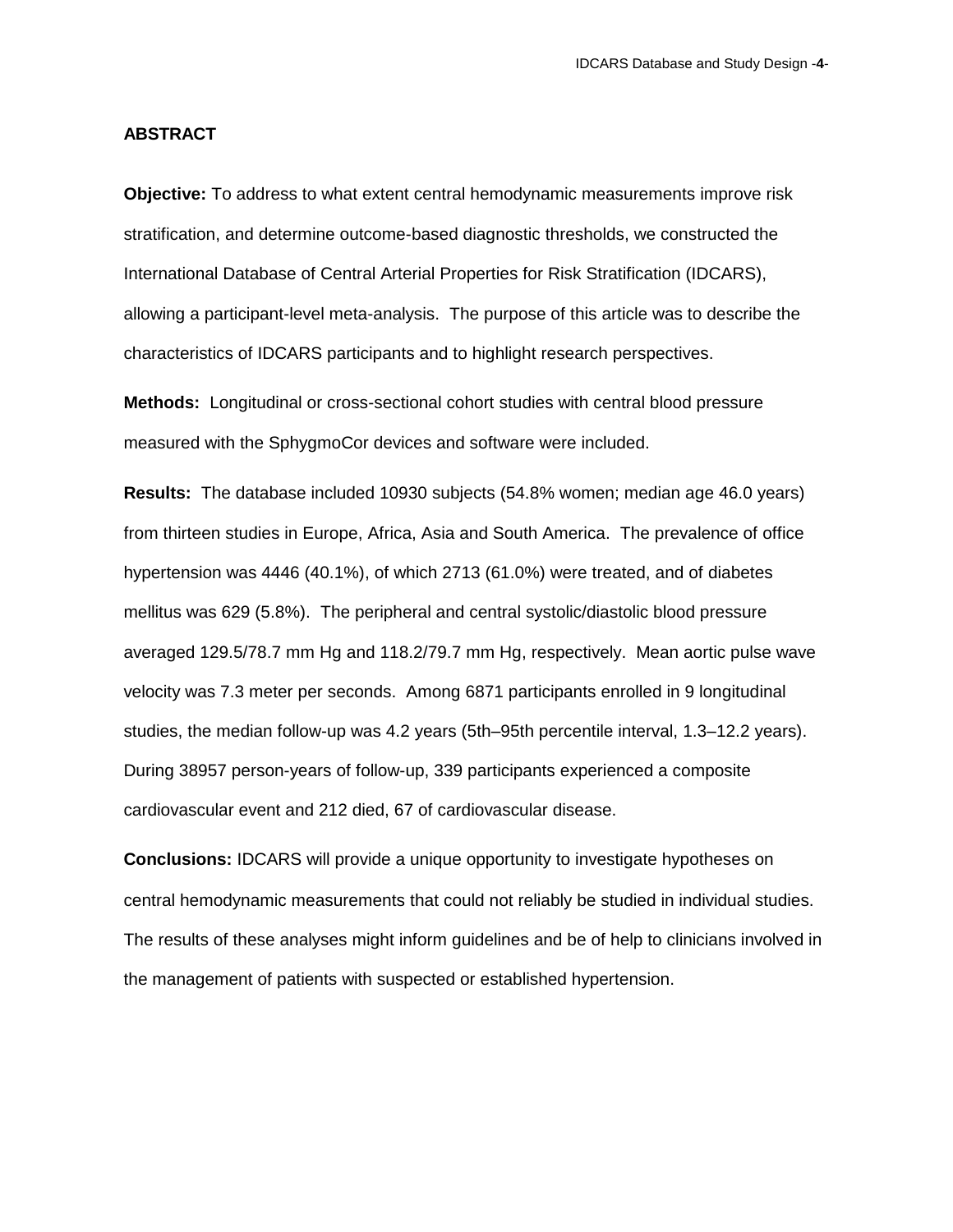## ABSTRACT

**Objective:** To address to what extent central hemodynamic measurements improve risk stratification, and determine outcome-based diagnostic thresholds, we constructed the International Database of Central Arterial Properties for Risk Stratification (IDCARS), allowing a participant-level meta-analysis. The purpose of this article was to describe the characteristics of IDCARS participants and to highlight research perspectives.

**Methods:** Longitudinal or cross-sectional cohort studies with central blood pressure measured with the SphygmoCor devices and software were included.

**Results:** The database included 10930 subjects (54.8% women; median age 46.0 years) from thirteen studies in Europe, Africa, Asia and South America. The prevalence of office hypertension was 4446 (40.1%), of which 2713 (61.0%) were treated, and of diabetes mellitus was 629 (5.8%). The peripheral and central systolic/diastolic blood pressure averaged 129.5/78.7 mm Hg and 118.2/79.7 mm Hg, respectively. Mean aortic pulse wave velocity was 7.3 meter per seconds. Among 6871 participants enrolled in 9 longitudinal studies, the median follow-up was 4.2 years (5th–95th percentile interval, 1.3–12.2 years). During 38957 person-years of follow-up, 339 participants experienced a composite cardiovascular event and 212 died, 67 of cardiovascular disease.

**Conclusions:** IDCARS will provide a unique opportunity to investigate hypotheses on central hemodynamic measurements that could not reliably be studied in individual studies. The results of these analyses might inform guidelines and be of help to clinicians involved in the management of patients with suspected or established hypertension.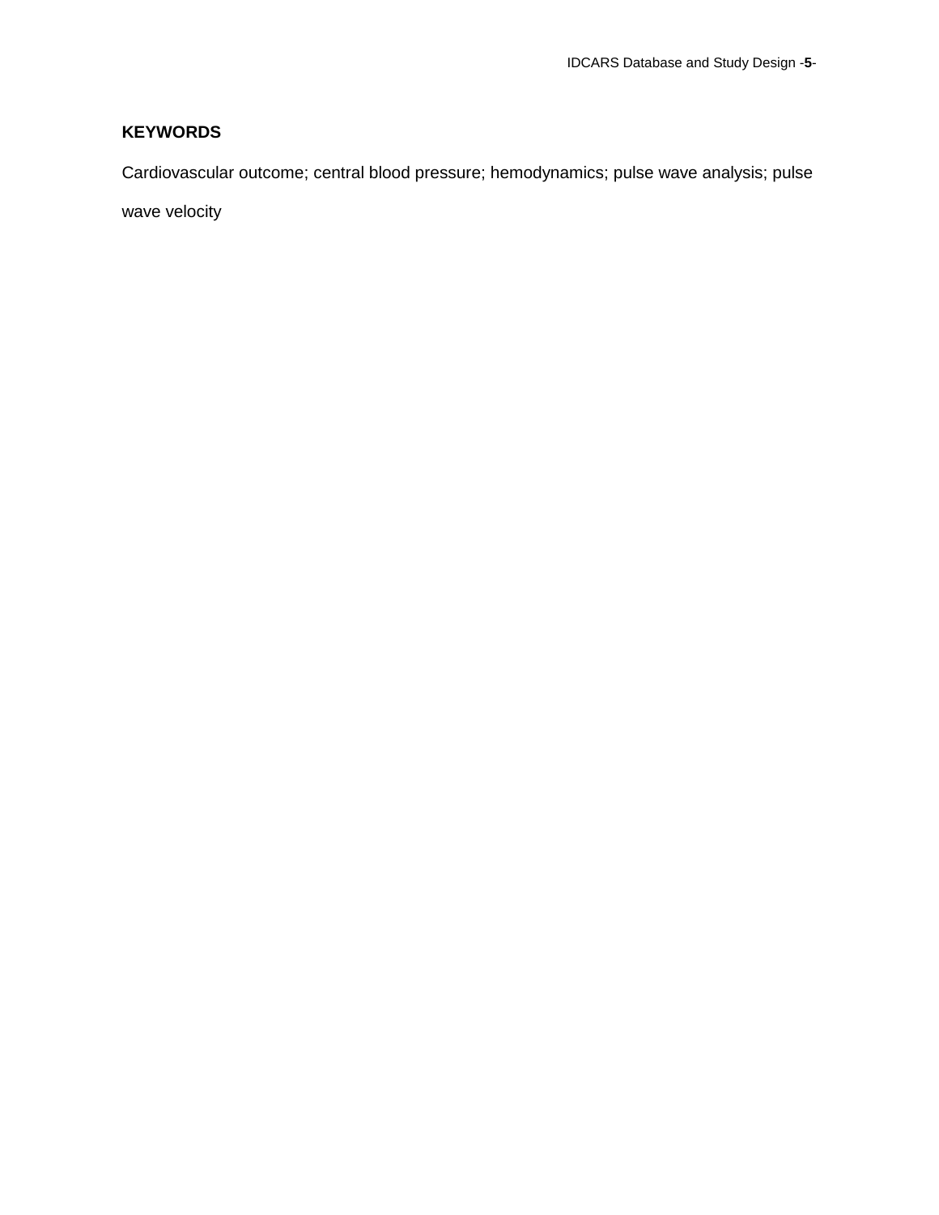**KEYWORDS**

Cardiovascular outcome; central blood pressure; hemodynamics; pulse wave analysis; pulse wave velocity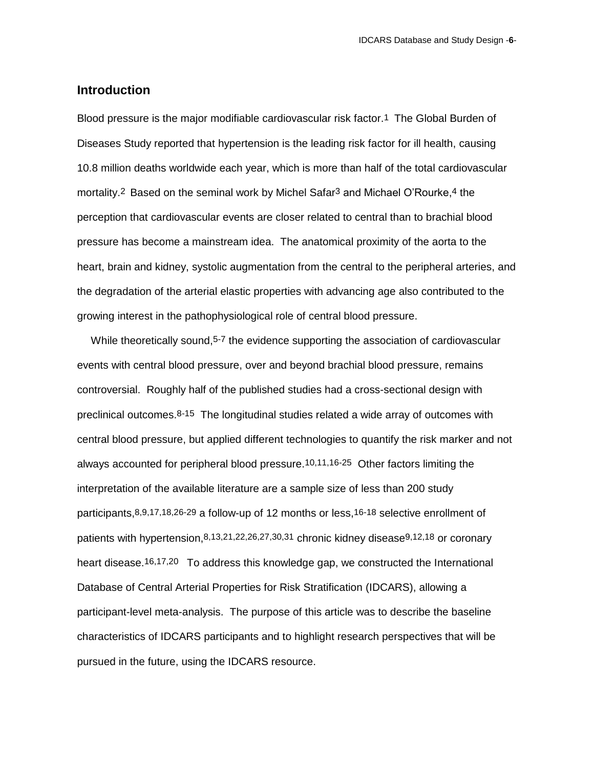## Introduction

Blood pressure is the major modifiable cardiovascular risk factor.[1] The Global Burden of Diseases Study reported that hypertension is the leading risk factor for ill health, causing 10.8 million deaths worldwide each year, which is more than half of the total cardiovascular mortality.[2] Based on the seminal work by Michel Safar[3] and Michael O'Rourke,[4] the perception that cardiovascular events are closer related to central than to brachial blood pressure has become a mainstream idea. The anatomical proximity of the aorta to the heart, brain and kidney, systolic augmentation from the central to the peripheral arteries, and the degradation of the arterial elastic properties with advancing age also contributed to the growing interest in the pathophysiological role of central blood pressure.

While theoretically sound,[5-7] the evidence supporting the association of cardiovascular events with central blood pressure, over and beyond brachial blood pressure, remains controversial. Roughly half of the published studies had a cross-sectional design with preclinical outcomes.[8-15] The longitudinal studies related a wide array of outcomes with central blood pressure, but applied different technologies to quantify the risk marker and not always accounted for peripheral blood pressure.[10,11,16-25] Other factors limiting the interpretation of the available literature are a sample size of less than 200 study participants,[8,9,17,18,26-29] a follow-up of 12 months or less,[16-18] selective enrollment of patients with hypertension,[8,13,21,22,26,27,30,31] chronic kidney disease[9,12,18] or coronary heart disease.[16,17,20] To address this knowledge gap, we constructed the International Database of Central Arterial Properties for Risk Stratification (IDCARS), allowing a participant-level meta-analysis. The purpose of this article was to describe the baseline characteristics of IDCARS participants and to highlight research perspectives that will be pursued in the future, using the IDCARS resource.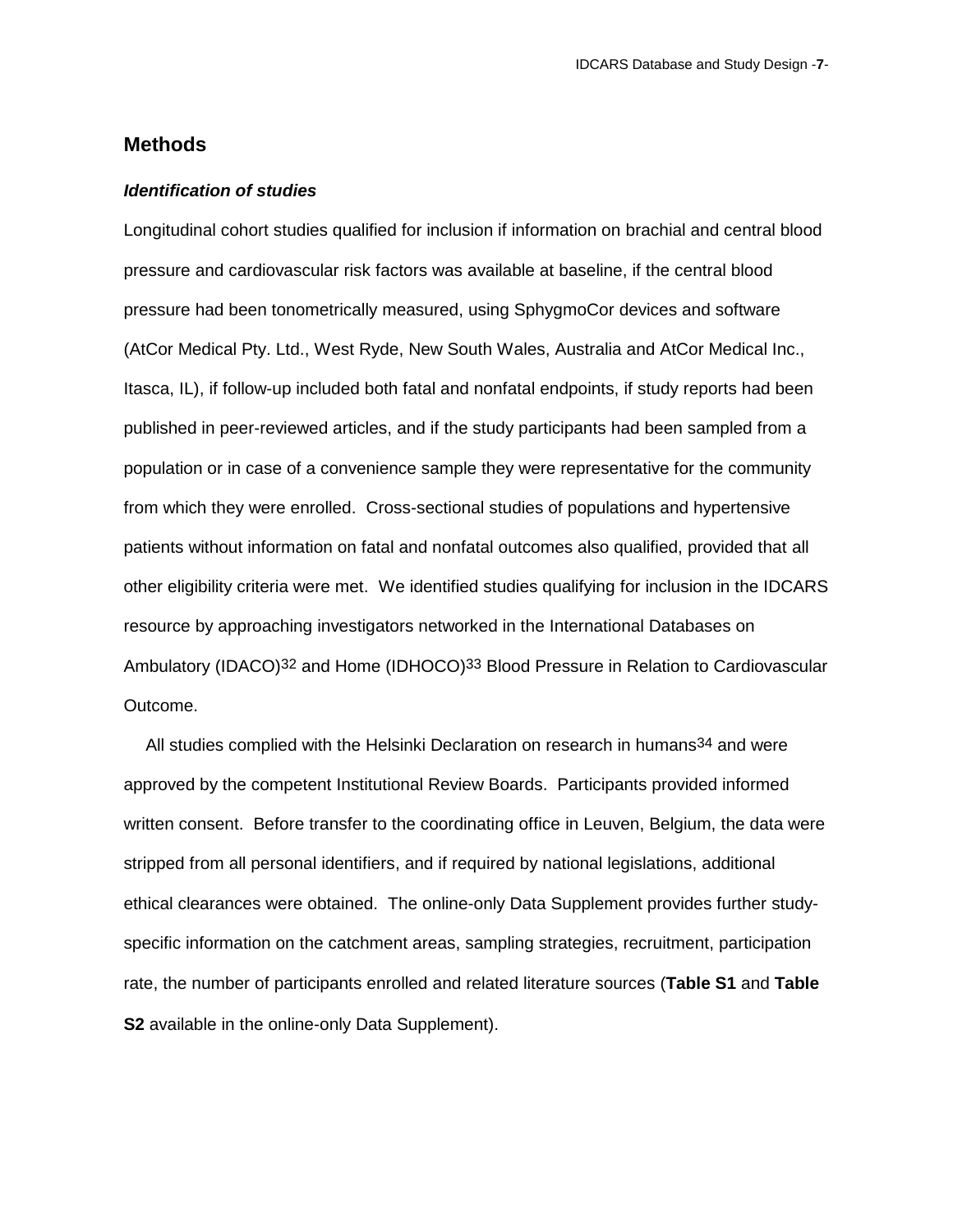## Methods

### *Identification of studies*

Longitudinal cohort studies qualified for inclusion if information on brachial and central blood pressure and cardiovascular risk factors was available at baseline, if the central blood pressure had been tonometrically measured, using SphygmoCor devices and software (AtCor Medical Pty. Ltd., West Ryde, New South Wales, Australia and AtCor Medical Inc., Itasca, IL), if follow-up included both fatal and nonfatal endpoints, if study reports had been published in peer-reviewed articles, and if the study participants had been sampled from a population or in case of a convenience sample they were representative for the community from which they were enrolled. Cross-sectional studies of populations and hypertensive patients without information on fatal and nonfatal outcomes also qualified, provided that all other eligibility criteria were met. We identified studies qualifying for inclusion in the IDCARS resource by approaching investigators networked in the International Databases on Ambulatory (IDACO)[32] and Home (IDHOCO)[33] Blood Pressure in Relation to Cardiovascular Outcome.

All studies complied with the Helsinki Declaration on research in humans[34] and were approved by the competent Institutional Review Boards. Participants provided informed written consent. Before transfer to the coordinating office in Leuven, Belgium, the data were stripped from all personal identifiers, and if required by national legislations, additional ethical clearances were obtained. The online-only Data Supplement provides further study-specific information on the catchment areas, sampling strategies, recruitment, participation rate, the number of participants enrolled and related literature sources (**Table S1** and **Table S2** available in the online-only Data Supplement).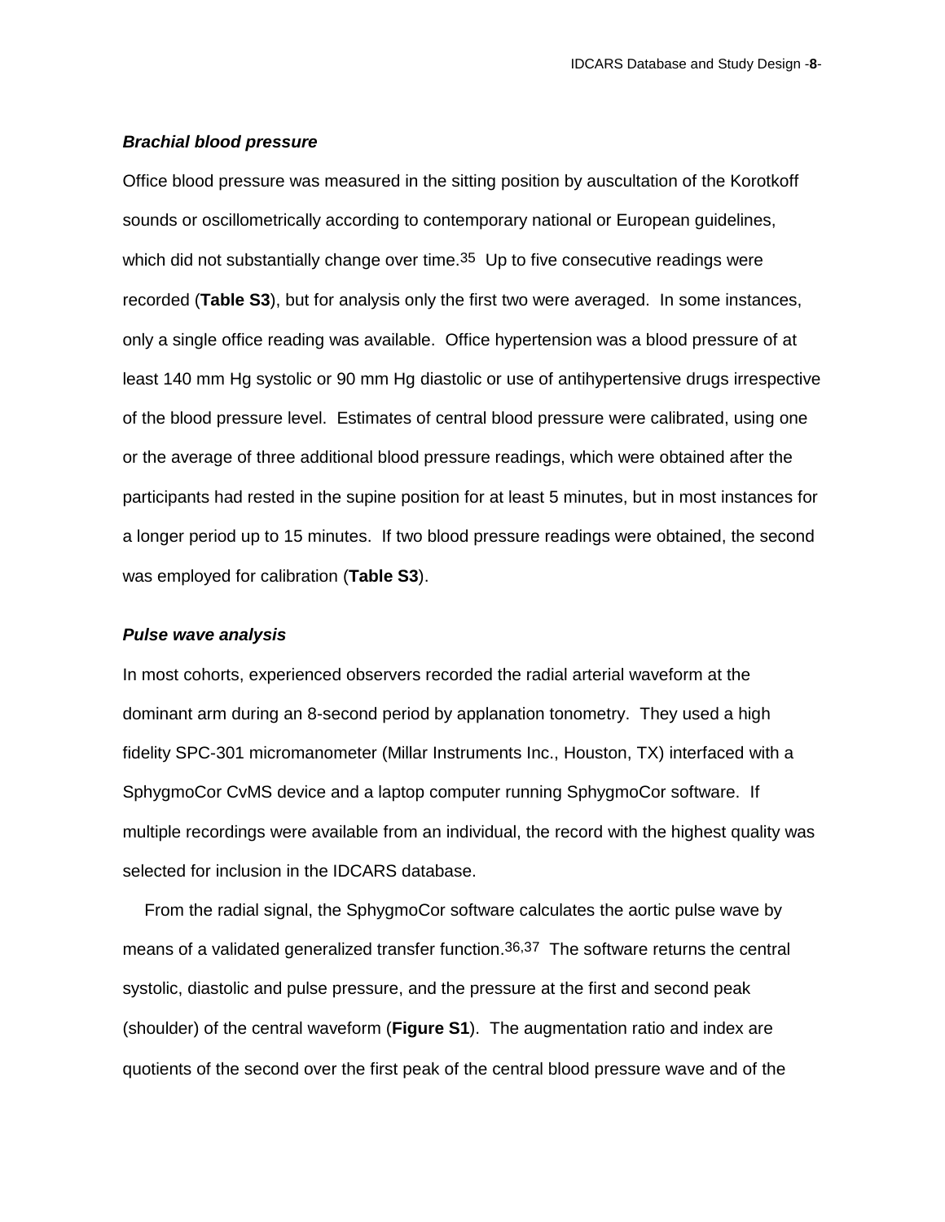### *Brachial blood pressure*

Office blood pressure was measured in the sitting position by auscultation of the Korotkoff sounds or oscillometrically according to contemporary national or European guidelines, which did not substantially change over time.[35] Up to five consecutive readings were recorded (**Table S3**), but for analysis only the first two were averaged. In some instances, only a single office reading was available. Office hypertension was a blood pressure of at least 140 mm Hg systolic or 90 mm Hg diastolic or use of antihypertensive drugs irrespective of the blood pressure level. Estimates of central blood pressure were calibrated, using one or the average of three additional blood pressure readings, which were obtained after the participants had rested in the supine position for at least 5 minutes, but in most instances for a longer period up to 15 minutes. If two blood pressure readings were obtained, the second was employed for calibration (**Table S3**).

### *Pulse wave analysis*

In most cohorts, experienced observers recorded the radial arterial waveform at the dominant arm during an 8-second period by applanation tonometry. They used a high fidelity SPC-301 micromanometer (Millar Instruments Inc., Houston, TX) interfaced with a SphygmoCor CvMS device and a laptop computer running SphygmoCor software. If multiple recordings were available from an individual, the record with the highest quality was selected for inclusion in the IDCARS database.

From the radial signal, the SphygmoCor software calculates the aortic pulse wave by means of a validated generalized transfer function.[36,37] The software returns the central systolic, diastolic and pulse pressure, and the pressure at the first and second peak (shoulder) of the central waveform (**Figure S1**). The augmentation ratio and index are quotients of the second over the first peak of the central blood pressure wave and of the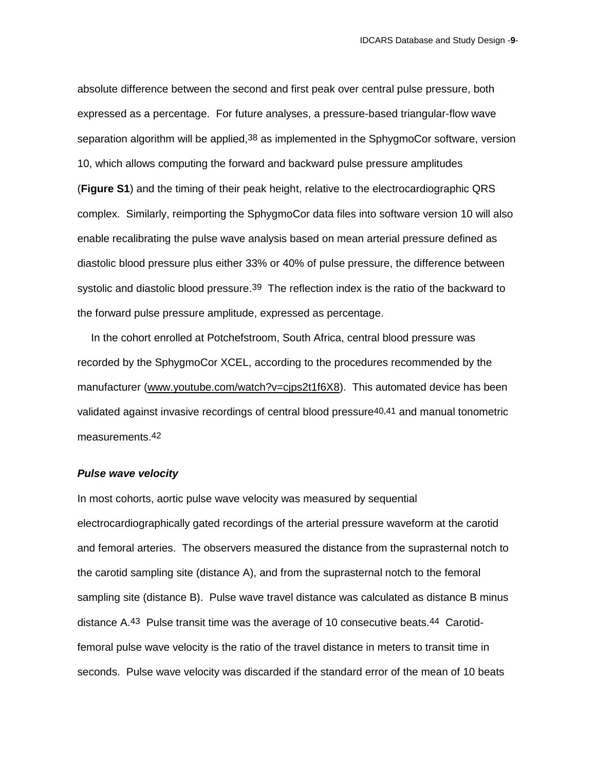absolute difference between the second and first peak over central pulse pressure, both expressed as a percentage. For future analyses, a pressure-based triangular-flow wave separation algorithm will be applied,[38] as implemented in the SphygmoCor software, version 10, which allows computing the forward and backward pulse pressure amplitudes (**Figure S1**) and the timing of their peak height, relative to the electrocardiographic QRS complex. Similarly, reimporting the SphygmoCor data files into software version 10 will also enable recalibrating the pulse wave analysis based on mean arterial pressure defined as diastolic blood pressure plus either 33% or 40% of pulse pressure, the difference between systolic and diastolic blood pressure.[39] The reflection index is the ratio of the backward to the forward pulse pressure amplitude, expressed as percentage.

In the cohort enrolled at Potchefstroom, South Africa, central blood pressure was recorded by the SphygmoCor XCEL, according to the procedures recommended by the manufacturer (www.youtube.com/watch?v=cjps2t1f6X8). This automated device has been validated against invasive recordings of central blood pressure[40,41] and manual tonometric measurements.[42]

### *Pulse wave velocity*

In most cohorts, aortic pulse wave velocity was measured by sequential electrocardiographically gated recordings of the arterial pressure waveform at the carotid and femoral arteries. The observers measured the distance from the suprasternal notch to the carotid sampling site (distance A), and from the suprasternal notch to the femoral sampling site (distance B). Pulse wave travel distance was calculated as distance B minus distance A.[43] Pulse transit time was the average of 10 consecutive beats.[44] Carotid-femoral pulse wave velocity is the ratio of the travel distance in meters to transit time in seconds. Pulse wave velocity was discarded if the standard error of the mean of 10 beats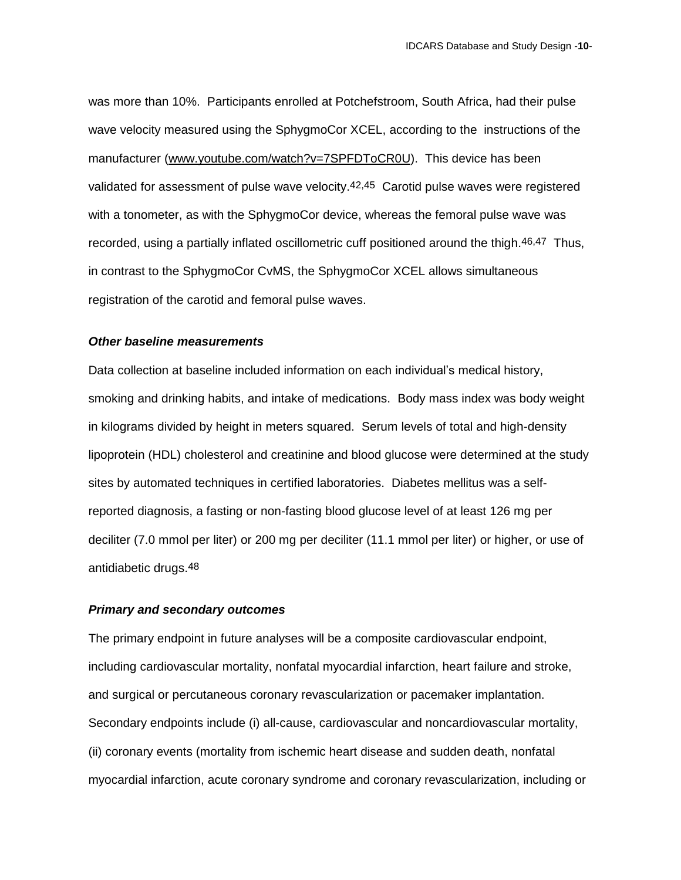was more than 10%. Participants enrolled at Potchefstroom, South Africa, had their pulse wave velocity measured using the SphygmoCor XCEL, according to the instructions of the manufacturer (www.youtube.com/watch?v=7SPFDToCR0U). This device has been validated for assessment of pulse wave velocity.[42,45] Carotid pulse waves were registered with a tonometer, as with the SphygmoCor device, whereas the femoral pulse wave was recorded, using a partially inflated oscillometric cuff positioned around the thigh.[46,47] Thus, in contrast to the SphygmoCor CvMS, the SphygmoCor XCEL allows simultaneous registration of the carotid and femoral pulse waves.

### *Other baseline measurements*

Data collection at baseline included information on each individual's medical history, smoking and drinking habits, and intake of medications. Body mass index was body weight in kilograms divided by height in meters squared. Serum levels of total and high-density lipoprotein (HDL) cholesterol and creatinine and blood glucose were determined at the study sites by automated techniques in certified laboratories. Diabetes mellitus was a self-reported diagnosis, a fasting or non-fasting blood glucose level of at least 126 mg per deciliter (7.0 mmol per liter) or 200 mg per deciliter (11.1 mmol per liter) or higher, or use of antidiabetic drugs.[48]

### *Primary and secondary outcomes*

The primary endpoint in future analyses will be a composite cardiovascular endpoint, including cardiovascular mortality, nonfatal myocardial infarction, heart failure and stroke, and surgical or percutaneous coronary revascularization or pacemaker implantation. Secondary endpoints include (i) all-cause, cardiovascular and noncardiovascular mortality, (ii) coronary events (mortality from ischemic heart disease and sudden death, nonfatal myocardial infarction, acute coronary syndrome and coronary revascularization, including or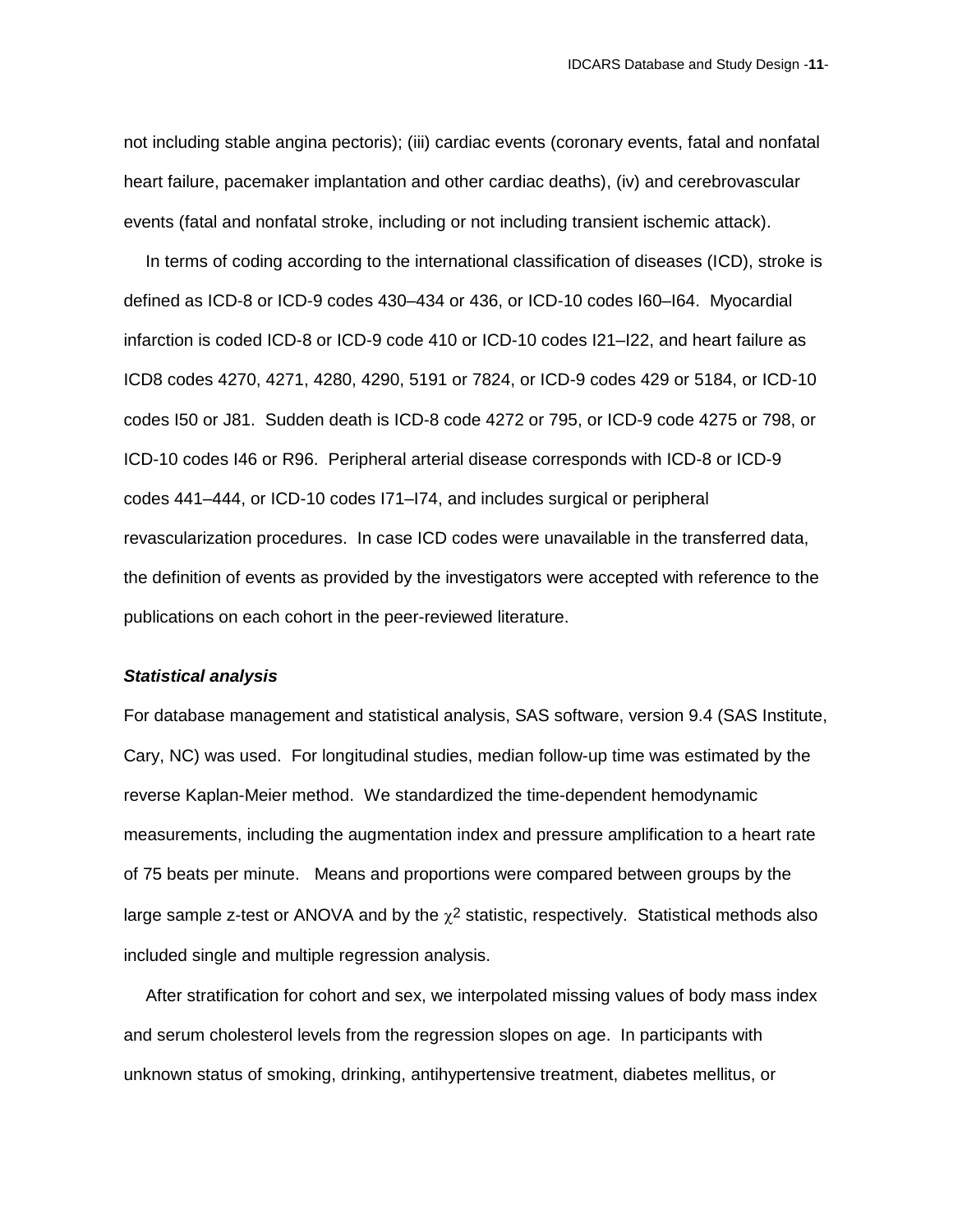not including stable angina pectoris); (iii) cardiac events (coronary events, fatal and nonfatal heart failure, pacemaker implantation and other cardiac deaths), (iv) and cerebrovascular events (fatal and nonfatal stroke, including or not including transient ischemic attack).

In terms of coding according to the international classification of diseases (ICD), stroke is defined as ICD-8 or ICD-9 codes 430–434 or 436, or ICD-10 codes I60–I64. Myocardial infarction is coded ICD-8 or ICD-9 code 410 or ICD-10 codes I21–I22, and heart failure as ICD8 codes 4270, 4271, 4280, 4290, 5191 or 7824, or ICD-9 codes 429 or 5184, or ICD-10 codes I50 or J81. Sudden death is ICD-8 code 4272 or 795, or ICD-9 code 4275 or 798, or ICD-10 codes I46 or R96. Peripheral arterial disease corresponds with ICD-8 or ICD-9 codes 441–444, or ICD-10 codes I71–I74, and includes surgical or peripheral revascularization procedures. In case ICD codes were unavailable in the transferred data, the definition of events as provided by the investigators were accepted with reference to the publications on each cohort in the peer-reviewed literature.

### *Statistical analysis*

For database management and statistical analysis, SAS software, version 9.4 (SAS Institute, Cary, NC) was used. For longitudinal studies, median follow-up time was estimated by the reverse Kaplan-Meier method. We standardized the time-dependent hemodynamic measurements, including the augmentation index and pressure amplification to a heart rate of 75 beats per minute. Means and proportions were compared between groups by the large sample z-test or ANOVA and by the $\chi^2$ statistic, respectively. Statistical methods also included single and multiple regression analysis.

After stratification for cohort and sex, we interpolated missing values of body mass index and serum cholesterol levels from the regression slopes on age. In participants with unknown status of smoking, drinking, antihypertensive treatment, diabetes mellitus, or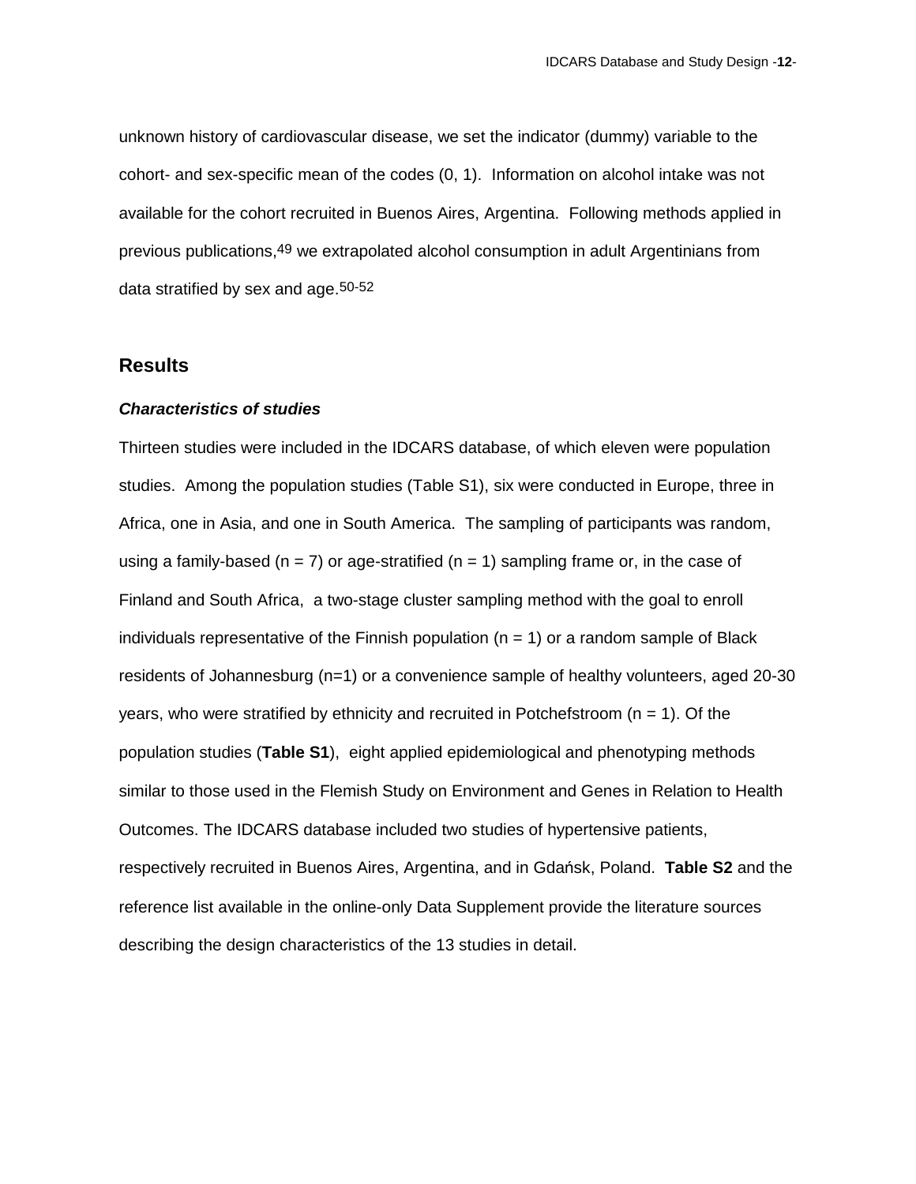unknown history of cardiovascular disease, we set the indicator (dummy) variable to the cohort- and sex-specific mean of the codes (0, 1). Information on alcohol intake was not available for the cohort recruited in Buenos Aires, Argentina. Following methods applied in previous publications,[49] we extrapolated alcohol consumption in adult Argentinians from data stratified by sex and age.[50-52]

## Results

### *Characteristics of studies*

Thirteen studies were included in the IDCARS database, of which eleven were population studies. Among the population studies (Table S1), six were conducted in Europe, three in Africa, one in Asia, and one in South America. The sampling of participants was random, using a family-based (n = 7) or age-stratified (n = 1) sampling frame or, in the case of Finland and South Africa, a two-stage cluster sampling method with the goal to enroll individuals representative of the Finnish population (n = 1) or a random sample of Black residents of Johannesburg (n=1) or a convenience sample of healthy volunteers, aged 20-30 years, who were stratified by ethnicity and recruited in Potchefstroom (n = 1). Of the population studies (**Table S1**), eight applied epidemiological and phenotyping methods similar to those used in the Flemish Study on Environment and Genes in Relation to Health Outcomes. The IDCARS database included two studies of hypertensive patients, respectively recruited in Buenos Aires, Argentina, and in Gdańsk, Poland. **Table S2** and the reference list available in the online-only Data Supplement provide the literature sources describing the design characteristics of the 13 studies in detail.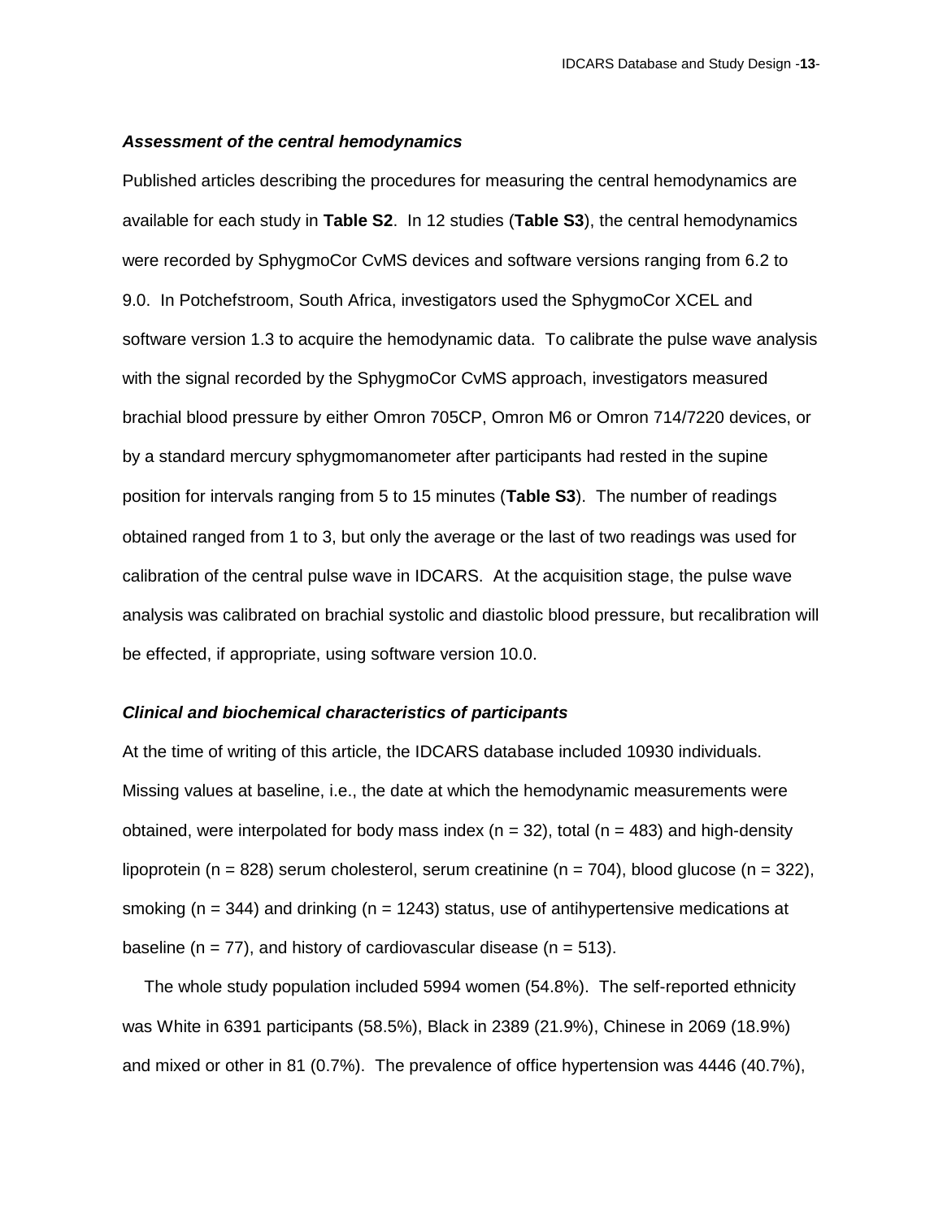### *Assessment of the central hemodynamics*

Published articles describing the procedures for measuring the central hemodynamics are available for each study in **Table S2**. In 12 studies (**Table S3**), the central hemodynamics were recorded by SphygmoCor CvMS devices and software versions ranging from 6.2 to 9.0. In Potchefstroom, South Africa, investigators used the SphygmoCor XCEL and software version 1.3 to acquire the hemodynamic data. To calibrate the pulse wave analysis with the signal recorded by the SphygmoCor CvMS approach, investigators measured brachial blood pressure by either Omron 705CP, Omron M6 or Omron 714/7220 devices, or by a standard mercury sphygmomanometer after participants had rested in the supine position for intervals ranging from 5 to 15 minutes (**Table S3**). The number of readings obtained ranged from 1 to 3, but only the average or the last of two readings was used for calibration of the central pulse wave in IDCARS. At the acquisition stage, the pulse wave analysis was calibrated on brachial systolic and diastolic blood pressure, but recalibration will be effected, if appropriate, using software version 10.0.

### *Clinical and biochemical characteristics of participants*

At the time of writing of this article, the IDCARS database included 10930 individuals. Missing values at baseline, i.e., the date at which the hemodynamic measurements were obtained, were interpolated for body mass index (n = 32), total (n = 483) and high-density lipoprotein (n = 828) serum cholesterol, serum creatinine (n = 704), blood glucose (n = 322), smoking (n = 344) and drinking (n = 1243) status, use of antihypertensive medications at baseline (n = 77), and history of cardiovascular disease (n = 513).

The whole study population included 5994 women (54.8%). The self-reported ethnicity was White in 6391 participants (58.5%), Black in 2389 (21.9%), Chinese in 2069 (18.9%) and mixed or other in 81 (0.7%). The prevalence of office hypertension was 4446 (40.7%),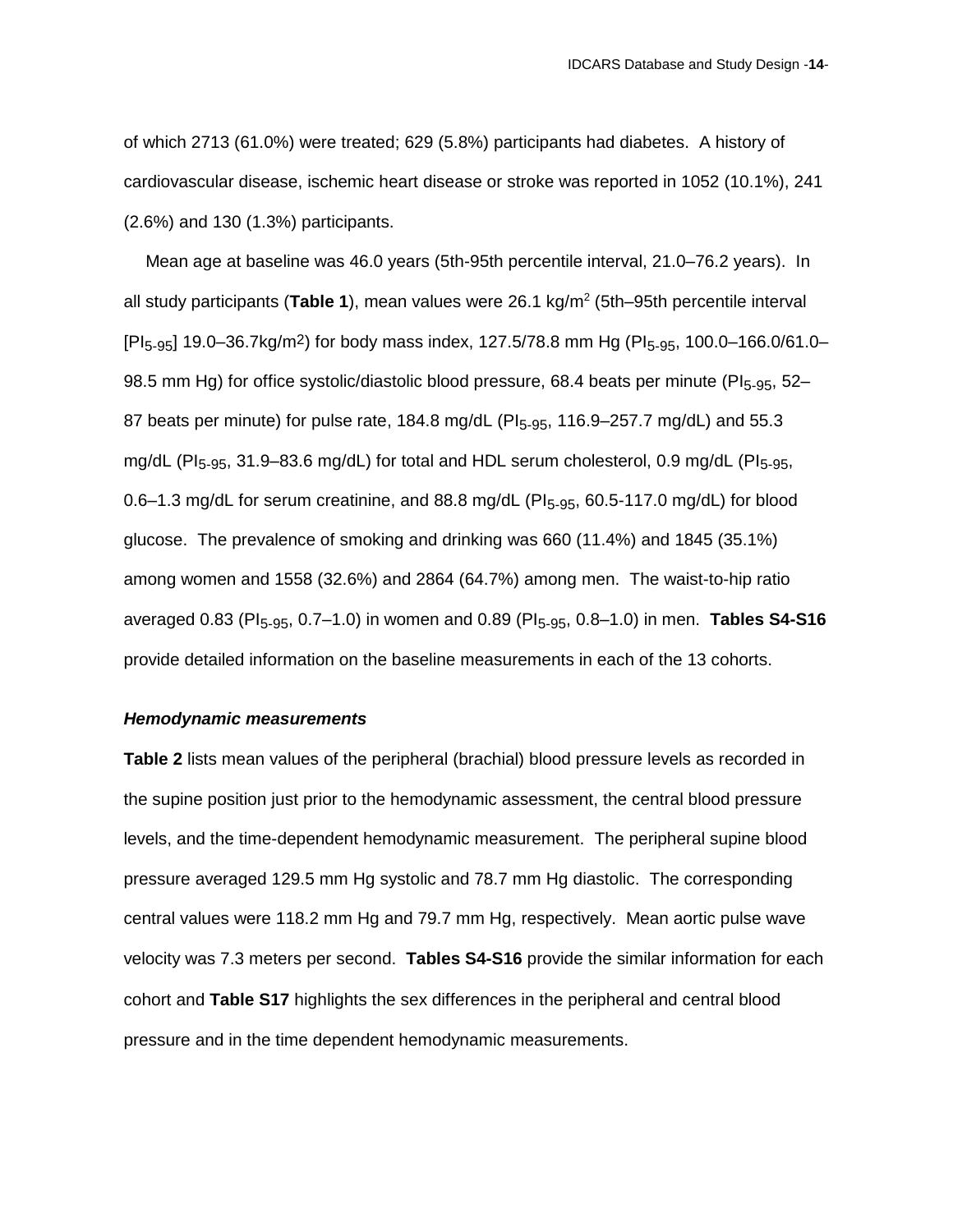of which 2713 (61.0%) were treated; 629 (5.8%) participants had diabetes. A history of cardiovascular disease, ischemic heart disease or stroke was reported in 1052 (10.1%), 241 (2.6%) and 130 (1.3%) participants.

Mean age at baseline was 46.0 years (5th-95th percentile interval, 21.0–76.2 years). In all study participants (**Table 1**), mean values were 26.1 kg/m$^2$ (5th–95th percentile interval [$PI_{5\text{-}95}$] 19.0–36.7kg/m$^2$) for body mass index, 127.5/78.8 mm Hg ($PI_{5\text{-}95}$, 100.0–166.0/61.0–98.5 mm Hg) for office systolic/diastolic blood pressure, 68.4 beats per minute ($PI_{5\text{-}95}$, 52–87 beats per minute) for pulse rate, 184.8 mg/dL ($PI_{5\text{-}95}$, 116.9–257.7 mg/dL) and 55.3 mg/dL ($PI_{5\text{-}95}$, 31.9–83.6 mg/dL) for total and HDL serum cholesterol, 0.9 mg/dL ($PI_{5\text{-}95}$, 0.6–1.3 mg/dL for serum creatinine, and 88.8 mg/dL ($PI_{5\text{-}95}$, 60.5-117.0 mg/dL) for blood glucose. The prevalence of smoking and drinking was 660 (11.4%) and 1845 (35.1%) among women and 1558 (32.6%) and 2864 (64.7%) among men. The waist-to-hip ratio averaged 0.83 ($PI_{5\text{-}95}$, 0.7–1.0) in women and 0.89 ($PI_{5\text{-}95}$, 0.8–1.0) in men. **Tables S4-S16** provide detailed information on the baseline measurements in each of the 13 cohorts.

***Hemodynamic measurements***

**Table 2** lists mean values of the peripheral (brachial) blood pressure levels as recorded in the supine position just prior to the hemodynamic assessment, the central blood pressure levels, and the time-dependent hemodynamic measurement. The peripheral supine blood pressure averaged 129.5 mm Hg systolic and 78.7 mm Hg diastolic. The corresponding central values were 118.2 mm Hg and 79.7 mm Hg, respectively. Mean aortic pulse wave velocity was 7.3 meters per second. **Tables S4-S16** provide the similar information for each cohort and **Table S17** highlights the sex differences in the peripheral and central blood pressure and in the time dependent hemodynamic measurements.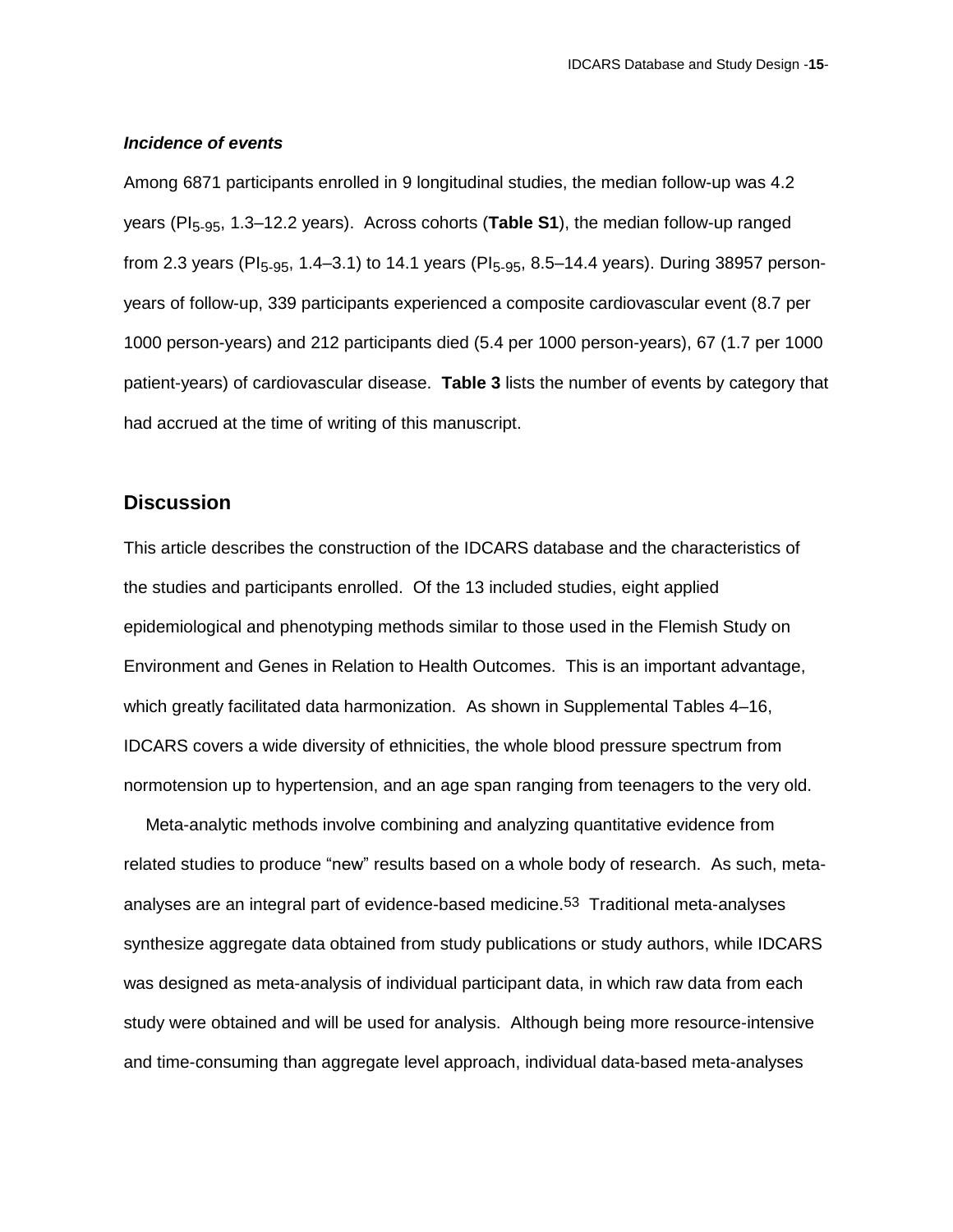### *Incidence of events*

Among 6871 participants enrolled in 9 longitudinal studies, the median follow-up was 4.2 years ($PI_{5\text{-}95}$, 1.3–12.2 years). Across cohorts (**Table S1**), the median follow-up ranged from 2.3 years ($PI_{5\text{-}95}$, 1.4–3.1) to 14.1 years ($PI_{5\text{-}95}$, 8.5–14.4 years). During 38957 person-years of follow-up, 339 participants experienced a composite cardiovascular event (8.7 per 1000 person-years) and 212 participants died (5.4 per 1000 person-years), 67 (1.7 per 1000 patient-years) of cardiovascular disease. **Table 3** lists the number of events by category that had accrued at the time of writing of this manuscript.

## Discussion

This article describes the construction of the IDCARS database and the characteristics of the studies and participants enrolled. Of the 13 included studies, eight applied epidemiological and phenotyping methods similar to those used in the Flemish Study on Environment and Genes in Relation to Health Outcomes. This is an important advantage, which greatly facilitated data harmonization. As shown in Supplemental Tables 4–16, IDCARS covers a wide diversity of ethnicities, the whole blood pressure spectrum from normotension up to hypertension, and an age span ranging from teenagers to the very old.

Meta-analytic methods involve combining and analyzing quantitative evidence from related studies to produce "new" results based on a whole body of research. As such, meta-analyses are an integral part of evidence-based medicine.[53] Traditional meta-analyses synthesize aggregate data obtained from study publications or study authors, while IDCARS was designed as meta-analysis of individual participant data, in which raw data from each study were obtained and will be used for analysis. Although being more resource-intensive and time-consuming than aggregate level approach, individual data-based meta-analyses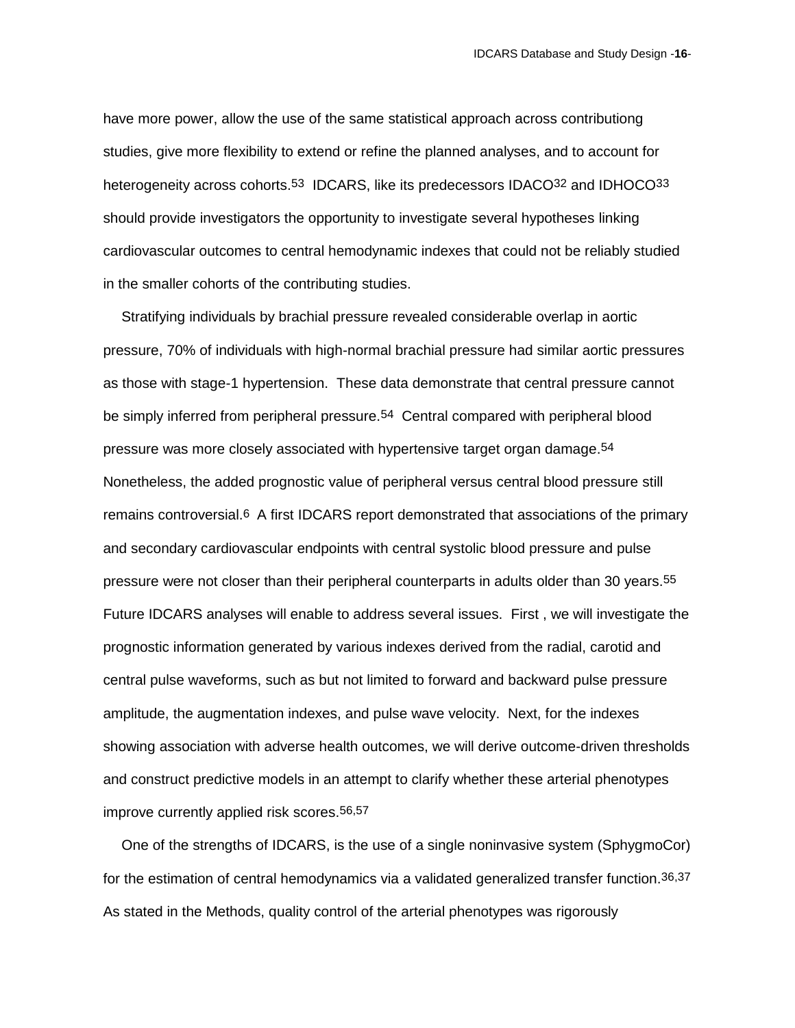have more power, allow the use of the same statistical approach across contributiong studies, give more flexibility to extend or refine the planned analyses, and to account for heterogeneity across cohorts.[53] IDCARS, like its predecessors IDACO[32] and IDHOCO[33] should provide investigators the opportunity to investigate several hypotheses linking cardiovascular outcomes to central hemodynamic indexes that could not be reliably studied in the smaller cohorts of the contributing studies.

Stratifying individuals by brachial pressure revealed considerable overlap in aortic pressure, 70% of individuals with high-normal brachial pressure had similar aortic pressures as those with stage-1 hypertension. These data demonstrate that central pressure cannot be simply inferred from peripheral pressure.[54] Central compared with peripheral blood pressure was more closely associated with hypertensive target organ damage.[54] Nonetheless, the added prognostic value of peripheral versus central blood pressure still remains controversial.[6] A first IDCARS report demonstrated that associations of the primary and secondary cardiovascular endpoints with central systolic blood pressure and pulse pressure were not closer than their peripheral counterparts in adults older than 30 years.[55] Future IDCARS analyses will enable to address several issues. First , we will investigate the prognostic information generated by various indexes derived from the radial, carotid and central pulse waveforms, such as but not limited to forward and backward pulse pressure amplitude, the augmentation indexes, and pulse wave velocity. Next, for the indexes showing association with adverse health outcomes, we will derive outcome-driven thresholds and construct predictive models in an attempt to clarify whether these arterial phenotypes improve currently applied risk scores.[56,57]

One of the strengths of IDCARS, is the use of a single noninvasive system (SphygmoCor) for the estimation of central hemodynamics via a validated generalized transfer function.[36,37] As stated in the Methods, quality control of the arterial phenotypes was rigorously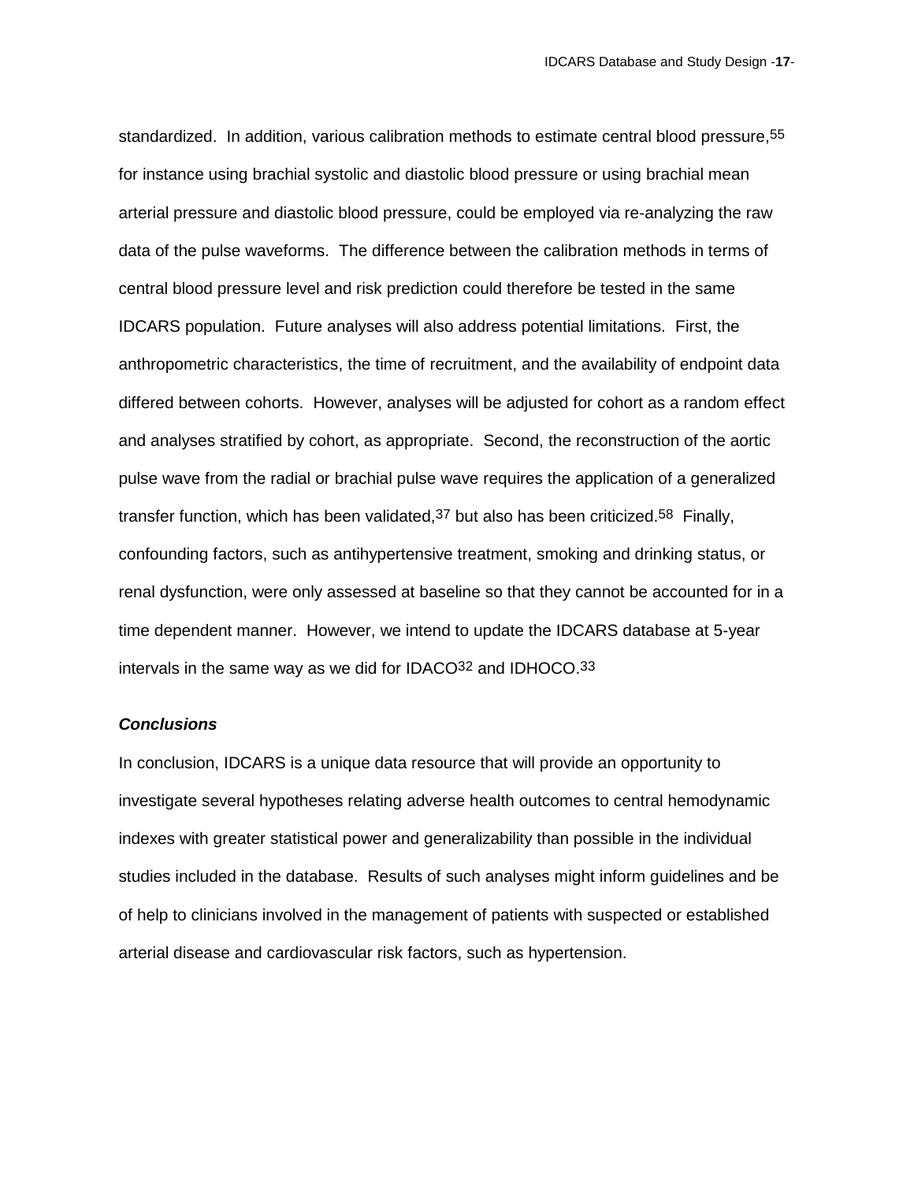standardized. In addition, various calibration methods to estimate central blood pressure,[55] for instance using brachial systolic and diastolic blood pressure or using brachial mean arterial pressure and diastolic blood pressure, could be employed via re-analyzing the raw data of the pulse waveforms. The difference between the calibration methods in terms of central blood pressure level and risk prediction could therefore be tested in the same IDCARS population. Future analyses will also address potential limitations. First, the anthropometric characteristics, the time of recruitment, and the availability of endpoint data differed between cohorts. However, analyses will be adjusted for cohort as a random effect and analyses stratified by cohort, as appropriate. Second, the reconstruction of the aortic pulse wave from the radial or brachial pulse wave requires the application of a generalized transfer function, which has been validated,[37] but also has been criticized.[58] Finally, confounding factors, such as antihypertensive treatment, smoking and drinking status, or renal dysfunction, were only assessed at baseline so that they cannot be accounted for in a time dependent manner. However, we intend to update the IDCARS database at 5-year intervals in the same way as we did for IDACO[32] and IDHOCO.[33]

### *Conclusions*

In conclusion, IDCARS is a unique data resource that will provide an opportunity to investigate several hypotheses relating adverse health outcomes to central hemodynamic indexes with greater statistical power and generalizability than possible in the individual studies included in the database. Results of such analyses might inform guidelines and be of help to clinicians involved in the management of patients with suspected or established arterial disease and cardiovascular risk factors, such as hypertension.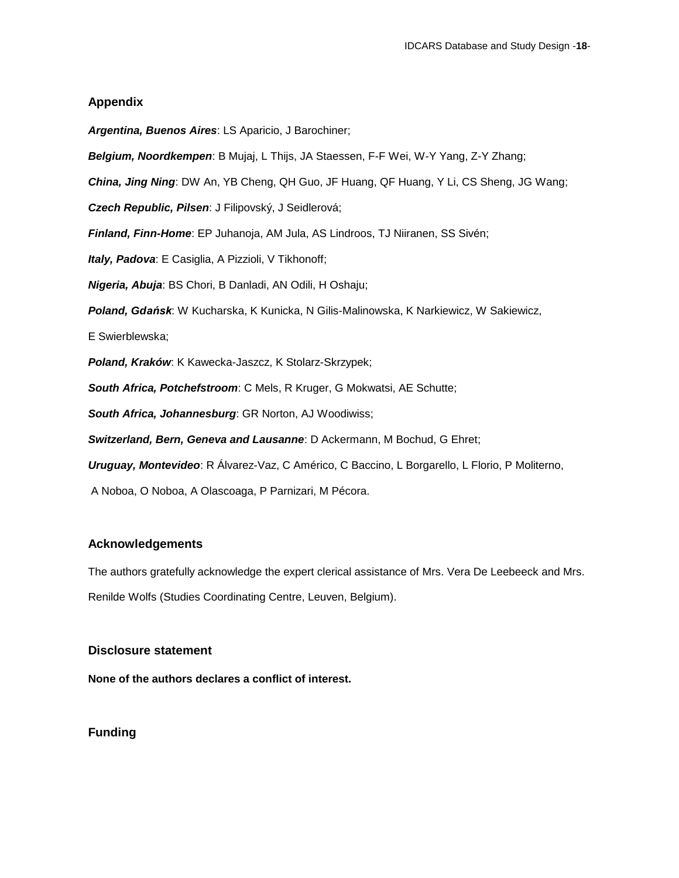## Appendix

***Argentina, Buenos Aires***: LS Aparicio, J Barochiner;

***Belgium, Noordkempen***: B Mujaj, L Thijs, JA Staessen, F-F Wei, W-Y Yang, Z-Y Zhang;

***China, Jing Ning***: DW An, YB Cheng, QH Guo, JF Huang, QF Huang, Y Li, CS Sheng, JG Wang;

***Czech Republic, Pilsen***: J Filipovský, J Seidlerová;

***Finland, Finn-Home***: EP Juhanoja, AM Jula, AS Lindroos, TJ Niiranen, SS Sivén;

***Italy, Padova***: E Casiglia, A Pizzioli, V Tikhonoff;

***Nigeria, Abuja***: BS Chori, B Danladi, AN Odili, H Oshaju;

***Poland, Gdańsk***: W Kucharska, K Kunicka, N Gilis-Malinowska, K Narkiewicz, W Sakiewicz, E Swierblewska;

***Poland, Kraków***: K Kawecka-Jaszcz, K Stolarz-Skrzypek;

***South Africa, Potchefstroom***: C Mels, R Kruger, G Mokwatsi, AE Schutte;

***South Africa, Johannesburg***: GR Norton, AJ Woodiwiss;

***Switzerland, Bern, Geneva and Lausanne***: D Ackermann, M Bochud, G Ehret;

***Uruguay, Montevideo***: R Álvarez-Vaz, C Américo, C Baccino, L Borgarello, L Florio, P Moliterno, A Noboa, O Noboa, A Olascoaga, P Parnizari, M Pécora.

## Acknowledgements

The authors gratefully acknowledge the expert clerical assistance of Mrs. Vera De Leebeeck and Mrs. Renilde Wolfs (Studies Coordinating Centre, Leuven, Belgium).

## Disclosure statement

**None of the authors declares a conflict of interest.**

## Funding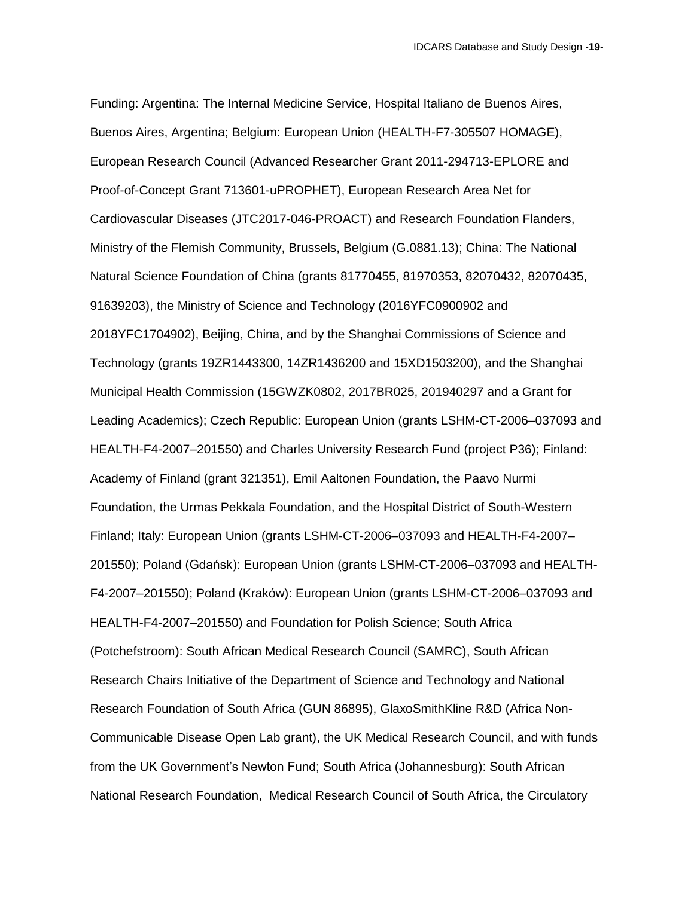Funding: Argentina: The Internal Medicine Service, Hospital Italiano de Buenos Aires, Buenos Aires, Argentina; Belgium: European Union (HEALTH-F7-305507 HOMAGE), European Research Council (Advanced Researcher Grant 2011-294713-EPLORE and Proof-of-Concept Grant 713601-uPROPHET), European Research Area Net for Cardiovascular Diseases (JTC2017-046-PROACT) and Research Foundation Flanders, Ministry of the Flemish Community, Brussels, Belgium (G.0881.13); China: The National Natural Science Foundation of China (grants 81770455, 81970353, 82070432, 82070435, 91639203), the Ministry of Science and Technology (2016YFC0900902 and 2018YFC1704902), Beijing, China, and by the Shanghai Commissions of Science and Technology (grants 19ZR1443300, 14ZR1436200 and 15XD1503200), and the Shanghai Municipal Health Commission (15GWZK0802, 2017BR025, 201940297 and a Grant for Leading Academics); Czech Republic: European Union (grants LSHM-CT-2006–037093 and HEALTH-F4-2007–201550) and Charles University Research Fund (project P36); Finland: Academy of Finland (grant 321351), Emil Aaltonen Foundation, the Paavo Nurmi Foundation, the Urmas Pekkala Foundation, and the Hospital District of South-Western Finland; Italy: European Union (grants LSHM-CT-2006–037093 and HEALTH-F4-2007–201550); Poland (Gdańsk): European Union (grants LSHM-CT-2006–037093 and HEALTH-F4-2007–201550); Poland (Kraków): European Union (grants LSHM-CT-2006–037093 and HEALTH-F4-2007–201550) and Foundation for Polish Science; South Africa (Potchefstroom): South African Medical Research Council (SAMRC), South African Research Chairs Initiative of the Department of Science and Technology and National Research Foundation of South Africa (GUN 86895), GlaxoSmithKline R&D (Africa Non-Communicable Disease Open Lab grant), the UK Medical Research Council, and with funds from the UK Government's Newton Fund; South Africa (Johannesburg): South African National Research Foundation, Medical Research Council of South Africa, the Circulatory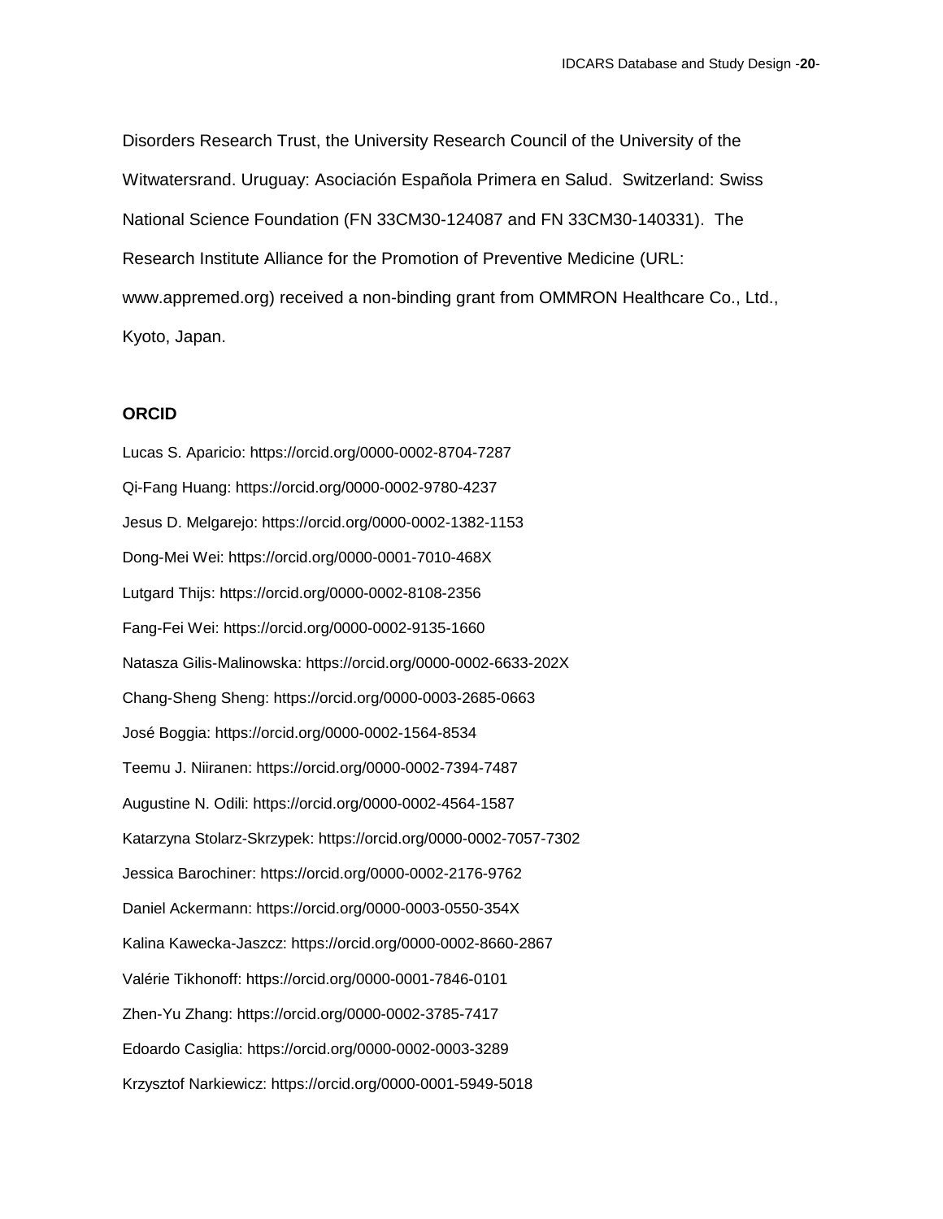Disorders Research Trust, the University Research Council of the University of the Witwatersrand. Uruguay: Asociación Española Primera en Salud. Switzerland: Swiss National Science Foundation (FN 33CM30-124087 and FN 33CM30-140331). The Research Institute Alliance for the Promotion of Preventive Medicine (URL: www.appremed.org) received a non-binding grant from OMMRON Healthcare Co., Ltd., Kyoto, Japan.

### ORCID

Lucas S. Aparicio: https://orcid.org/0000-0002-8704-7287

Qi-Fang Huang: https://orcid.org/0000-0002-9780-4237

Jesus D. Melgarejo: https://orcid.org/0000-0002-1382-1153

Dong-Mei Wei: https://orcid.org/0000-0001-7010-468X

Lutgard Thijs: https://orcid.org/0000-0002-8108-2356

Fang-Fei Wei: https://orcid.org/0000-0002-9135-1660

Natasza Gilis-Malinowska: https://orcid.org/0000-0002-6633-202X

Chang-Sheng Sheng: https://orcid.org/0000-0003-2685-0663

José Boggia: https://orcid.org/0000-0002-1564-8534

Teemu J. Niiranen: https://orcid.org/0000-0002-7394-7487

Augustine N. Odili: https://orcid.org/0000-0002-4564-1587

Katarzyna Stolarz-Skrzypek: https://orcid.org/0000-0002-7057-7302

Jessica Barochiner: https://orcid.org/0000-0002-2176-9762

Daniel Ackermann: https://orcid.org/0000-0003-0550-354X

Kalina Kawecka-Jaszcz: https://orcid.org/0000-0002-8660-2867

Valérie Tikhonoff: https://orcid.org/0000-0001-7846-0101

Zhen-Yu Zhang: https://orcid.org/0000-0002-3785-7417

Edoardo Casiglia: https://orcid.org/0000-0002-0003-3289

Krzysztof Narkiewicz: https://orcid.org/0000-0001-5949-5018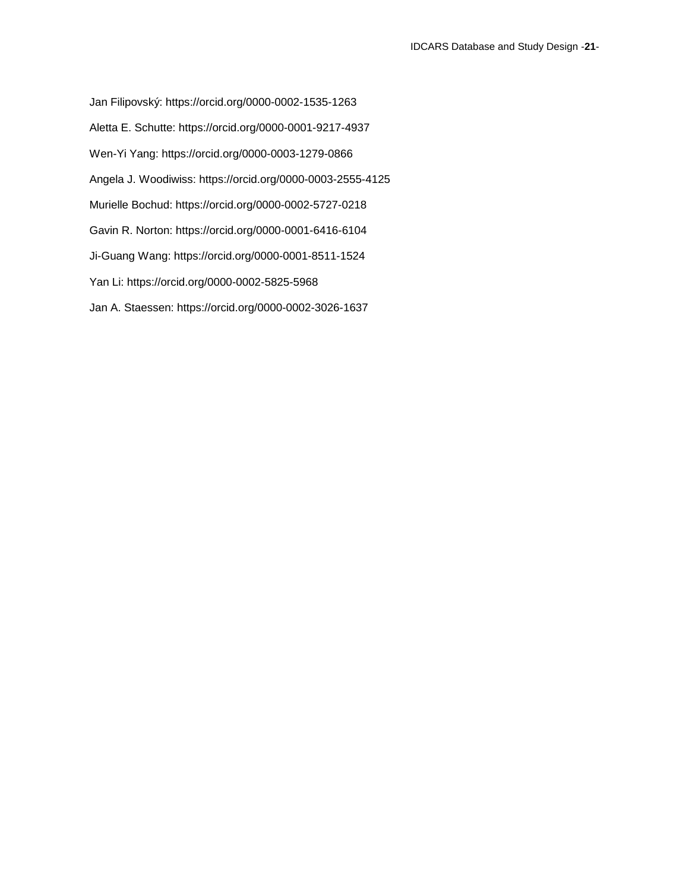Jan Filipovský: https://orcid.org/0000-0002-1535-1263

Aletta E. Schutte: https://orcid.org/0000-0001-9217-4937

Wen-Yi Yang: https://orcid.org/0000-0003-1279-0866

Angela J. Woodiwiss: https://orcid.org/0000-0003-2555-4125

Murielle Bochud: https://orcid.org/0000-0002-5727-0218

Gavin R. Norton: https://orcid.org/0000-0001-6416-6104

Ji-Guang Wang: https://orcid.org/0000-0001-8511-1524

Yan Li: https://orcid.org/0000-0002-5825-5968

Jan A. Staessen: https://orcid.org/0000-0002-3026-1637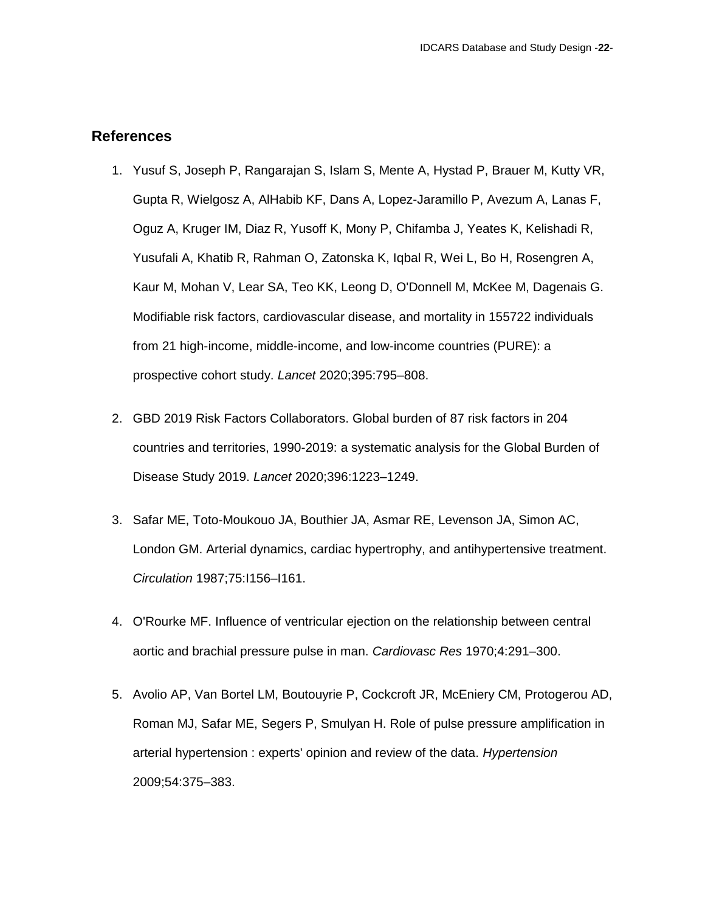## References

1. Yusuf S, Joseph P, Rangarajan S, Islam S, Mente A, Hystad P, Brauer M, Kutty VR, Gupta R, Wielgosz A, AlHabib KF, Dans A, Lopez-Jaramillo P, Avezum A, Lanas F, Oguz A, Kruger IM, Diaz R, Yusoff K, Mony P, Chifamba J, Yeates K, Kelishadi R, Yusufali A, Khatib R, Rahman O, Zatonska K, Iqbal R, Wei L, Bo H, Rosengren A, Kaur M, Mohan V, Lear SA, Teo KK, Leong D, O'Donnell M, McKee M, Dagenais G. Modifiable risk factors, cardiovascular disease, and mortality in 155722 individuals from 21 high-income, middle-income, and low-income countries (PURE): a prospective cohort study. *Lancet* 2020;395:795–808.

2. GBD 2019 Risk Factors Collaborators. Global burden of 87 risk factors in 204 countries and territories, 1990-2019: a systematic analysis for the Global Burden of Disease Study 2019. *Lancet* 2020;396:1223–1249.

3. Safar ME, Toto-Moukouo JA, Bouthier JA, Asmar RE, Levenson JA, Simon AC, London GM. Arterial dynamics, cardiac hypertrophy, and antihypertensive treatment. *Circulation* 1987;75:I156–I161.

4. O'Rourke MF. Influence of ventricular ejection on the relationship between central aortic and brachial pressure pulse in man. *Cardiovasc Res* 1970;4:291–300.

5. Avolio AP, Van Bortel LM, Boutouyrie P, Cockcroft JR, McEniery CM, Protogerou AD, Roman MJ, Safar ME, Segers P, Smulyan H. Role of pulse pressure amplification in arterial hypertension : experts' opinion and review of the data. *Hypertension* 2009;54:375–383.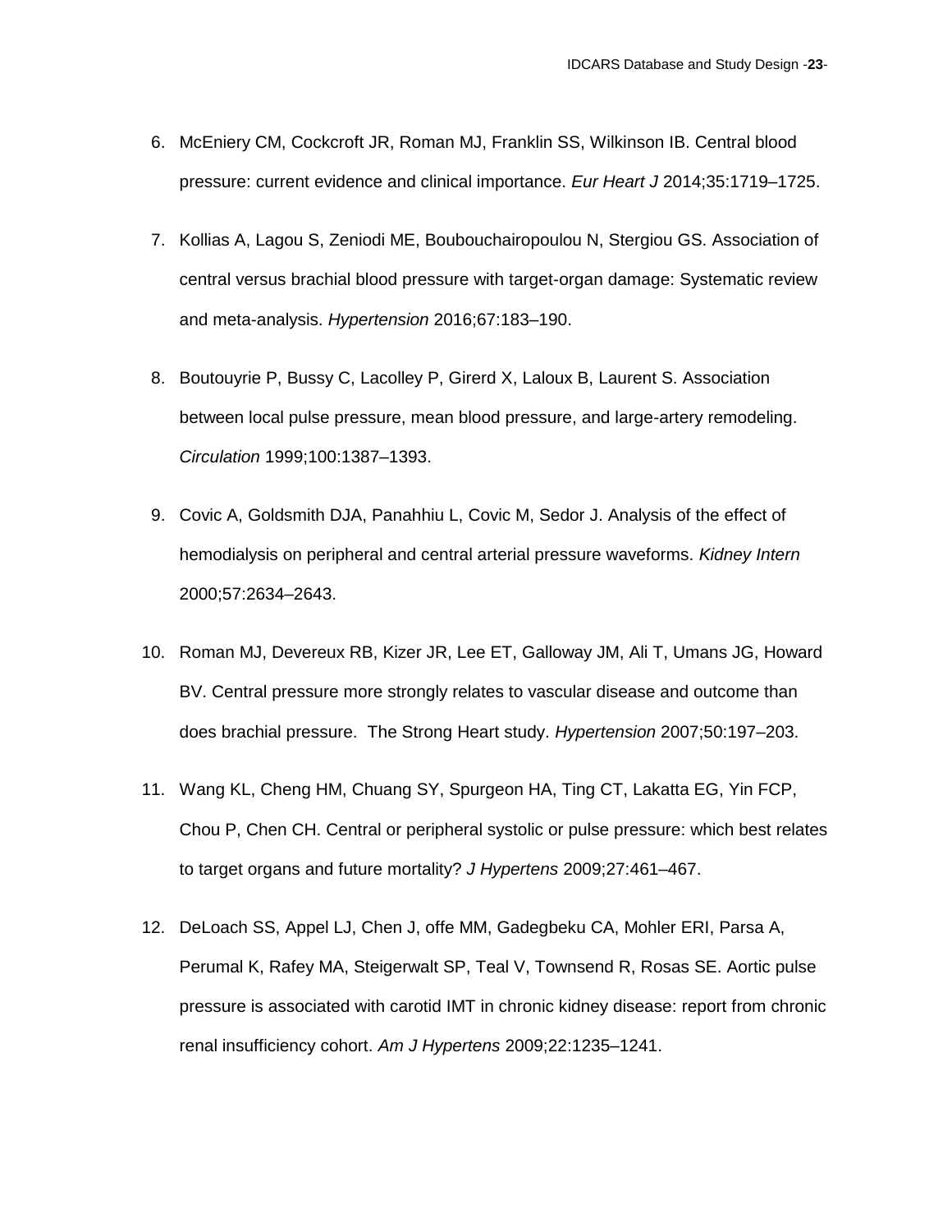6. McEniery CM, Cockcroft JR, Roman MJ, Franklin SS, Wilkinson IB. Central blood pressure: current evidence and clinical importance. *Eur Heart J* 2014;35:1719–1725.

7. Kollias A, Lagou S, Zeniodi ME, Boubouchairopoulou N, Stergiou GS. Association of central versus brachial blood pressure with target-organ damage: Systematic review and meta-analysis. *Hypertension* 2016;67:183–190.

8. Boutouyrie P, Bussy C, Lacolley P, Girerd X, Laloux B, Laurent S. Association between local pulse pressure, mean blood pressure, and large-artery remodeling. *Circulation* 1999;100:1387–1393.

9. Covic A, Goldsmith DJA, Panahhiu L, Covic M, Sedor J. Analysis of the effect of hemodialysis on peripheral and central arterial pressure waveforms. *Kidney Intern* 2000;57:2634–2643.

10. Roman MJ, Devereux RB, Kizer JR, Lee ET, Galloway JM, Ali T, Umans JG, Howard BV. Central pressure more strongly relates to vascular disease and outcome than does brachial pressure. The Strong Heart study. *Hypertension* 2007;50:197–203.

11. Wang KL, Cheng HM, Chuang SY, Spurgeon HA, Ting CT, Lakatta EG, Yin FCP, Chou P, Chen CH. Central or peripheral systolic or pulse pressure: which best relates to target organs and future mortality? *J Hypertens* 2009;27:461–467.

12. DeLoach SS, Appel LJ, Chen J, offe MM, Gadegbeku CA, Mohler ERI, Parsa A, Perumal K, Rafey MA, Steigerwalt SP, Teal V, Townsend R, Rosas SE. Aortic pulse pressure is associated with carotid IMT in chronic kidney disease: report from chronic renal insufficiency cohort. *Am J Hypertens* 2009;22:1235–1241.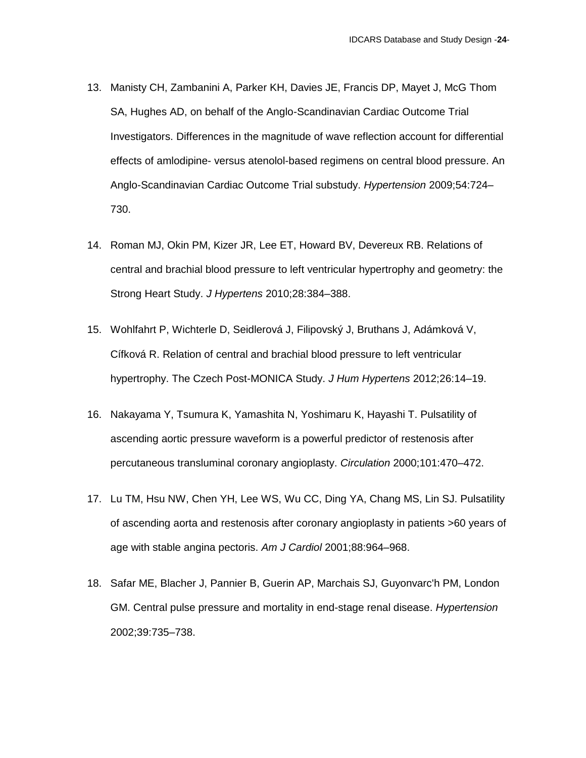13. Manisty CH, Zambanini A, Parker KH, Davies JE, Francis DP, Mayet J, McG Thom SA, Hughes AD, on behalf of the Anglo-Scandinavian Cardiac Outcome Trial Investigators. Differences in the magnitude of wave reflection account for differential effects of amlodipine- versus atenolol-based regimens on central blood pressure. An Anglo-Scandinavian Cardiac Outcome Trial substudy. *Hypertension* 2009;54:724–730.

14. Roman MJ, Okin PM, Kizer JR, Lee ET, Howard BV, Devereux RB. Relations of central and brachial blood pressure to left ventricular hypertrophy and geometry: the Strong Heart Study. *J Hypertens* 2010;28:384–388.

15. Wohlfahrt P, Wichterle D, Seidlerová J, Filipovský J, Bruthans J, Adámková V, Cífková R. Relation of central and brachial blood pressure to left ventricular hypertrophy. The Czech Post-MONICA Study. *J Hum Hypertens* 2012;26:14–19.

16. Nakayama Y, Tsumura K, Yamashita N, Yoshimaru K, Hayashi T. Pulsatility of ascending aortic pressure waveform is a powerful predictor of restenosis after percutaneous transluminal coronary angioplasty. *Circulation* 2000;101:470–472.

17. Lu TM, Hsu NW, Chen YH, Lee WS, Wu CC, Ding YA, Chang MS, Lin SJ. Pulsatility of ascending aorta and restenosis after coronary angioplasty in patients >60 years of age with stable angina pectoris. *Am J Cardiol* 2001;88:964–968.

18. Safar ME, Blacher J, Pannier B, Guerin AP, Marchais SJ, Guyonvarc'h PM, London GM. Central pulse pressure and mortality in end-stage renal disease. *Hypertension* 2002;39:735–738.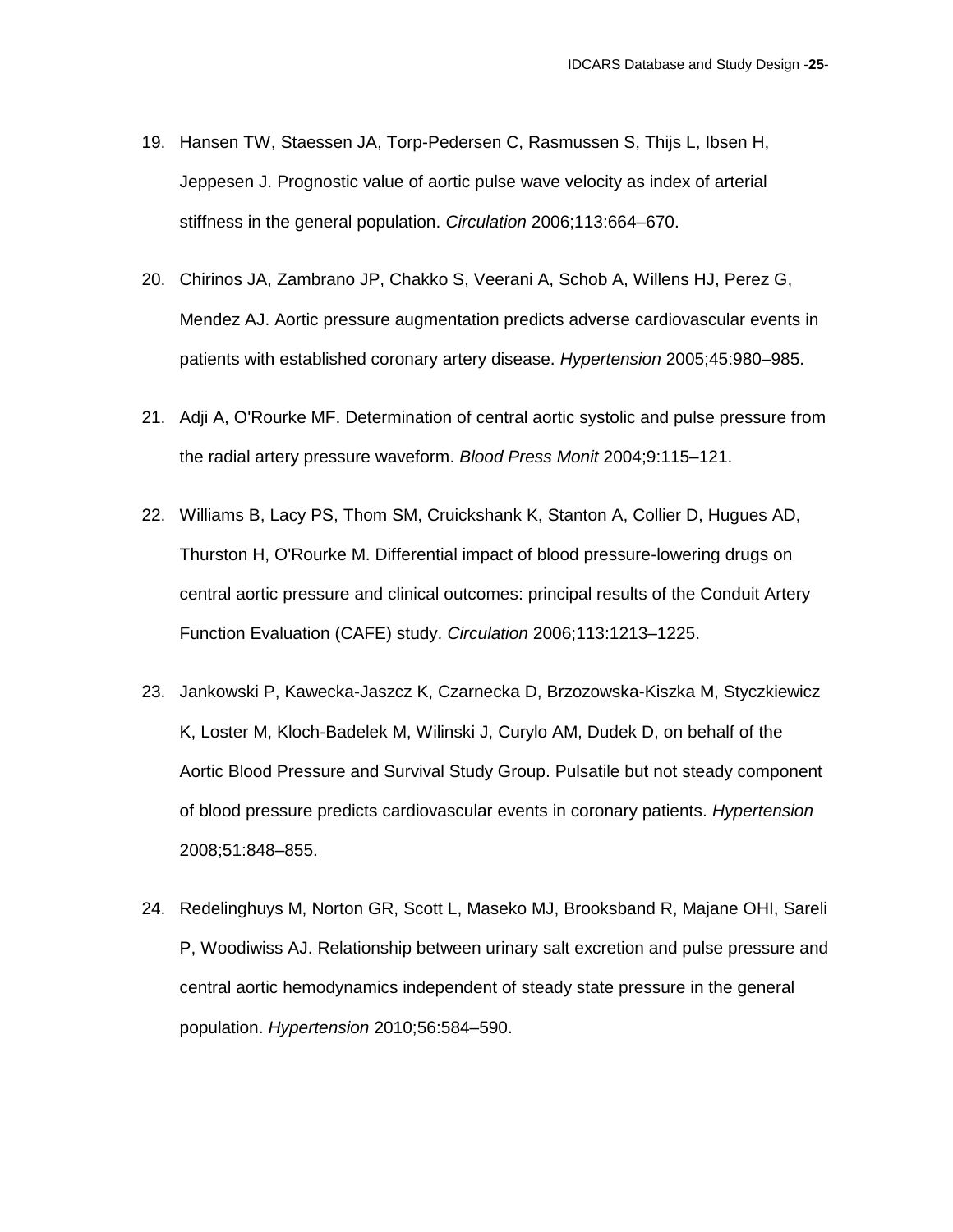19. Hansen TW, Staessen JA, Torp-Pedersen C, Rasmussen S, Thijs L, Ibsen H, Jeppesen J. Prognostic value of aortic pulse wave velocity as index of arterial stiffness in the general population. *Circulation* 2006;113:664–670.

20. Chirinos JA, Zambrano JP, Chakko S, Veerani A, Schob A, Willens HJ, Perez G, Mendez AJ. Aortic pressure augmentation predicts adverse cardiovascular events in patients with established coronary artery disease. *Hypertension* 2005;45:980–985.

21. Adji A, O'Rourke MF. Determination of central aortic systolic and pulse pressure from the radial artery pressure waveform. *Blood Press Monit* 2004;9:115–121.

22. Williams B, Lacy PS, Thom SM, Cruickshank K, Stanton A, Collier D, Hugues AD, Thurston H, O'Rourke M. Differential impact of blood pressure-lowering drugs on central aortic pressure and clinical outcomes: principal results of the Conduit Artery Function Evaluation (CAFE) study. *Circulation* 2006;113:1213–1225.

23. Jankowski P, Kawecka-Jaszcz K, Czarnecka D, Brzozowska-Kiszka M, Styczkiewicz K, Loster M, Kloch-Badelek M, Wilinski J, Curylo AM, Dudek D, on behalf of the Aortic Blood Pressure and Survival Study Group. Pulsatile but not steady component of blood pressure predicts cardiovascular events in coronary patients. *Hypertension* 2008;51:848–855.

24. Redelinghuys M, Norton GR, Scott L, Maseko MJ, Brooksband R, Majane OHI, Sareli P, Woodiwiss AJ. Relationship between urinary salt excretion and pulse pressure and central aortic hemodynamics independent of steady state pressure in the general population. *Hypertension* 2010;56:584–590.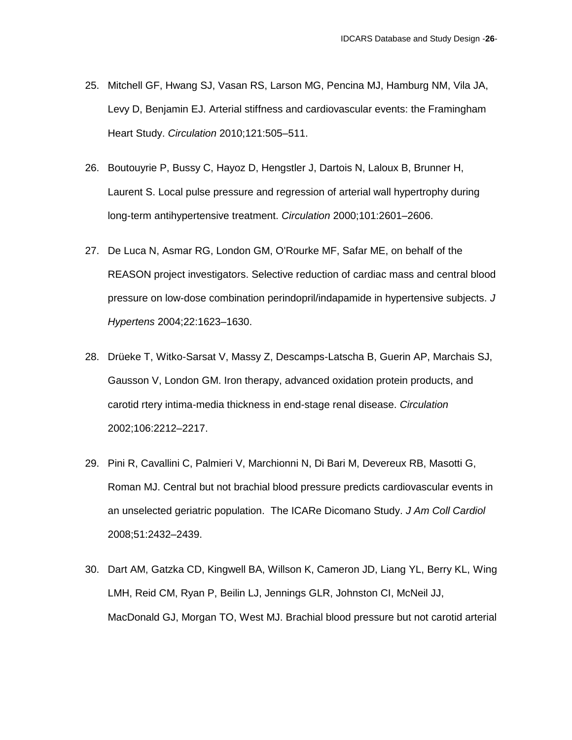25. Mitchell GF, Hwang SJ, Vasan RS, Larson MG, Pencina MJ, Hamburg NM, Vila JA, Levy D, Benjamin EJ. Arterial stiffness and cardiovascular events: the Framingham Heart Study. *Circulation* 2010;121:505–511.

26. Boutouyrie P, Bussy C, Hayoz D, Hengstler J, Dartois N, Laloux B, Brunner H, Laurent S. Local pulse pressure and regression of arterial wall hypertrophy during long-term antihypertensive treatment. *Circulation* 2000;101:2601–2606.

27. De Luca N, Asmar RG, London GM, O'Rourke MF, Safar ME, on behalf of the REASON project investigators. Selective reduction of cardiac mass and central blood pressure on low-dose combination perindopril/indapamide in hypertensive subjects. *J Hypertens* 2004;22:1623–1630.

28. Drüeke T, Witko-Sarsat V, Massy Z, Descamps-Latscha B, Guerin AP, Marchais SJ, Gausson V, London GM. Iron therapy, advanced oxidation protein products, and carotid rtery intima-media thickness in end-stage renal disease. *Circulation* 2002;106:2212–2217.

29. Pini R, Cavallini C, Palmieri V, Marchionni N, Di Bari M, Devereux RB, Masotti G, Roman MJ. Central but not brachial blood pressure predicts cardiovascular events in an unselected geriatric population. The ICARe Dicomano Study. *J Am Coll Cardiol* 2008;51:2432–2439.

30. Dart AM, Gatzka CD, Kingwell BA, Willson K, Cameron JD, Liang YL, Berry KL, Wing LMH, Reid CM, Ryan P, Beilin LJ, Jennings GLR, Johnston CI, McNeil JJ, MacDonald GJ, Morgan TO, West MJ. Brachial blood pressure but not carotid arterial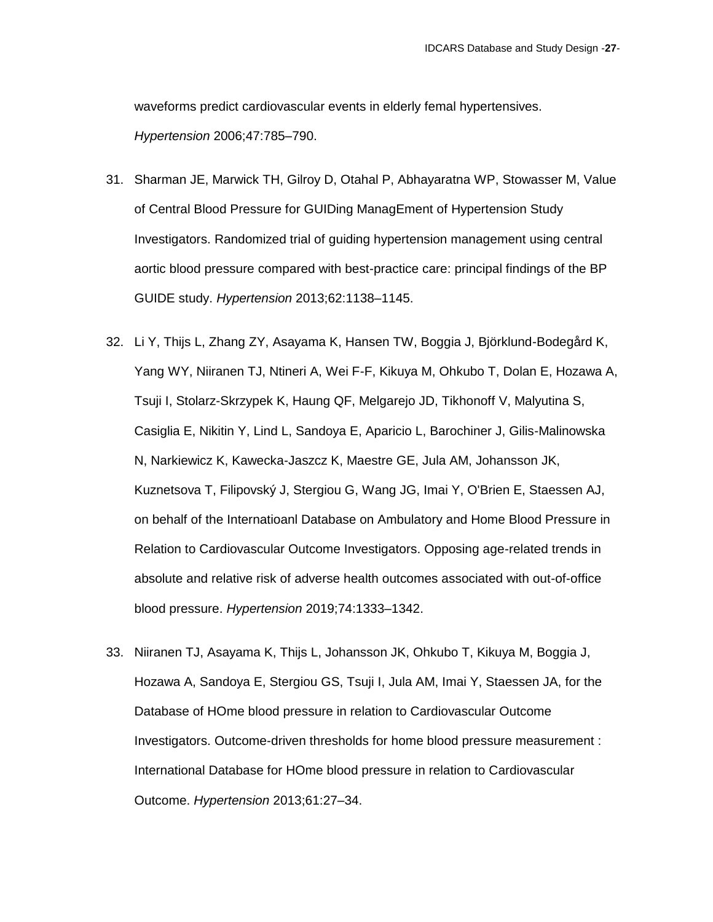waveforms predict cardiovascular events in elderly femal hypertensives. *Hypertension* 2006;47:785–790.

31. Sharman JE, Marwick TH, Gilroy D, Otahal P, Abhayaratna WP, Stowasser M, Value of Central Blood Pressure for GUIDing ManagEment of Hypertension Study Investigators. Randomized trial of guiding hypertension management using central aortic blood pressure compared with best-practice care: principal findings of the BP GUIDE study. *Hypertension* 2013;62:1138–1145.

32. Li Y, Thijs L, Zhang ZY, Asayama K, Hansen TW, Boggia J, Björklund-Bodegård K, Yang WY, Niiranen TJ, Ntineri A, Wei F-F, Kikuya M, Ohkubo T, Dolan E, Hozawa A, Tsuji I, Stolarz-Skrzypek K, Haung QF, Melgarejo JD, Tikhonoff V, Malyutina S, Casiglia E, Nikitin Y, Lind L, Sandoya E, Aparicio L, Barochiner J, Gilis-Malinowska N, Narkiewicz K, Kawecka-Jaszcz K, Maestre GE, Jula AM, Johansson JK, Kuznetsova T, Filipovský J, Stergiou G, Wang JG, Imai Y, O'Brien E, Staessen AJ, on behalf of the Internatioanl Database on Ambulatory and Home Blood Pressure in Relation to Cardiovascular Outcome Investigators. Opposing age-related trends in absolute and relative risk of adverse health outcomes associated with out-of-office blood pressure. *Hypertension* 2019;74:1333–1342.

33. Niiranen TJ, Asayama K, Thijs L, Johansson JK, Ohkubo T, Kikuya M, Boggia J, Hozawa A, Sandoya E, Stergiou GS, Tsuji I, Jula AM, Imai Y, Staessen JA, for the Database of HOme blood pressure in relation to Cardiovascular Outcome Investigators. Outcome-driven thresholds for home blood pressure measurement : International Database for HOme blood pressure in relation to Cardiovascular Outcome. *Hypertension* 2013;61:27–34.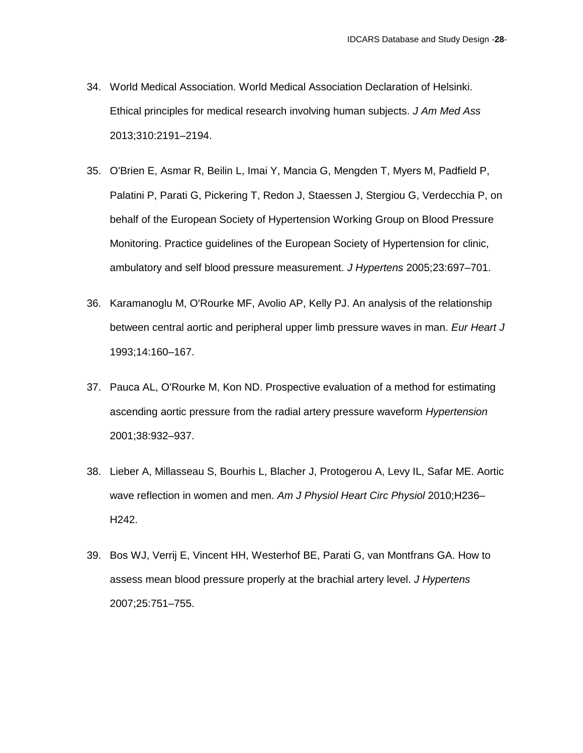34. World Medical Association. World Medical Association Declaration of Helsinki. Ethical principles for medical research involving human subjects. *J Am Med Ass* 2013;310:2191–2194.

35. O'Brien E, Asmar R, Beilin L, Imai Y, Mancia G, Mengden T, Myers M, Padfield P, Palatini P, Parati G, Pickering T, Redon J, Staessen J, Stergiou G, Verdecchia P, on behalf of the European Society of Hypertension Working Group on Blood Pressure Monitoring. Practice guidelines of the European Society of Hypertension for clinic, ambulatory and self blood pressure measurement. *J Hypertens* 2005;23:697–701.

36. Karamanoglu M, O'Rourke MF, Avolio AP, Kelly PJ. An analysis of the relationship between central aortic and peripheral upper limb pressure waves in man. *Eur Heart J* 1993;14:160–167.

37. Pauca AL, O'Rourke M, Kon ND. Prospective evaluation of a method for estimating ascending aortic pressure from the radial artery pressure waveform *Hypertension* 2001;38:932–937.

38. Lieber A, Millasseau S, Bourhis L, Blacher J, Protogerou A, Levy IL, Safar ME. Aortic wave reflection in women and men. *Am J Physiol Heart Circ Physiol* 2010;H236–H242.

39. Bos WJ, Verrij E, Vincent HH, Westerhof BE, Parati G, van Montfrans GA. How to assess mean blood pressure properly at the brachial artery level. *J Hypertens* 2007;25:751–755.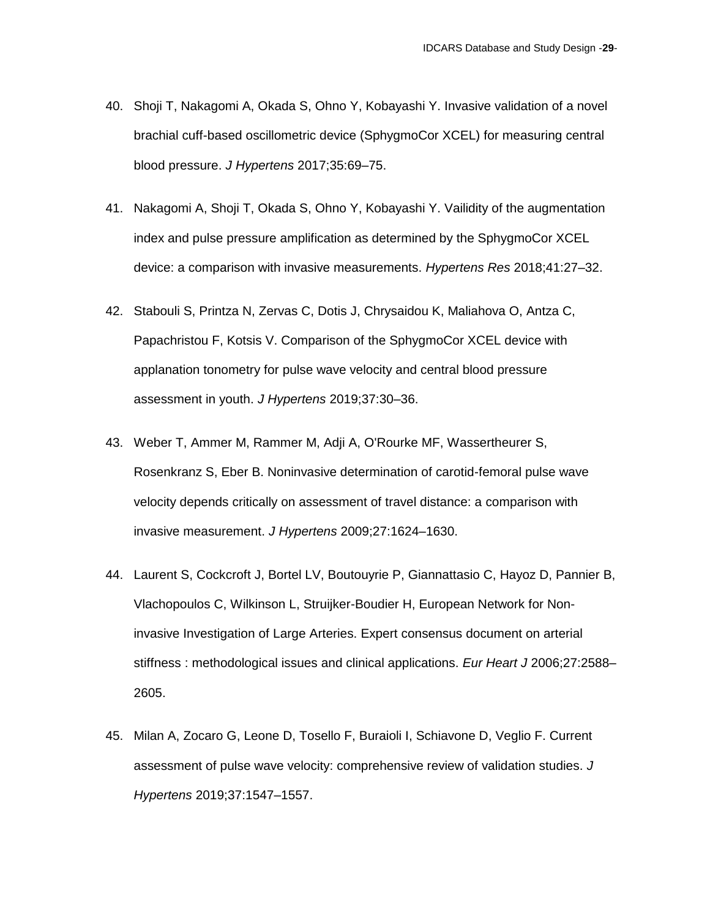40. Shoji T, Nakagomi A, Okada S, Ohno Y, Kobayashi Y. Invasive validation of a novel brachial cuff-based oscillometric device (SphygmoCor XCEL) for measuring central blood pressure. *J Hypertens* 2017;35:69–75.

41. Nakagomi A, Shoji T, Okada S, Ohno Y, Kobayashi Y. Vailidity of the augmentation index and pulse pressure amplification as determined by the SphygmoCor XCEL device: a comparison with invasive measurements. *Hypertens Res* 2018;41:27–32.

42. Stabouli S, Printza N, Zervas C, Dotis J, Chrysaidou K, Maliahova O, Antza C, Papachristou F, Kotsis V. Comparison of the SphygmoCor XCEL device with applanation tonometry for pulse wave velocity and central blood pressure assessment in youth. *J Hypertens* 2019;37:30–36.

43. Weber T, Ammer M, Rammer M, Adji A, O'Rourke MF, Wassertheurer S, Rosenkranz S, Eber B. Noninvasive determination of carotid-femoral pulse wave velocity depends critically on assessment of travel distance: a comparison with invasive measurement. *J Hypertens* 2009;27:1624–1630.

44. Laurent S, Cockcroft J, Bortel LV, Boutouyrie P, Giannattasio C, Hayoz D, Pannier B, Vlachopoulos C, Wilkinson L, Struijker-Boudier H, European Network for Non-invasive Investigation of Large Arteries. Expert consensus document on arterial stiffness : methodological issues and clinical applications. *Eur Heart J* 2006;27:2588–2605.

45. Milan A, Zocaro G, Leone D, Tosello F, Buraioli I, Schiavone D, Veglio F. Current assessment of pulse wave velocity: comprehensive review of validation studies. *J Hypertens* 2019;37:1547–1557.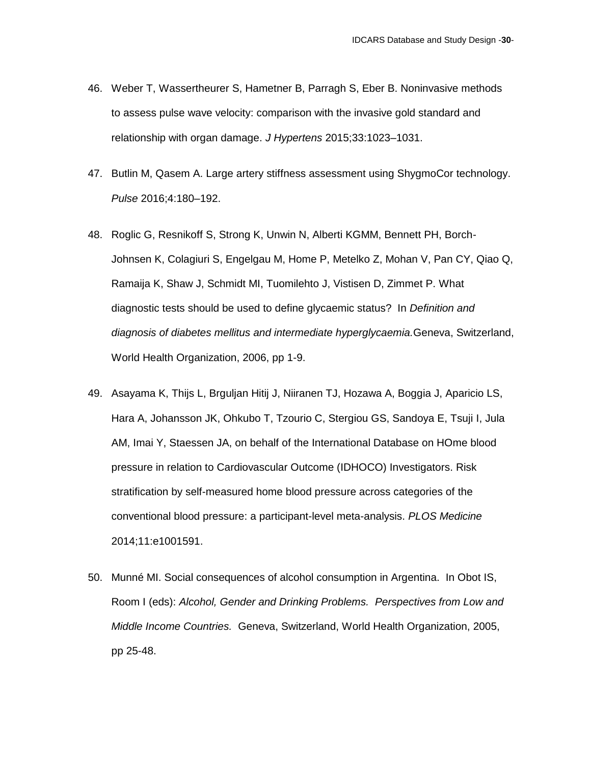46. Weber T, Wassertheurer S, Hametner B, Parragh S, Eber B. Noninvasive methods to assess pulse wave velocity: comparison with the invasive gold standard and relationship with organ damage. *J Hypertens* 2015;33:1023–1031.

47. Butlin M, Qasem A. Large artery stiffness assessment using ShygmoCor technology. *Pulse* 2016;4:180–192.

48. Roglic G, Resnikoff S, Strong K, Unwin N, Alberti KGMM, Bennett PH, Borch-Johnsen K, Colagiuri S, Engelgau M, Home P, Metelko Z, Mohan V, Pan CY, Qiao Q, Ramaija K, Shaw J, Schmidt MI, Tuomilehto J, Vistisen D, Zimmet P. What diagnostic tests should be used to define glycaemic status? In *Definition and diagnosis of diabetes mellitus and intermediate hyperglycaemia.*Geneva, Switzerland, World Health Organization, 2006, pp 1-9.

49. Asayama K, Thijs L, Brguljan Hitij J, Niiranen TJ, Hozawa A, Boggia J, Aparicio LS, Hara A, Johansson JK, Ohkubo T, Tzourio C, Stergiou GS, Sandoya E, Tsuji I, Jula AM, Imai Y, Staessen JA, on behalf of the International Database on HOme blood pressure in relation to Cardiovascular Outcome (IDHOCO) Investigators. Risk stratification by self-measured home blood pressure across categories of the conventional blood pressure: a participant-level meta-analysis. *PLOS Medicine* 2014;11:e1001591.

50. Munné MI. Social consequences of alcohol consumption in Argentina. In Obot IS, Room I (eds): *Alcohol, Gender and Drinking Problems. Perspectives from Low and Middle Income Countries.* Geneva, Switzerland, World Health Organization, 2005, pp 25-48.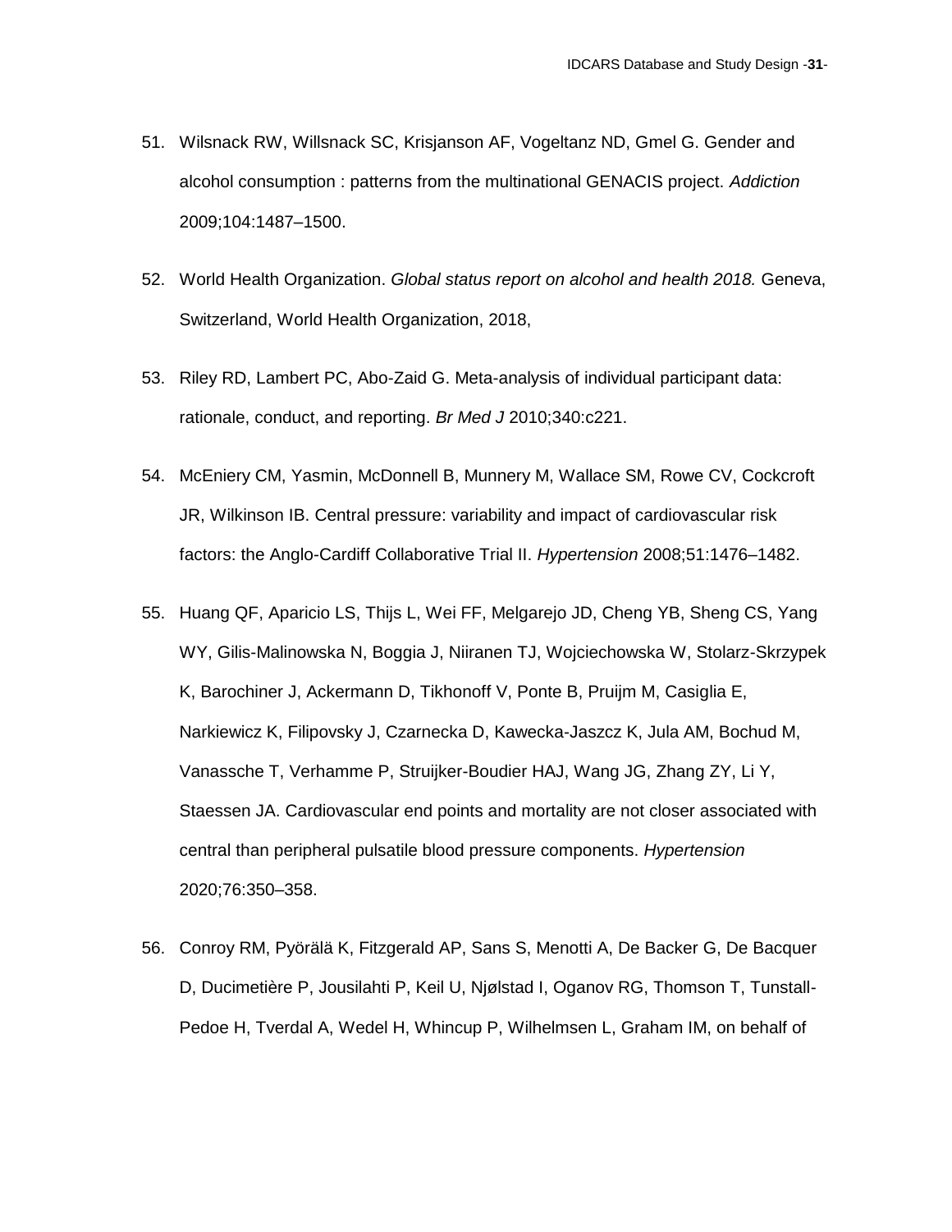51. Wilsnack RW, Willsnack SC, Krisjanson AF, Vogeltanz ND, Gmel G. Gender and alcohol consumption : patterns from the multinational GENACIS project. *Addiction* 2009;104:1487–1500.

52. World Health Organization. *Global status report on alcohol and health 2018.* Geneva, Switzerland, World Health Organization, 2018,

53. Riley RD, Lambert PC, Abo-Zaid G. Meta-analysis of individual participant data: rationale, conduct, and reporting. *Br Med J* 2010;340:c221.

54. McEniery CM, Yasmin, McDonnell B, Munnery M, Wallace SM, Rowe CV, Cockcroft JR, Wilkinson IB. Central pressure: variability and impact of cardiovascular risk factors: the Anglo-Cardiff Collaborative Trial II. *Hypertension* 2008;51:1476–1482.

55. Huang QF, Aparicio LS, Thijs L, Wei FF, Melgarejo JD, Cheng YB, Sheng CS, Yang WY, Gilis-Malinowska N, Boggia J, Niiranen TJ, Wojciechowska W, Stolarz-Skrzypek K, Barochiner J, Ackermann D, Tikhonoff V, Ponte B, Pruijm M, Casiglia E, Narkiewicz K, Filipovsky J, Czarnecka D, Kawecka-Jaszcz K, Jula AM, Bochud M, Vanassche T, Verhamme P, Struijker-Boudier HAJ, Wang JG, Zhang ZY, Li Y, Staessen JA. Cardiovascular end points and mortality are not closer associated with central than peripheral pulsatile blood pressure components. *Hypertension* 2020;76:350–358.

56. Conroy RM, Pyörälä K, Fitzgerald AP, Sans S, Menotti A, De Backer G, De Bacquer D, Ducimetière P, Jousilahti P, Keil U, Njølstad I, Oganov RG, Thomson T, Tunstall-Pedoe H, Tverdal A, Wedel H, Whincup P, Wilhelmsen L, Graham IM, on behalf of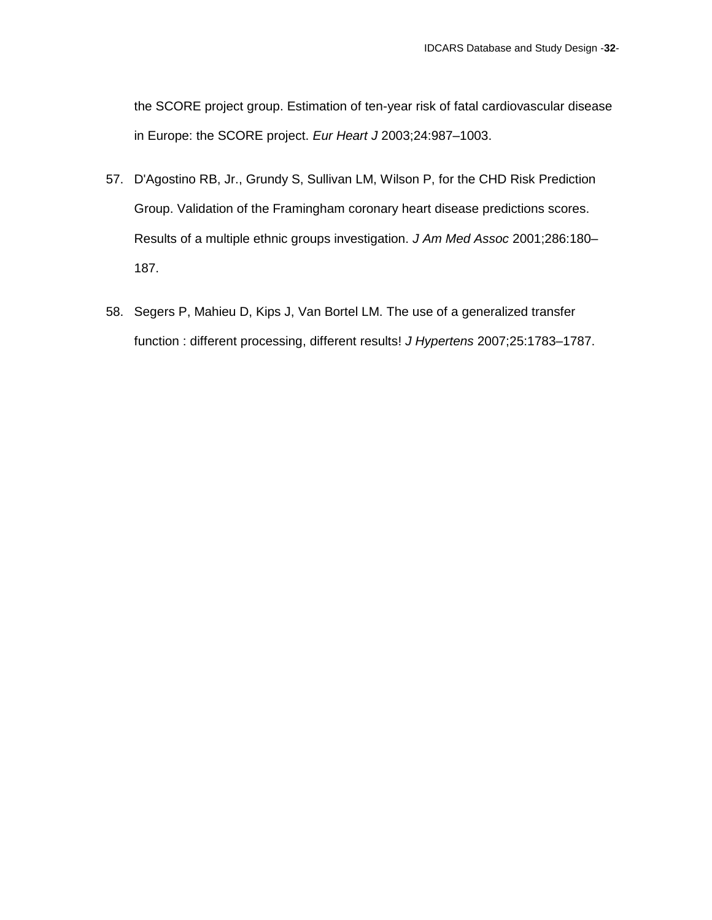the SCORE project group. Estimation of ten-year risk of fatal cardiovascular disease in Europe: the SCORE project. *Eur Heart J* 2003;24:987–1003.

57. D'Agostino RB, Jr., Grundy S, Sullivan LM, Wilson P, for the CHD Risk Prediction Group. Validation of the Framingham coronary heart disease predictions scores. Results of a multiple ethnic groups investigation. *J Am Med Assoc* 2001;286:180–187.

58. Segers P, Mahieu D, Kips J, Van Bortel LM. The use of a generalized transfer function : different processing, different results! *J Hypertens* 2007;25:1783–1787.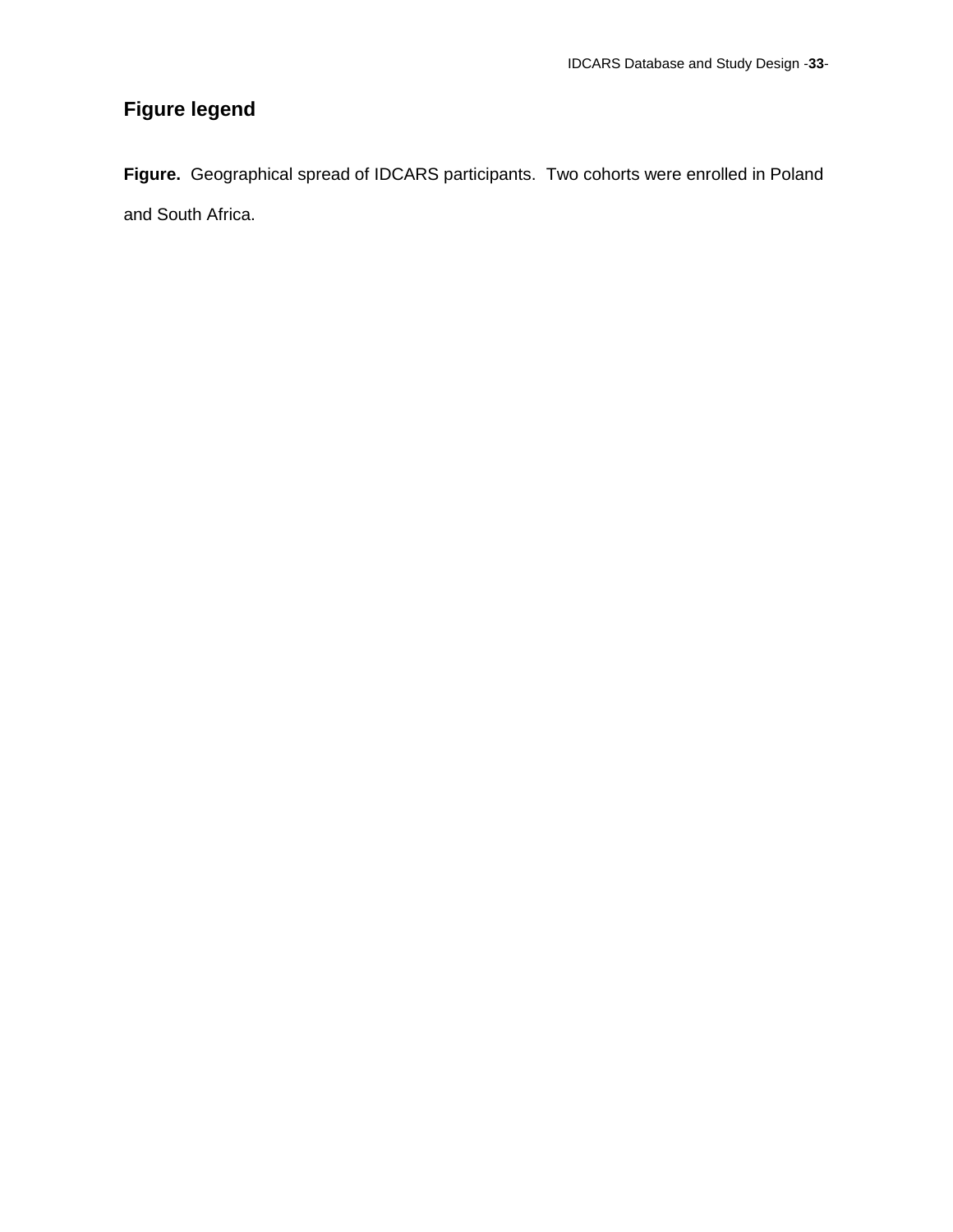## Figure legend

**Figure.** Geographical spread of IDCARS participants. Two cohorts were enrolled in Poland and South Africa.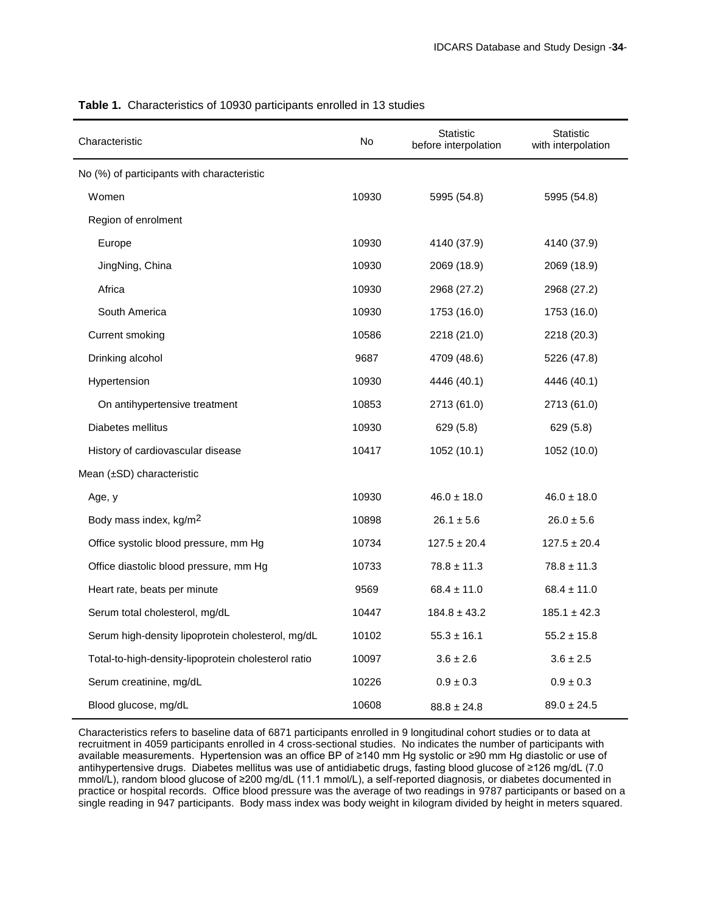**Table 1.** Characteristics of 10930 participants enrolled in 13 studies

| Characteristic | No | Statistic before interpolation | Statistic with interpolation |
|---|---|---|---|
| No (%) of participants with characteristic | | | |
| Women | 10930 | 5995 (54.8) | 5995 (54.8) |
| Region of enrolment | | | |
| Europe | 10930 | 4140 (37.9) | 4140 (37.9) |
| JingNing, China | 10930 | 2069 (18.9) | 2069 (18.9) |
| Africa | 10930 | 2968 (27.2) | 2968 (27.2) |
| South America | 10930 | 1753 (16.0) | 1753 (16.0) |
| Current smoking | 10586 | 2218 (21.0) | 2218 (20.3) |
| Drinking alcohol | 9687 | 4709 (48.6) | 5226 (47.8) |
| Hypertension | 10930 | 4446 (40.1) | 4446 (40.1) |
| On antihypertensive treatment | 10853 | 2713 (61.0) | 2713 (61.0) |
| Diabetes mellitus | 10930 | 629 (5.8) | 629 (5.8) |
| History of cardiovascular disease | 10417 | 1052 (10.1) | 1052 (10.0) |
| Mean (±SD) characteristic | | | |
| Age, y | 10930 | 46.0 ± 18.0 | 46.0 ± 18.0 |
| Body mass index, kg/m$^2$ | 10898 | 26.1 ± 5.6 | 26.0 ± 5.6 |
| Office systolic blood pressure, mm Hg | 10734 | 127.5 ± 20.4 | 127.5 ± 20.4 |
| Office diastolic blood pressure, mm Hg | 10733 | 78.8 ± 11.3 | 78.8 ± 11.3 |
| Heart rate, beats per minute | 9569 | 68.4 ± 11.0 | 68.4 ± 11.0 |
| Serum total cholesterol, mg/dL | 10447 | 184.8 ± 43.2 | 185.1 ± 42.3 |
| Serum high-density lipoprotein cholesterol, mg/dL | 10102 | 55.3 ± 16.1 | 55.2 ± 15.8 |
| Total-to-high-density-lipoprotein cholesterol ratio | 10097 | 3.6 ± 2.6 | 3.6 ± 2.5 |
| Serum creatinine, mg/dL | 10226 | 0.9 ± 0.3 | 0.9 ± 0.3 |
| Blood glucose, mg/dL | 10608 | 88.8 ± 24.8 | 89.0 ± 24.5 |

Characteristics refers to baseline data of 6871 participants enrolled in 9 longitudinal cohort studies or to data at recruitment in 4059 participants enrolled in 4 cross-sectional studies. No indicates the number of participants with available measurements. Hypertension was an office BP of ≥140 mm Hg systolic or ≥90 mm Hg diastolic or use of antihypertensive drugs. Diabetes mellitus was use of antidiabetic drugs, fasting blood glucose of ≥126 mg/dL (7.0 mmol/L), random blood glucose of ≥200 mg/dL (11.1 mmol/L), a self-reported diagnosis, or diabetes documented in practice or hospital records. Office blood pressure was the average of two readings in 9787 participants or based on a single reading in 947 participants. Body mass index was body weight in kilogram divided by height in meters squared.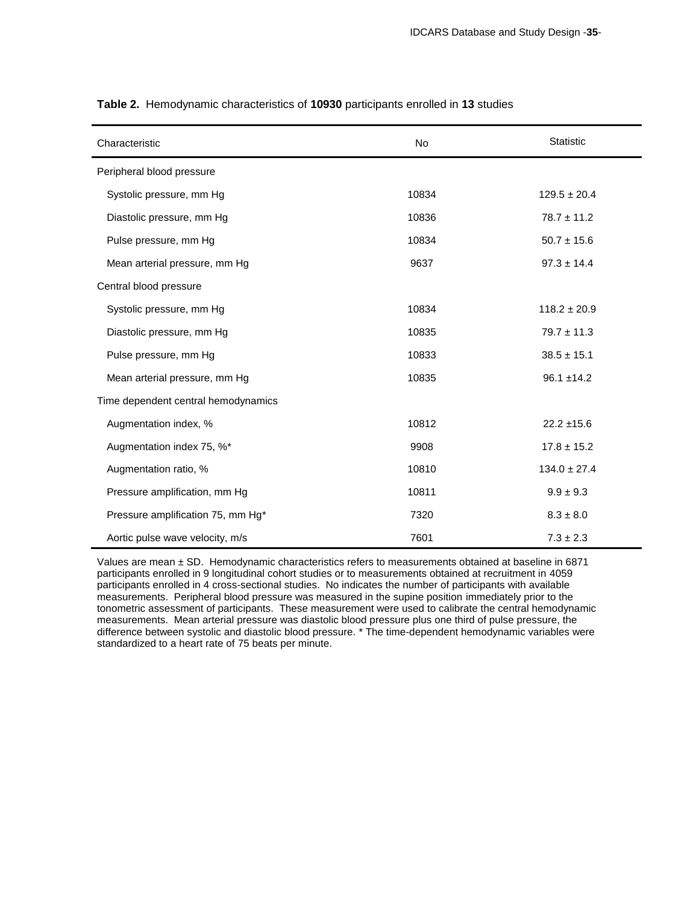**Table 2.** Hemodynamic characteristics of **10930** participants enrolled in **13** studies

| Characteristic | No | Statistic |
|---|---|---|
| Peripheral blood pressure | | |
| Systolic pressure, mm Hg | 10834 | 129.5 ± 20.4 |
| Diastolic pressure, mm Hg | 10836 | 78.7 ± 11.2 |
| Pulse pressure, mm Hg | 10834 | 50.7 ± 15.6 |
| Mean arterial pressure, mm Hg | 9637 | 97.3 ± 14.4 |
| Central blood pressure | | |
| Systolic pressure, mm Hg | 10834 | 118.2 ± 20.9 |
| Diastolic pressure, mm Hg | 10835 | 79.7 ± 11.3 |
| Pulse pressure, mm Hg | 10833 | 38.5 ± 15.1 |
| Mean arterial pressure, mm Hg | 10835 | 96.1 ±14.2 |
| Time dependent central hemodynamics | | |
| Augmentation index, % | 10812 | 22.2 ±15.6 |
| Augmentation index 75, %* | 9908 | 17.8 ± 15.2 |
| Augmentation ratio, % | 10810 | 134.0 ± 27.4 |
| Pressure amplification, mm Hg | 10811 | 9.9 ± 9.3 |
| Pressure amplification 75, mm Hg* | 7320 | 8.3 ± 8.0 |
| Aortic pulse wave velocity, m/s | 7601 | 7.3 ± 2.3 |

Values are mean ± SD. Hemodynamic characteristics refers to measurements obtained at baseline in 6871 participants enrolled in 9 longitudinal cohort studies or to measurements obtained at recruitment in 4059 participants enrolled in 4 cross-sectional studies. No indicates the number of participants with available measurements. Peripheral blood pressure was measured in the supine position immediately prior to the tonometric assessment of participants. These measurement were used to calibrate the central hemodynamic measurements. Mean arterial pressure was diastolic blood pressure plus one third of pulse pressure, the difference between systolic and diastolic blood pressure. * The time-dependent hemodynamic variables were standardized to a heart rate of 75 beats per minute.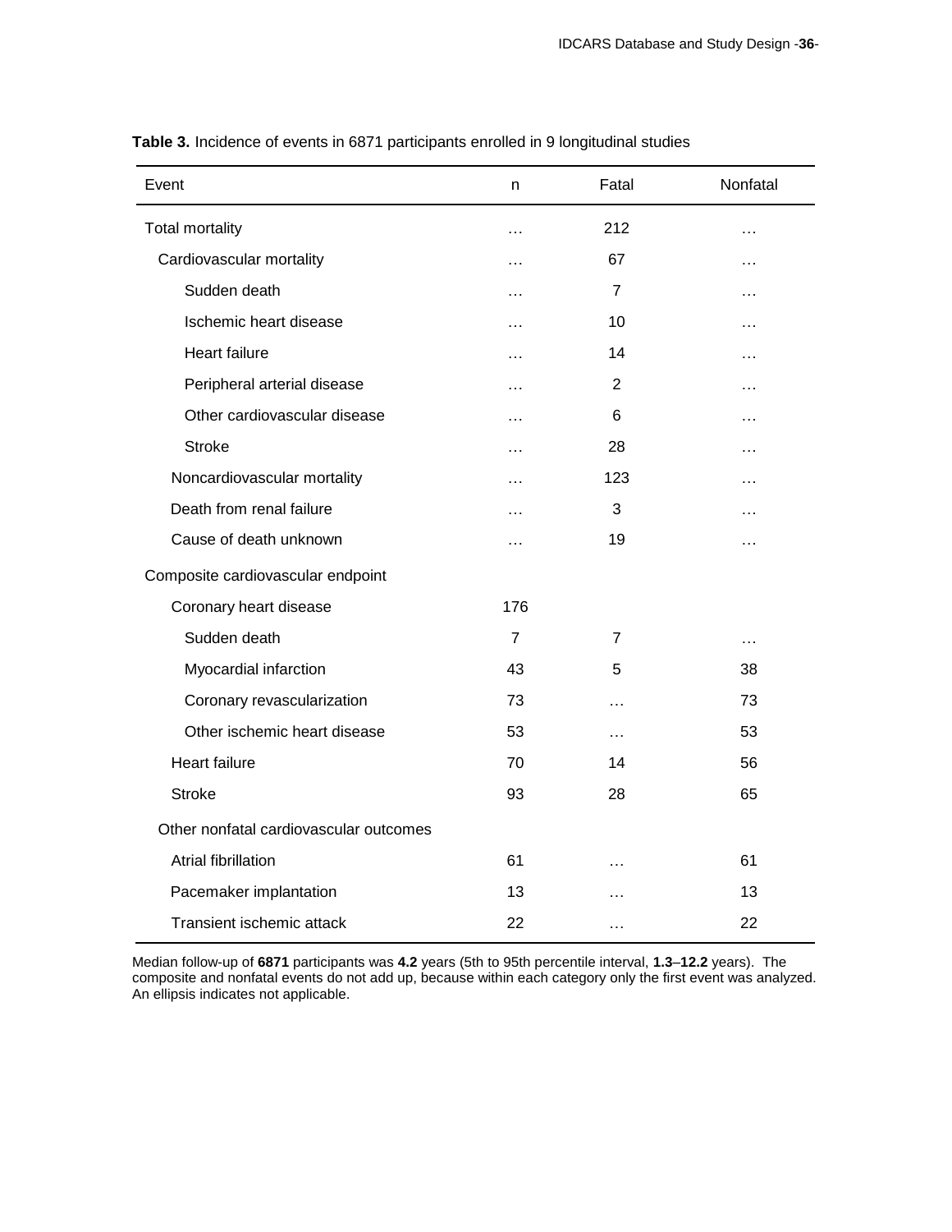**Table 3.** Incidence of events in 6871 participants enrolled in 9 longitudinal studies

| Event | n | Fatal | Nonfatal |
|---|---|---|---|
| Total mortality | … | 212 | … |
| Cardiovascular mortality | … | 67 | … |
| Sudden death | … | 7 | … |
| Ischemic heart disease | … | 10 | … |
| Heart failure | … | 14 | … |
| Peripheral arterial disease | … | 2 | … |
| Other cardiovascular disease | … | 6 | … |
| Stroke | … | 28 | … |
| Noncardiovascular mortality | … | 123 | … |
| Death from renal failure | … | 3 | … |
| Cause of death unknown | … | 19 | … |
| Composite cardiovascular endpoint | | | |
| Coronary heart disease | 176 | | |
| Sudden death | 7 | 7 | … |
| Myocardial infarction | 43 | 5 | 38 |
| Coronary revascularization | 73 | … | 73 |
| Other ischemic heart disease | 53 | … | 53 |
| Heart failure | 70 | 14 | 56 |
| Stroke | 93 | 28 | 65 |
| Other nonfatal cardiovascular outcomes | | | |
| Atrial fibrillation | 61 | … | 61 |
| Pacemaker implantation | 13 | … | 13 |
| Transient ischemic attack | 22 | … | 22 |

Median follow-up of **6871** participants was **4.2** years (5th to 95th percentile interval, **1.3**–**12.2** years). The composite and nonfatal events do not add up, because within each category only the first event was analyzed. An ellipsis indicates not applicable.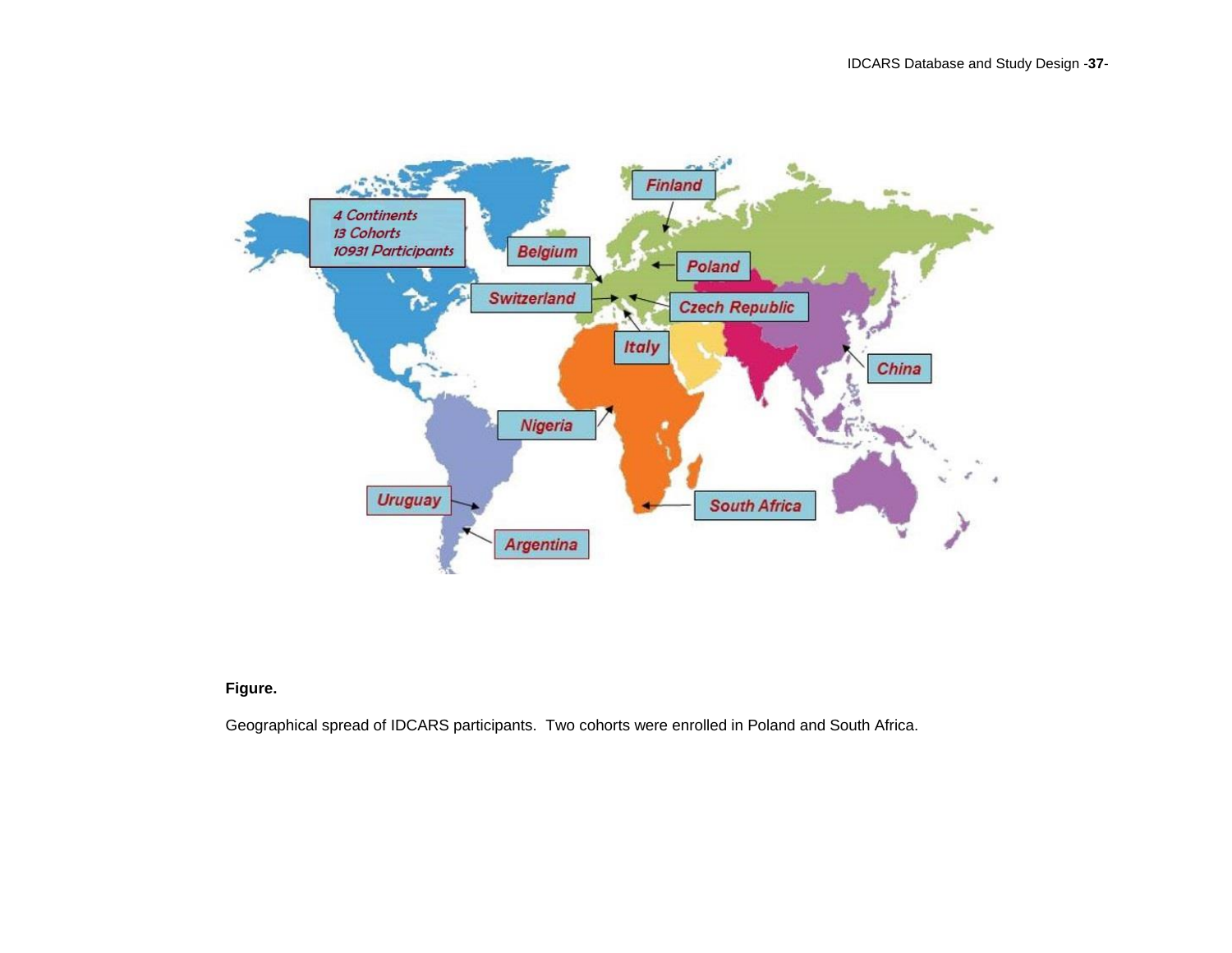**Figure.**

Geographical spread of IDCARS participants. Two cohorts were enrolled in Poland and South Africa.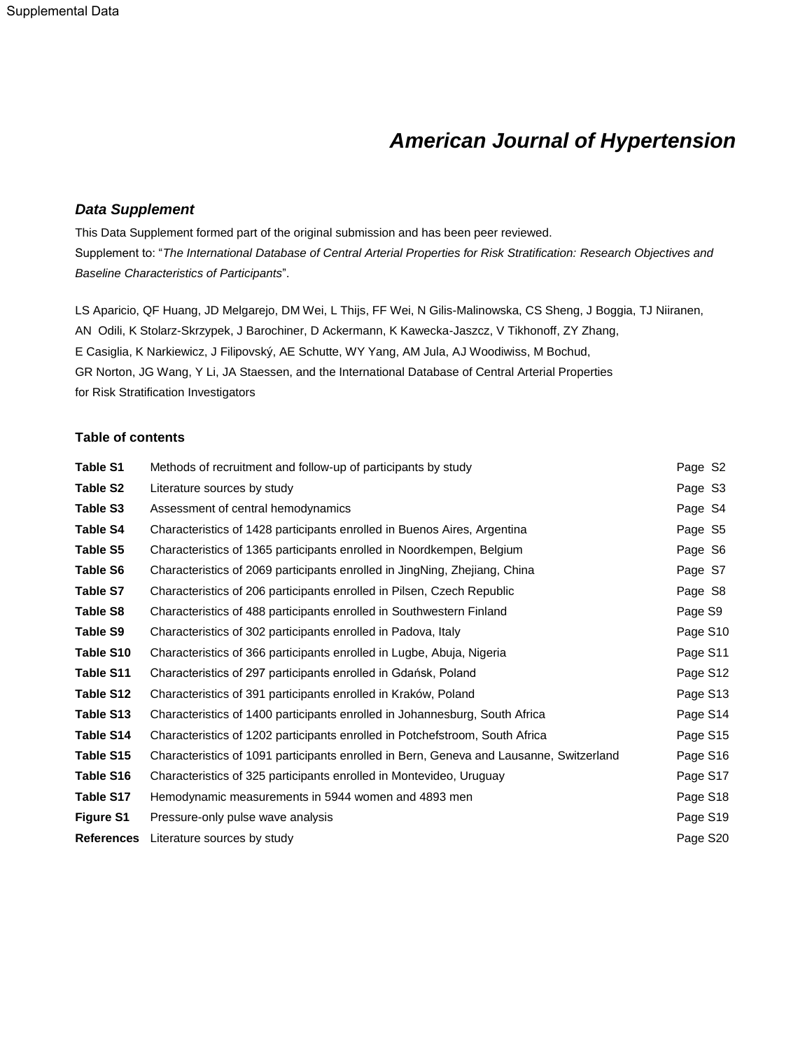# American Journal of Hypertension

### *Data Supplement*

This Data Supplement formed part of the original submission and has been peer reviewed.
Supplement to: "*The International Database of Central Arterial Properties for Risk Stratification: Research Objectives and Baseline Characteristics of Participants*".

LS Aparicio, QF Huang, JD Melgarejo, DM Wei, L Thijs, FF Wei, N Gilis-Malinowska, CS Sheng, J Boggia, TJ Niiranen, AN Odili, K Stolarz-Skrzypek, J Barochiner, D Ackermann, K Kawecka-Jaszcz, V Tikhonoff, ZY Zhang, E Casiglia, K Narkiewicz, J Filipovský, AE Schutte, WY Yang, AM Jula, AJ Woodiwiss, M Bochud, GR Norton, JG Wang, Y Li, JA Staessen, and the International Database of Central Arterial Properties for Risk Stratification Investigators

### Table of contents

| | | |
|---|---|---|
| **Table S1** | Methods of recruitment and follow-up of participants by study | Page S2 |
| **Table S2** | Literature sources by study | Page S3 |
| **Table S3** | Assessment of central hemodynamics | Page S4 |
| **Table S4** | Characteristics of 1428 participants enrolled in Buenos Aires, Argentina | Page S5 |
| **Table S5** | Characteristics of 1365 participants enrolled in Noordkempen, Belgium | Page S6 |
| **Table S6** | Characteristics of 2069 participants enrolled in JingNing, Zhejiang, China | Page S7 |
| **Table S7** | Characteristics of 206 participants enrolled in Pilsen, Czech Republic | Page S8 |
| **Table S8** | Characteristics of 488 participants enrolled in Southwestern Finland | Page S9 |
| **Table S9** | Characteristics of 302 participants enrolled in Padova, Italy | Page S10 |
| **Table S10** | Characteristics of 366 participants enrolled in Lugbe, Abuja, Nigeria | Page S11 |
| **Table S11** | Characteristics of 297 participants enrolled in Gdańsk, Poland | Page S12 |
| **Table S12** | Characteristics of 391 participants enrolled in Kraków, Poland | Page S13 |
| **Table S13** | Characteristics of 1400 participants enrolled in Johannesburg, South Africa | Page S14 |
| **Table S14** | Characteristics of 1202 participants enrolled in Potchefstroom, South Africa | Page S15 |
| **Table S15** | Characteristics of 1091 participants enrolled in Bern, Geneva and Lausanne, Switzerland | Page S16 |
| **Table S16** | Characteristics of 325 participants enrolled in Montevideo, Uruguay | Page S17 |
| **Table S17** | Hemodynamic measurements in 5944 women and 4893 men | Page S18 |
| **Figure S1** | Pressure-only pulse wave analysis | Page S19 |
| **References** | Literature sources by study | Page S20 |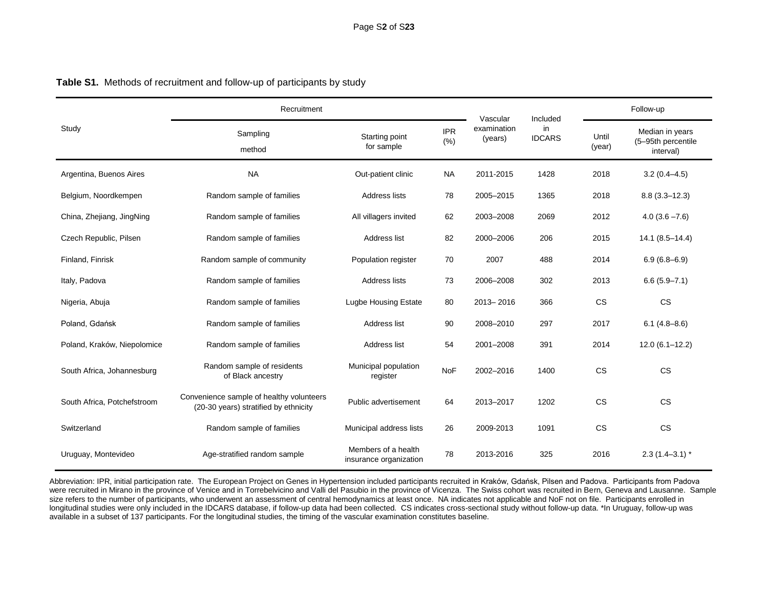**Table S1.** Methods of recruitment and follow-up of participants by study

| Study | Recruitment | | | Vascular examination (years) | Included in IDCARS | Follow-up | |
|---|---|---|---|---|---|---|---|
| | Sampling method | Starting point for sample | IPR (%) | | | Until (year) | Median in years (5–95th percentile interval) |
| Argentina, Buenos Aires | NA | Out-patient clinic | NA | 2011-2015 | 1428 | 2018 | 3.2 (0.4–4.5) |
| Belgium, Noordkempen | Random sample of families | Address lists | 78 | 2005–2015 | 1365 | 2018 | 8.8 (3.3–12.3) |
| China, Zhejiang, JingNing | Random sample of families | All villagers invited | 62 | 2003–2008 | 2069 | 2012 | 4.0 (3.6 –7.6) |
| Czech Republic, Pilsen | Random sample of families | Address list | 82 | 2000–2006 | 206 | 2015 | 14.1 (8.5–14.4) |
| Finland, Finrisk | Random sample of community | Population register | 70 | 2007 | 488 | 2014 | 6.9 (6.8–6.9) |
| Italy, Padova | Random sample of families | Address lists | 73 | 2006–2008 | 302 | 2013 | 6.6 (5.9–7.1) |
| Nigeria, Abuja | Random sample of families | Lugbe Housing Estate | 80 | 2013– 2016 | 366 | CS | CS |
| Poland, Gdańsk | Random sample of families | Address list | 90 | 2008–2010 | 297 | 2017 | 6.1 (4.8–8.6) |
| Poland, Kraków, Niepolomice | Random sample of families | Address list | 54 | 2001–2008 | 391 | 2014 | 12.0 (6.1–12.2) |
| South Africa, Johannesburg | Random sample of residents of Black ancestry | Municipal population register | NoF | 2002–2016 | 1400 | CS | CS |
| South Africa, Potchefstroom | Convenience sample of healthy volunteers (20-30 years) stratified by ethnicity | Public advertisement | 64 | 2013–2017 | 1202 | CS | CS |
| Switzerland | Random sample of families | Municipal address lists | 26 | 2009-2013 | 1091 | CS | CS |
| Uruguay, Montevideo | Age-stratified random sample | Members of a health insurance organization | 78 | 2013-2016 | 325 | 2016 | 2.3 (1.4–3.1) * |

Abbreviation: IPR, initial participation rate. The European Project on Genes in Hypertension included participants recruited in Kraków, Gdańsk, Pilsen and Padova. Participants from Padova were recruited in Mirano in the province of Venice and in Torrebelvicino and Valli del Pasubio in the province of Vicenza. The Swiss cohort was recruited in Bern, Geneva and Lausanne. Sample size refers to the number of participants, who underwent an assessment of central hemodynamics at least once. NA indicates not applicable and NoF not on file. Participants enrolled in longitudinal studies were only included in the IDCARS database, if follow-up data had been collected. CS indicates cross-sectional study without follow-up data. *In Uruguay, follow-up was available in a subset of 137 participants. For the longitudinal studies, the timing of the vascular examination constitutes baseline.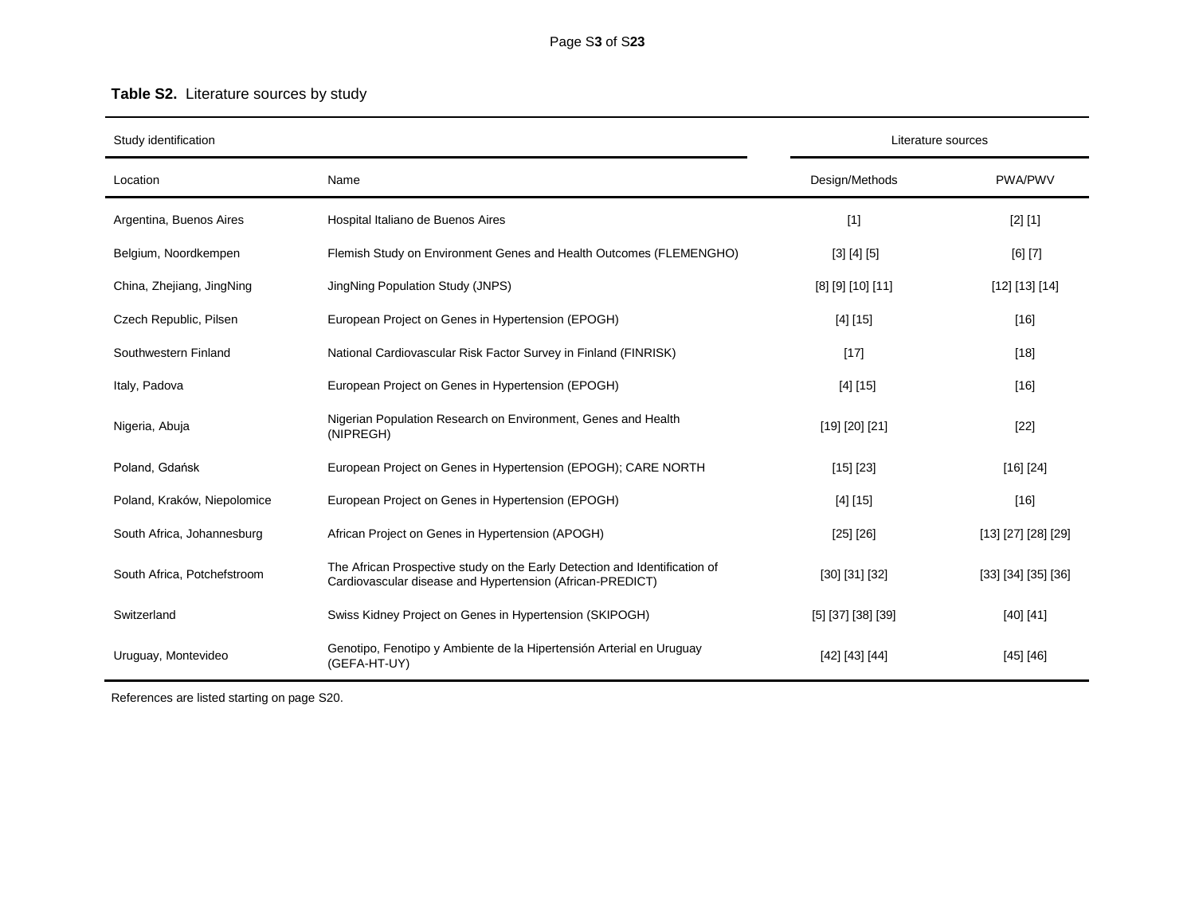**Table S2.** Literature sources by study

| Study identification | | Literature sources | |
|---|---|---|---|
| Location | Name | Design/Methods | PWA/PWV |
| Argentina, Buenos Aires | Hospital Italiano de Buenos Aires | [1] | [2] [1] |
| Belgium, Noordkempen | Flemish Study on Environment Genes and Health Outcomes (FLEMENGHO) | [3] [4] [5] | [6] [7] |
| China, Zhejiang, JingNing | JingNing Population Study (JNPS) | [8] [9] [10] [11] | [12] [13] [14] |
| Czech Republic, Pilsen | European Project on Genes in Hypertension (EPOGH) | [4] [15] | [16] |
| Southwestern Finland | National Cardiovascular Risk Factor Survey in Finland (FINRISK) | [17] | [18] |
| Italy, Padova | European Project on Genes in Hypertension (EPOGH) | [4] [15] | [16] |
| Nigeria, Abuja | Nigerian Population Research on Environment, Genes and Health (NIPREGH) | [19] [20] [21] | [22] |
| Poland, Gdańsk | European Project on Genes in Hypertension (EPOGH); CARE NORTH | [15] [23] | [16] [24] |
| Poland, Kraków, Niepolomice | European Project on Genes in Hypertension (EPOGH) | [4] [15] | [16] |
| South Africa, Johannesburg | African Project on Genes in Hypertension (APOGH) | [25] [26] | [13] [27] [28] [29] |
| South Africa, Potchefstroom | The African Prospective study on the Early Detection and Identification of Cardiovascular disease and Hypertension (African-PREDICT) | [30] [31] [32] | [33] [34] [35] [36] |
| Switzerland | Swiss Kidney Project on Genes in Hypertension (SKIPOGH) | [5] [37] [38] [39] | [40] [41] |
| Uruguay, Montevideo | Genotipo, Fenotipo y Ambiente de la Hipertensión Arterial en Uruguay (GEFA-HT-UY) | [42] [43] [44] | [45] [46] |

References are listed starting on page S20.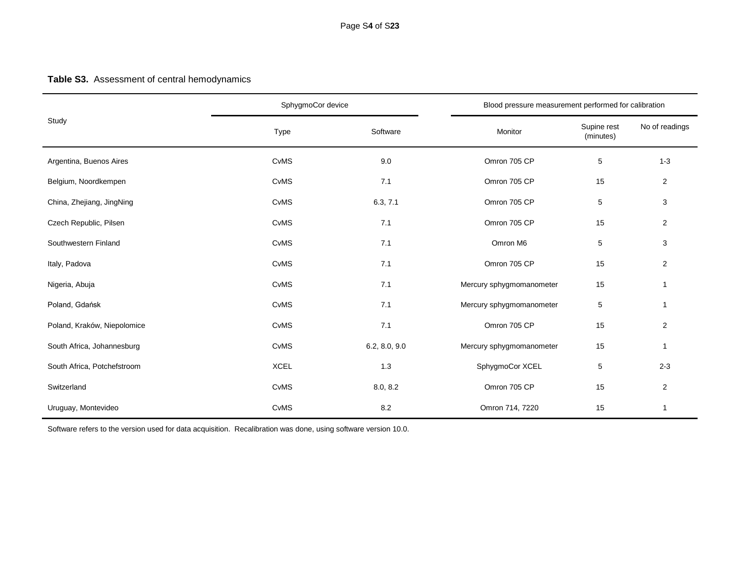**Table S3.** Assessment of central hemodynamics

| Study | SphygmoCor device | | Blood pressure measurement performed for calibration | | |
|---|---|---|---|---|---|
| | Type | Software | Monitor | Supine rest (minutes) | No of readings |
| Argentina, Buenos Aires | CvMS | 9.0 | Omron 705 CP | 5 | 1-3 |
| Belgium, Noordkempen | CvMS | 7.1 | Omron 705 CP | 15 | 2 |
| China, Zhejiang, JingNing | CvMS | 6.3, 7.1 | Omron 705 CP | 5 | 3 |
| Czech Republic, Pilsen | CvMS | 7.1 | Omron 705 CP | 15 | 2 |
| Southwestern Finland | CvMS | 7.1 | Omron M6 | 5 | 3 |
| Italy, Padova | CvMS | 7.1 | Omron 705 CP | 15 | 2 |
| Nigeria, Abuja | CvMS | 7.1 | Mercury sphygmomanometer | 15 | 1 |
| Poland, Gdańsk | CvMS | 7.1 | Mercury sphygmomanometer | 5 | 1 |
| Poland, Kraków, Niepolomice | CvMS | 7.1 | Omron 705 CP | 15 | 2 |
| South Africa, Johannesburg | CvMS | 6.2, 8.0, 9.0 | Mercury sphygmomanometer | 15 | 1 |
| South Africa, Potchefstroom | XCEL | 1.3 | SphygmoCor XCEL | 5 | 2-3 |
| Switzerland | CvMS | 8.0, 8.2 | Omron 705 CP | 15 | 2 |
| Uruguay, Montevideo | CvMS | 8.2 | Omron 714, 7220 | 15 | 1 |

Software refers to the version used for data acquisition. Recalibration was done, using software version 10.0.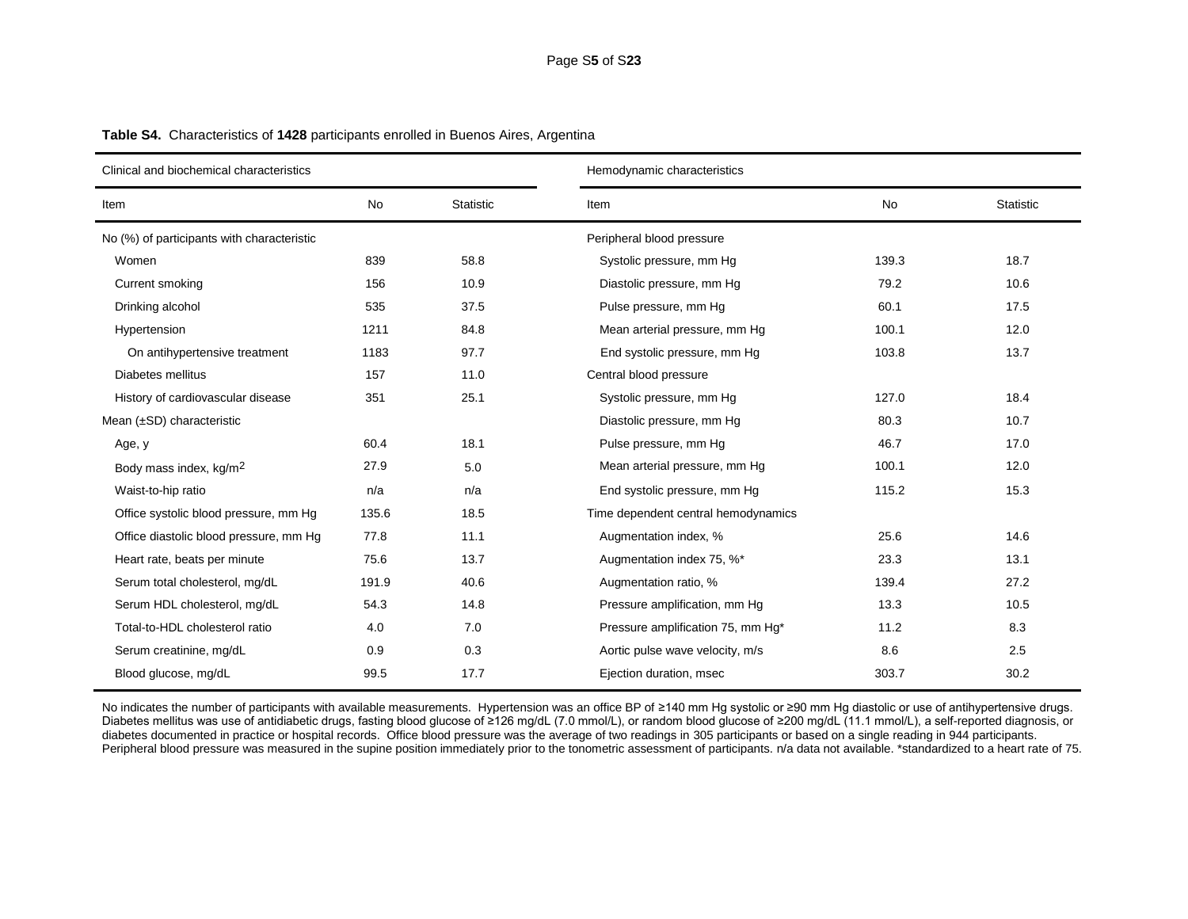**Table S4.** Characteristics of **1428** participants enrolled in Buenos Aires, Argentina

| Clinical and biochemical characteristics | | | Hemodynamic characteristics | | |
|---|---|---|---|---|---|
| Item | No | Statistic | Item | No | Statistic |
| No (%) of participants with characteristic | | | Peripheral blood pressure | | |
| Women | 839 | 58.8 | Systolic pressure, mm Hg | 139.3 | 18.7 |
| Current smoking | 156 | 10.9 | Diastolic pressure, mm Hg | 79.2 | 10.6 |
| Drinking alcohol | 535 | 37.5 | Pulse pressure, mm Hg | 60.1 | 17.5 |
| Hypertension | 1211 | 84.8 | Mean arterial pressure, mm Hg | 100.1 | 12.0 |
| On antihypertensive treatment | 1183 | 97.7 | End systolic pressure, mm Hg | 103.8 | 13.7 |
| Diabetes mellitus | 157 | 11.0 | Central blood pressure | | |
| History of cardiovascular disease | 351 | 25.1 | Systolic pressure, mm Hg | 127.0 | 18.4 |
| Mean (±SD) characteristic | | | Diastolic pressure, mm Hg | 80.3 | 10.7 |
| Age, y | 60.4 | 18.1 | Pulse pressure, mm Hg | 46.7 | 17.0 |
| Body mass index, kg/m$^2$ | 27.9 | 5.0 | Mean arterial pressure, mm Hg | 100.1 | 12.0 |
| Waist-to-hip ratio | n/a | n/a | End systolic pressure, mm Hg | 115.2 | 15.3 |
| Office systolic blood pressure, mm Hg | 135.6 | 18.5 | Time dependent central hemodynamics | | |
| Office diastolic blood pressure, mm Hg | 77.8 | 11.1 | Augmentation index, % | 25.6 | 14.6 |
| Heart rate, beats per minute | 75.6 | 13.7 | Augmentation index 75, %* | 23.3 | 13.1 |
| Serum total cholesterol, mg/dL | 191.9 | 40.6 | Augmentation ratio, % | 139.4 | 27.2 |
| Serum HDL cholesterol, mg/dL | 54.3 | 14.8 | Pressure amplification, mm Hg | 13.3 | 10.5 |
| Total-to-HDL cholesterol ratio | 4.0 | 7.0 | Pressure amplification 75, mm Hg* | 11.2 | 8.3 |
| Serum creatinine, mg/dL | 0.9 | 0.3 | Aortic pulse wave velocity, m/s | 8.6 | 2.5 |
| Blood glucose, mg/dL | 99.5 | 17.7 | Ejection duration, msec | 303.7 | 30.2 |

No indicates the number of participants with available measurements. Hypertension was an office BP of ≥140 mm Hg systolic or ≥90 mm Hg diastolic or use of antihypertensive drugs. Diabetes mellitus was use of antidiabetic drugs, fasting blood glucose of ≥126 mg/dL (7.0 mmol/L), or random blood glucose of ≥200 mg/dL (11.1 mmol/L), a self-reported diagnosis, or diabetes documented in practice or hospital records. Office blood pressure was the average of two readings in 305 participants or based on a single reading in 944 participants. Peripheral blood pressure was measured in the supine position immediately prior to the tonometric assessment of participants. n/a data not available. *standardized to a heart rate of 75.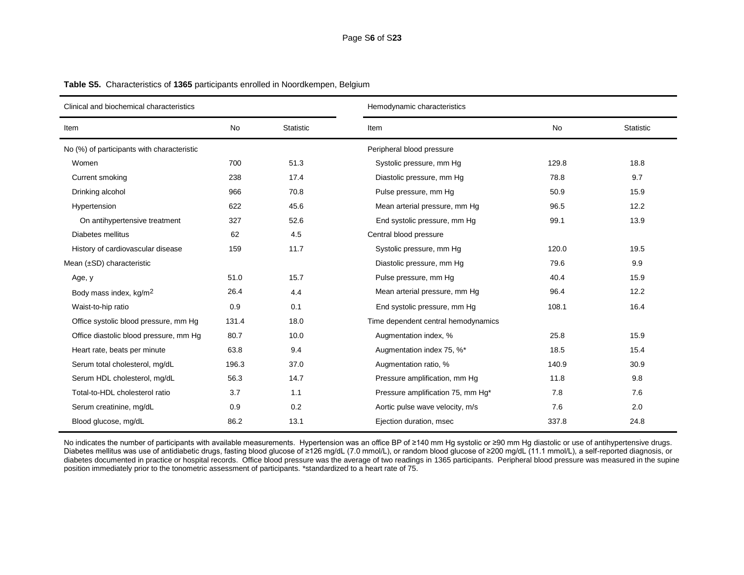**Table S5.** Characteristics of **1365** participants enrolled in Noordkempen, Belgium

| Clinical and biochemical characteristics | | | Hemodynamic characteristics | | |
|---|---|---|---|---|---|
| Item | No | Statistic | Item | No | Statistic |
| No (%) of participants with characteristic | | | Peripheral blood pressure | | |
| Women | 700 | 51.3 | Systolic pressure, mm Hg | 129.8 | 18.8 |
| Current smoking | 238 | 17.4 | Diastolic pressure, mm Hg | 78.8 | 9.7 |
| Drinking alcohol | 966 | 70.8 | Pulse pressure, mm Hg | 50.9 | 15.9 |
| Hypertension | 622 | 45.6 | Mean arterial pressure, mm Hg | 96.5 | 12.2 |
| On antihypertensive treatment | 327 | 52.6 | End systolic pressure, mm Hg | 99.1 | 13.9 |
| Diabetes mellitus | 62 | 4.5 | Central blood pressure | | |
| History of cardiovascular disease | 159 | 11.7 | Systolic pressure, mm Hg | 120.0 | 19.5 |
| Mean (±SD) characteristic | | | Diastolic pressure, mm Hg | 79.6 | 9.9 |
| Age, y | 51.0 | 15.7 | Pulse pressure, mm Hg | 40.4 | 15.9 |
| Body mass index, kg/m$^2$ | 26.4 | 4.4 | Mean arterial pressure, mm Hg | 96.4 | 12.2 |
| Waist-to-hip ratio | 0.9 | 0.1 | End systolic pressure, mm Hg | 108.1 | 16.4 |
| Office systolic blood pressure, mm Hg | 131.4 | 18.0 | Time dependent central hemodynamics | | |
| Office diastolic blood pressure, mm Hg | 80.7 | 10.0 | Augmentation index, % | 25.8 | 15.9 |
| Heart rate, beats per minute | 63.8 | 9.4 | Augmentation index 75, %* | 18.5 | 15.4 |
| Serum total cholesterol, mg/dL | 196.3 | 37.0 | Augmentation ratio, % | 140.9 | 30.9 |
| Serum HDL cholesterol, mg/dL | 56.3 | 14.7 | Pressure amplification, mm Hg | 11.8 | 9.8 |
| Total-to-HDL cholesterol ratio | 3.7 | 1.1 | Pressure amplification 75, mm Hg* | 7.8 | 7.6 |
| Serum creatinine, mg/dL | 0.9 | 0.2 | Aortic pulse wave velocity, m/s | 7.6 | 2.0 |
| Blood glucose, mg/dL | 86.2 | 13.1 | Ejection duration, msec | 337.8 | 24.8 |

No indicates the number of participants with available measurements. Hypertension was an office BP of ≥140 mm Hg systolic or ≥90 mm Hg diastolic or use of antihypertensive drugs. Diabetes mellitus was use of antidiabetic drugs, fasting blood glucose of ≥126 mg/dL (7.0 mmol/L), or random blood glucose of ≥200 mg/dL (11.1 mmol/L), a self-reported diagnosis, or diabetes documented in practice or hospital records. Office blood pressure was the average of two readings in 1365 participants. Peripheral blood pressure was measured in the supine position immediately prior to the tonometric assessment of participants. *standardized to a heart rate of 75.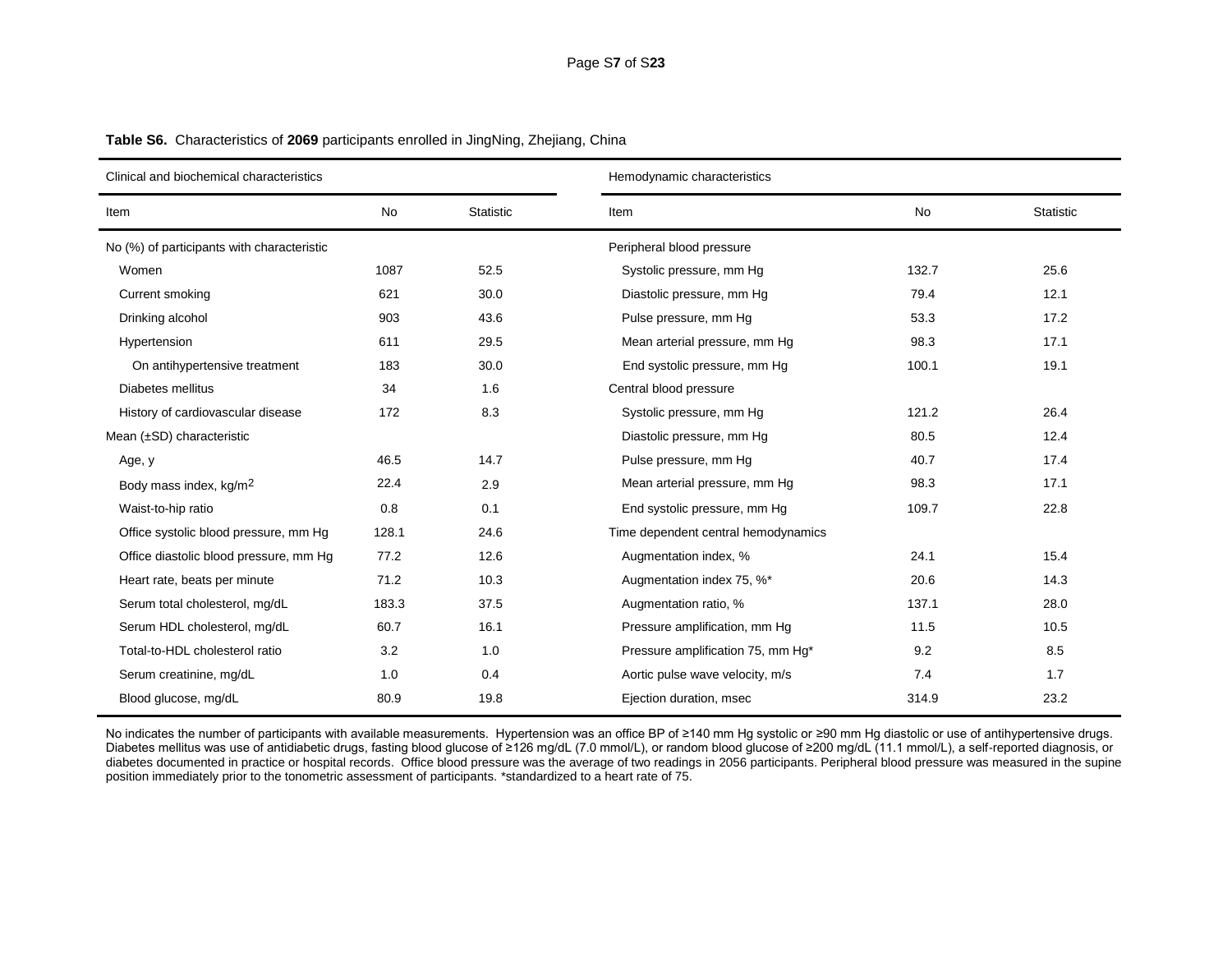**Table S6.** Characteristics of **2069** participants enrolled in JingNing, Zhejiang, China

| Clinical and biochemical characteristics | | | Hemodynamic characteristics | | |
|---|---|---|---|---|---|
| Item | No | Statistic | Item | No | Statistic |
| No (%) of participants with characteristic | | | Peripheral blood pressure | | |
| Women | 1087 | 52.5 | Systolic pressure, mm Hg | 132.7 | 25.6 |
| Current smoking | 621 | 30.0 | Diastolic pressure, mm Hg | 79.4 | 12.1 |
| Drinking alcohol | 903 | 43.6 | Pulse pressure, mm Hg | 53.3 | 17.2 |
| Hypertension | 611 | 29.5 | Mean arterial pressure, mm Hg | 98.3 | 17.1 |
| On antihypertensive treatment | 183 | 30.0 | End systolic pressure, mm Hg | 100.1 | 19.1 |
| Diabetes mellitus | 34 | 1.6 | Central blood pressure | | |
| History of cardiovascular disease | 172 | 8.3 | Systolic pressure, mm Hg | 121.2 | 26.4 |
| Mean (±SD) characteristic | | | Diastolic pressure, mm Hg | 80.5 | 12.4 |
| Age, y | 46.5 | 14.7 | Pulse pressure, mm Hg | 40.7 | 17.4 |
| Body mass index, kg/m$^2$ | 22.4 | 2.9 | Mean arterial pressure, mm Hg | 98.3 | 17.1 |
| Waist-to-hip ratio | 0.8 | 0.1 | End systolic pressure, mm Hg | 109.7 | 22.8 |
| Office systolic blood pressure, mm Hg | 128.1 | 24.6 | Time dependent central hemodynamics | | |
| Office diastolic blood pressure, mm Hg | 77.2 | 12.6 | Augmentation index, % | 24.1 | 15.4 |
| Heart rate, beats per minute | 71.2 | 10.3 | Augmentation index 75, %* | 20.6 | 14.3 |
| Serum total cholesterol, mg/dL | 183.3 | 37.5 | Augmentation ratio, % | 137.1 | 28.0 |
| Serum HDL cholesterol, mg/dL | 60.7 | 16.1 | Pressure amplification, mm Hg | 11.5 | 10.5 |
| Total-to-HDL cholesterol ratio | 3.2 | 1.0 | Pressure amplification 75, mm Hg* | 9.2 | 8.5 |
| Serum creatinine, mg/dL | 1.0 | 0.4 | Aortic pulse wave velocity, m/s | 7.4 | 1.7 |
| Blood glucose, mg/dL | 80.9 | 19.8 | Ejection duration, msec | 314.9 | 23.2 |

No indicates the number of participants with available measurements. Hypertension was an office BP of ≥140 mm Hg systolic or ≥90 mm Hg diastolic or use of antihypertensive drugs. Diabetes mellitus was use of antidiabetic drugs, fasting blood glucose of ≥126 mg/dL (7.0 mmol/L), or random blood glucose of ≥200 mg/dL (11.1 mmol/L), a self-reported diagnosis, or diabetes documented in practice or hospital records. Office blood pressure was the average of two readings in 2056 participants. Peripheral blood pressure was measured in the supine position immediately prior to the tonometric assessment of participants. *standardized to a heart rate of 75.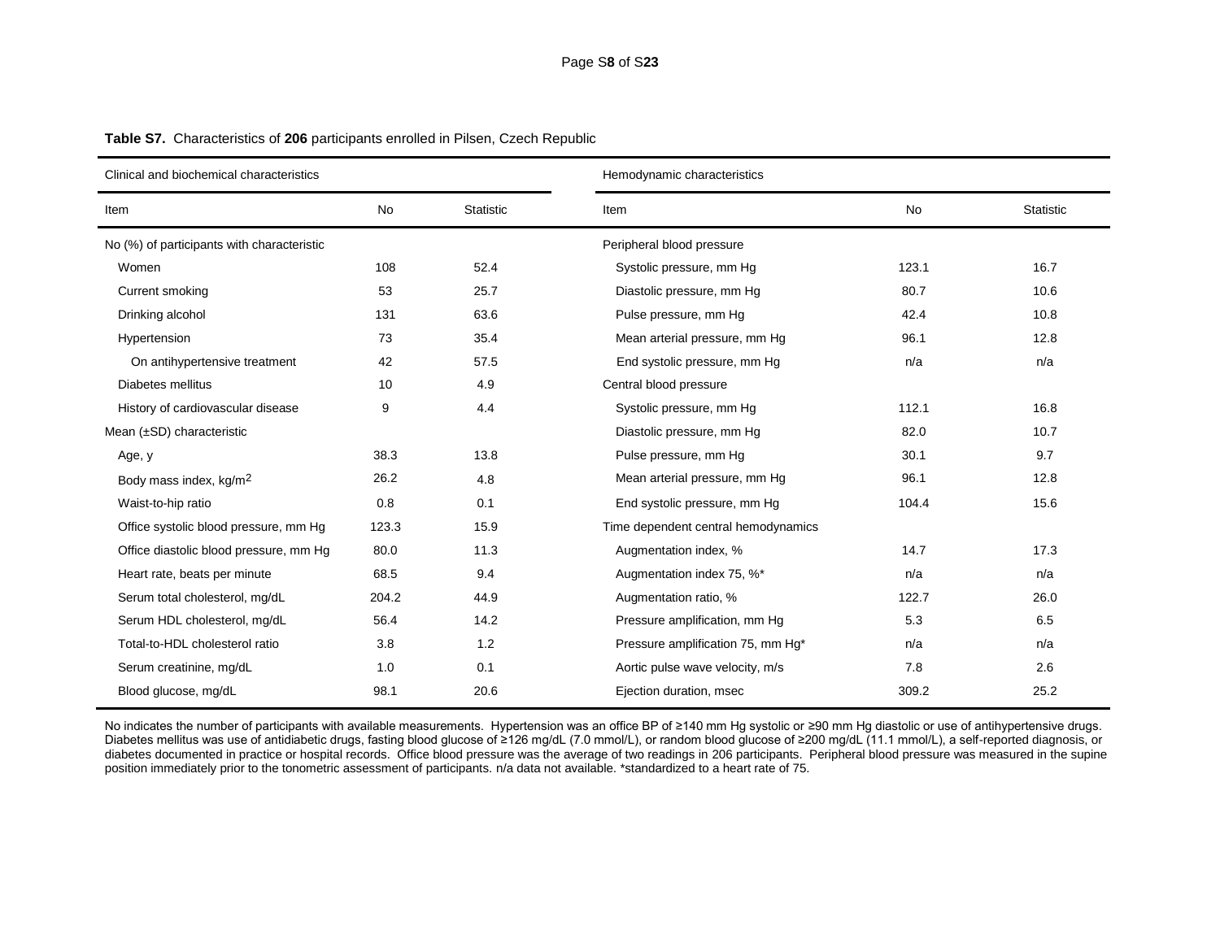**Table S7.** Characteristics of **206** participants enrolled in Pilsen, Czech Republic

| Clinical and biochemical characteristics | | | Hemodynamic characteristics | | |
|---|---|---|---|---|---|
| Item | No | Statistic | Item | No | Statistic |
| No (%) of participants with characteristic | | | Peripheral blood pressure | | |
| Women | 108 | 52.4 | Systolic pressure, mm Hg | 123.1 | 16.7 |
| Current smoking | 53 | 25.7 | Diastolic pressure, mm Hg | 80.7 | 10.6 |
| Drinking alcohol | 131 | 63.6 | Pulse pressure, mm Hg | 42.4 | 10.8 |
| Hypertension | 73 | 35.4 | Mean arterial pressure, mm Hg | 96.1 | 12.8 |
| On antihypertensive treatment | 42 | 57.5 | End systolic pressure, mm Hg | n/a | n/a |
| Diabetes mellitus | 10 | 4.9 | Central blood pressure | | |
| History of cardiovascular disease | 9 | 4.4 | Systolic pressure, mm Hg | 112.1 | 16.8 |
| Mean (±SD) characteristic | | | Diastolic pressure, mm Hg | 82.0 | 10.7 |
| Age, y | 38.3 | 13.8 | Pulse pressure, mm Hg | 30.1 | 9.7 |
| Body mass index, kg/m$^2$ | 26.2 | 4.8 | Mean arterial pressure, mm Hg | 96.1 | 12.8 |
| Waist-to-hip ratio | 0.8 | 0.1 | End systolic pressure, mm Hg | 104.4 | 15.6 |
| Office systolic blood pressure, mm Hg | 123.3 | 15.9 | Time dependent central hemodynamics | | |
| Office diastolic blood pressure, mm Hg | 80.0 | 11.3 | Augmentation index, % | 14.7 | 17.3 |
| Heart rate, beats per minute | 68.5 | 9.4 | Augmentation index 75, %* | n/a | n/a |
| Serum total cholesterol, mg/dL | 204.2 | 44.9 | Augmentation ratio, % | 122.7 | 26.0 |
| Serum HDL cholesterol, mg/dL | 56.4 | 14.2 | Pressure amplification, mm Hg | 5.3 | 6.5 |
| Total-to-HDL cholesterol ratio | 3.8 | 1.2 | Pressure amplification 75, mm Hg* | n/a | n/a |
| Serum creatinine, mg/dL | 1.0 | 0.1 | Aortic pulse wave velocity, m/s | 7.8 | 2.6 |
| Blood glucose, mg/dL | 98.1 | 20.6 | Ejection duration, msec | 309.2 | 25.2 |

No indicates the number of participants with available measurements. Hypertension was an office BP of ≥140 mm Hg systolic or ≥90 mm Hg diastolic or use of antihypertensive drugs. Diabetes mellitus was use of antidiabetic drugs, fasting blood glucose of ≥126 mg/dL (7.0 mmol/L), or random blood glucose of ≥200 mg/dL (11.1 mmol/L), a self-reported diagnosis, or diabetes documented in practice or hospital records. Office blood pressure was the average of two readings in 206 participants. Peripheral blood pressure was measured in the supine position immediately prior to the tonometric assessment of participants. n/a data not available. *standardized to a heart rate of 75.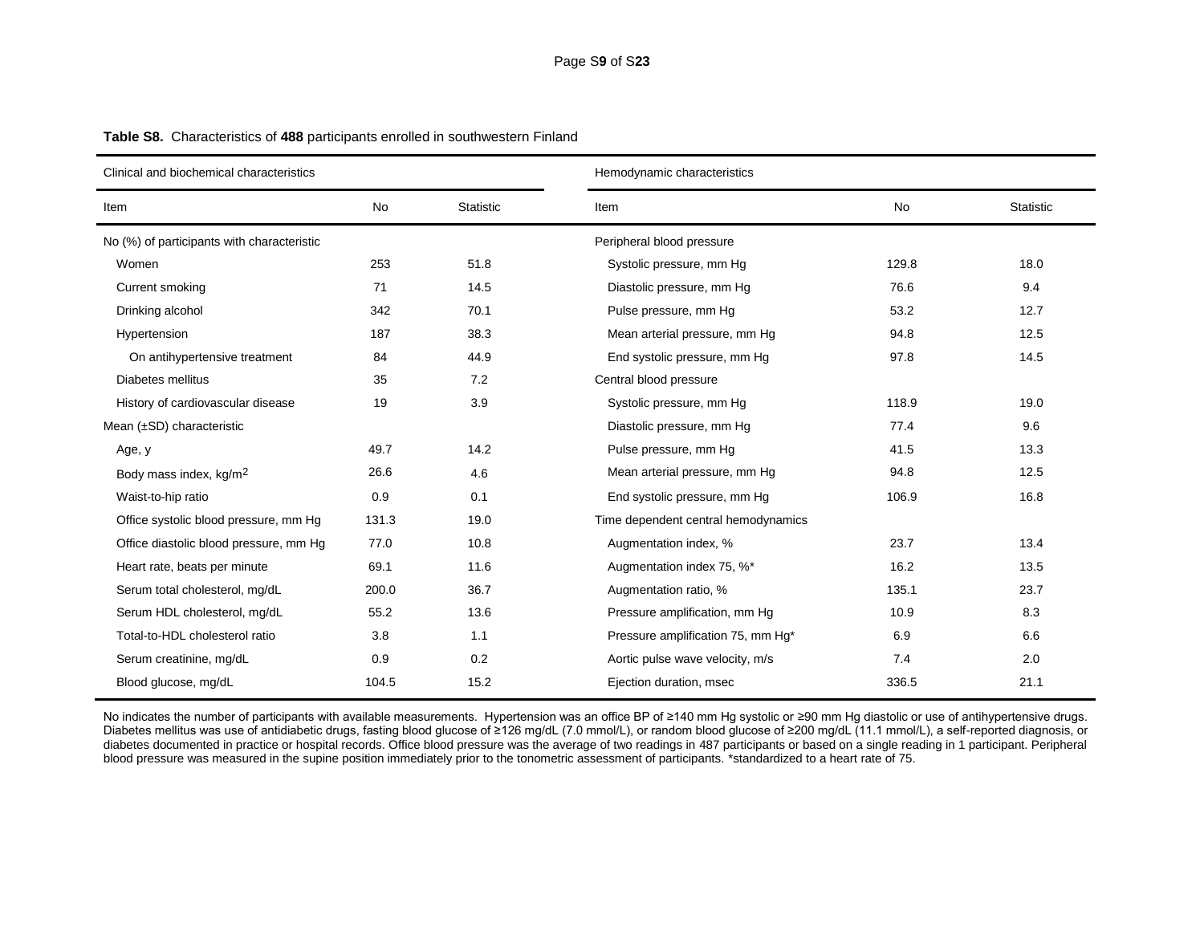**Table S8.** Characteristics of **488** participants enrolled in southwestern Finland

| Clinical and biochemical characteristics | | | Hemodynamic characteristics | | |
|---|---|---|---|---|---|
| Item | No | Statistic | Item | No | Statistic |
| No (%) of participants with characteristic | | | Peripheral blood pressure | | |
| Women | 253 | 51.8 | Systolic pressure, mm Hg | 129.8 | 18.0 |
| Current smoking | 71 | 14.5 | Diastolic pressure, mm Hg | 76.6 | 9.4 |
| Drinking alcohol | 342 | 70.1 | Pulse pressure, mm Hg | 53.2 | 12.7 |
| Hypertension | 187 | 38.3 | Mean arterial pressure, mm Hg | 94.8 | 12.5 |
| On antihypertensive treatment | 84 | 44.9 | End systolic pressure, mm Hg | 97.8 | 14.5 |
| Diabetes mellitus | 35 | 7.2 | Central blood pressure | | |
| History of cardiovascular disease | 19 | 3.9 | Systolic pressure, mm Hg | 118.9 | 19.0 |
| Mean (±SD) characteristic | | | Diastolic pressure, mm Hg | 77.4 | 9.6 |
| Age, y | 49.7 | 14.2 | Pulse pressure, mm Hg | 41.5 | 13.3 |
| Body mass index, kg/m$^2$ | 26.6 | 4.6 | Mean arterial pressure, mm Hg | 94.8 | 12.5 |
| Waist-to-hip ratio | 0.9 | 0.1 | End systolic pressure, mm Hg | 106.9 | 16.8 |
| Office systolic blood pressure, mm Hg | 131.3 | 19.0 | Time dependent central hemodynamics | | |
| Office diastolic blood pressure, mm Hg | 77.0 | 10.8 | Augmentation index, % | 23.7 | 13.4 |
| Heart rate, beats per minute | 69.1 | 11.6 | Augmentation index 75, %* | 16.2 | 13.5 |
| Serum total cholesterol, mg/dL | 200.0 | 36.7 | Augmentation ratio, % | 135.1 | 23.7 |
| Serum HDL cholesterol, mg/dL | 55.2 | 13.6 | Pressure amplification, mm Hg | 10.9 | 8.3 |
| Total-to-HDL cholesterol ratio | 3.8 | 1.1 | Pressure amplification 75, mm Hg* | 6.9 | 6.6 |
| Serum creatinine, mg/dL | 0.9 | 0.2 | Aortic pulse wave velocity, m/s | 7.4 | 2.0 |
| Blood glucose, mg/dL | 104.5 | 15.2 | Ejection duration, msec | 336.5 | 21.1 |

No indicates the number of participants with available measurements. Hypertension was an office BP of ≥140 mm Hg systolic or ≥90 mm Hg diastolic or use of antihypertensive drugs. Diabetes mellitus was use of antidiabetic drugs, fasting blood glucose of ≥126 mg/dL (7.0 mmol/L), or random blood glucose of ≥200 mg/dL (11.1 mmol/L), a self-reported diagnosis, or diabetes documented in practice or hospital records. Office blood pressure was the average of two readings in 487 participants or based on a single reading in 1 participant. Peripheral blood pressure was measured in the supine position immediately prior to the tonometric assessment of participants. *standardized to a heart rate of 75.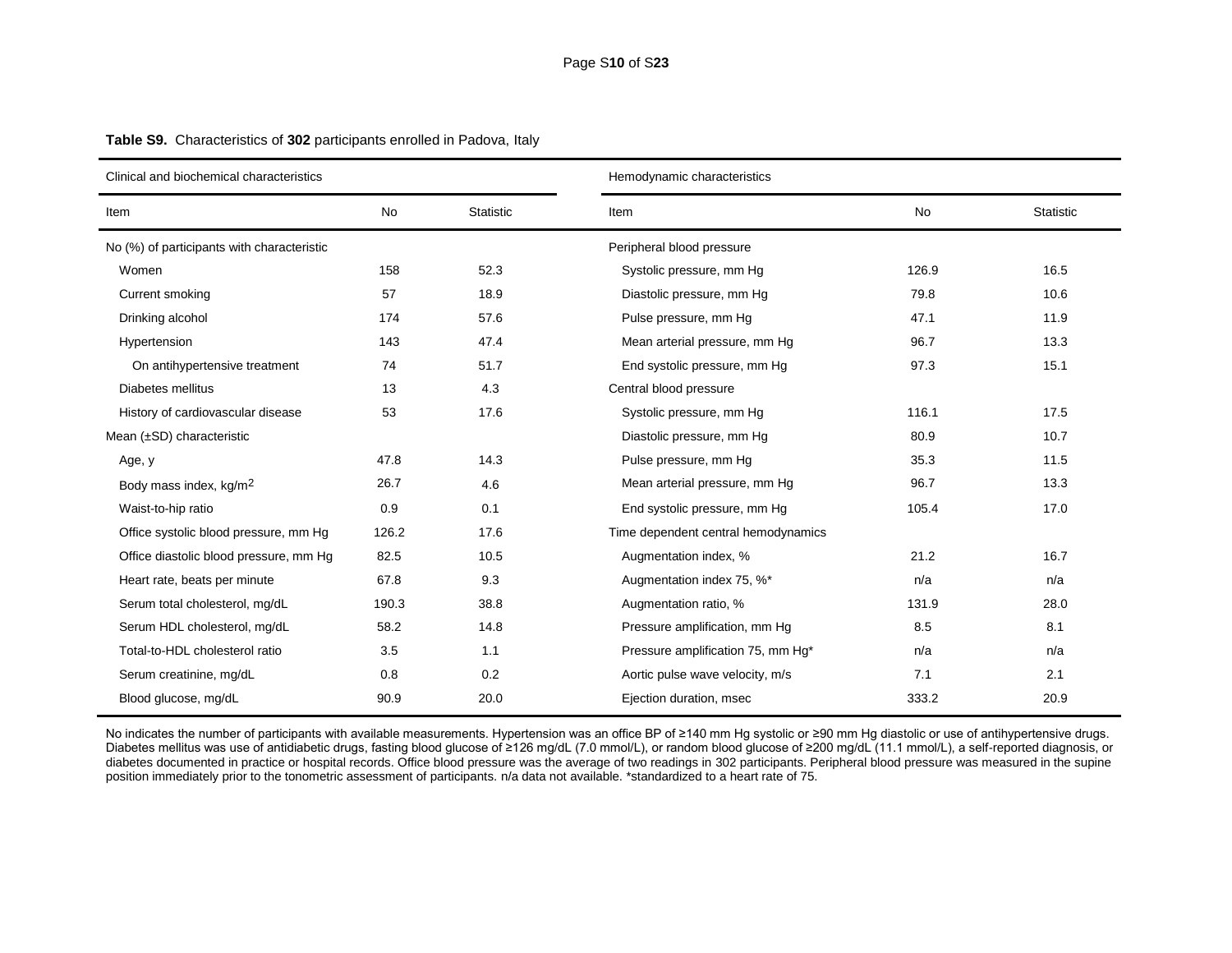**Table S9.** Characteristics of **302** participants enrolled in Padova, Italy

| Clinical and biochemical characteristics | | | Hemodynamic characteristics | | |
|---|---|---|---|---|---|
| Item | No | Statistic | Item | No | Statistic |
| No (%) of participants with characteristic | | | Peripheral blood pressure | | |
| Women | 158 | 52.3 | Systolic pressure, mm Hg | 126.9 | 16.5 |
| Current smoking | 57 | 18.9 | Diastolic pressure, mm Hg | 79.8 | 10.6 |
| Drinking alcohol | 174 | 57.6 | Pulse pressure, mm Hg | 47.1 | 11.9 |
| Hypertension | 143 | 47.4 | Mean arterial pressure, mm Hg | 96.7 | 13.3 |
| On antihypertensive treatment | 74 | 51.7 | End systolic pressure, mm Hg | 97.3 | 15.1 |
| Diabetes mellitus | 13 | 4.3 | Central blood pressure | | |
| History of cardiovascular disease | 53 | 17.6 | Systolic pressure, mm Hg | 116.1 | 17.5 |
| Mean (±SD) characteristic | | | Diastolic pressure, mm Hg | 80.9 | 10.7 |
| Age, y | 47.8 | 14.3 | Pulse pressure, mm Hg | 35.3 | 11.5 |
| Body mass index, kg/m$^2$ | 26.7 | 4.6 | Mean arterial pressure, mm Hg | 96.7 | 13.3 |
| Waist-to-hip ratio | 0.9 | 0.1 | End systolic pressure, mm Hg | 105.4 | 17.0 |
| Office systolic blood pressure, mm Hg | 126.2 | 17.6 | Time dependent central hemodynamics | | |
| Office diastolic blood pressure, mm Hg | 82.5 | 10.5 | Augmentation index, % | 21.2 | 16.7 |
| Heart rate, beats per minute | 67.8 | 9.3 | Augmentation index 75, %* | n/a | n/a |
| Serum total cholesterol, mg/dL | 190.3 | 38.8 | Augmentation ratio, % | 131.9 | 28.0 |
| Serum HDL cholesterol, mg/dL | 58.2 | 14.8 | Pressure amplification, mm Hg | 8.5 | 8.1 |
| Total-to-HDL cholesterol ratio | 3.5 | 1.1 | Pressure amplification 75, mm Hg* | n/a | n/a |
| Serum creatinine, mg/dL | 0.8 | 0.2 | Aortic pulse wave velocity, m/s | 7.1 | 2.1 |
| Blood glucose, mg/dL | 90.9 | 20.0 | Ejection duration, msec | 333.2 | 20.9 |

No indicates the number of participants with available measurements. Hypertension was an office BP of ≥140 mm Hg systolic or ≥90 mm Hg diastolic or use of antihypertensive drugs. Diabetes mellitus was use of antidiabetic drugs, fasting blood glucose of ≥126 mg/dL (7.0 mmol/L), or random blood glucose of ≥200 mg/dL (11.1 mmol/L), a self-reported diagnosis, or diabetes documented in practice or hospital records. Office blood pressure was the average of two readings in 302 participants. Peripheral blood pressure was measured in the supine position immediately prior to the tonometric assessment of participants. n/a data not available. *standardized to a heart rate of 75.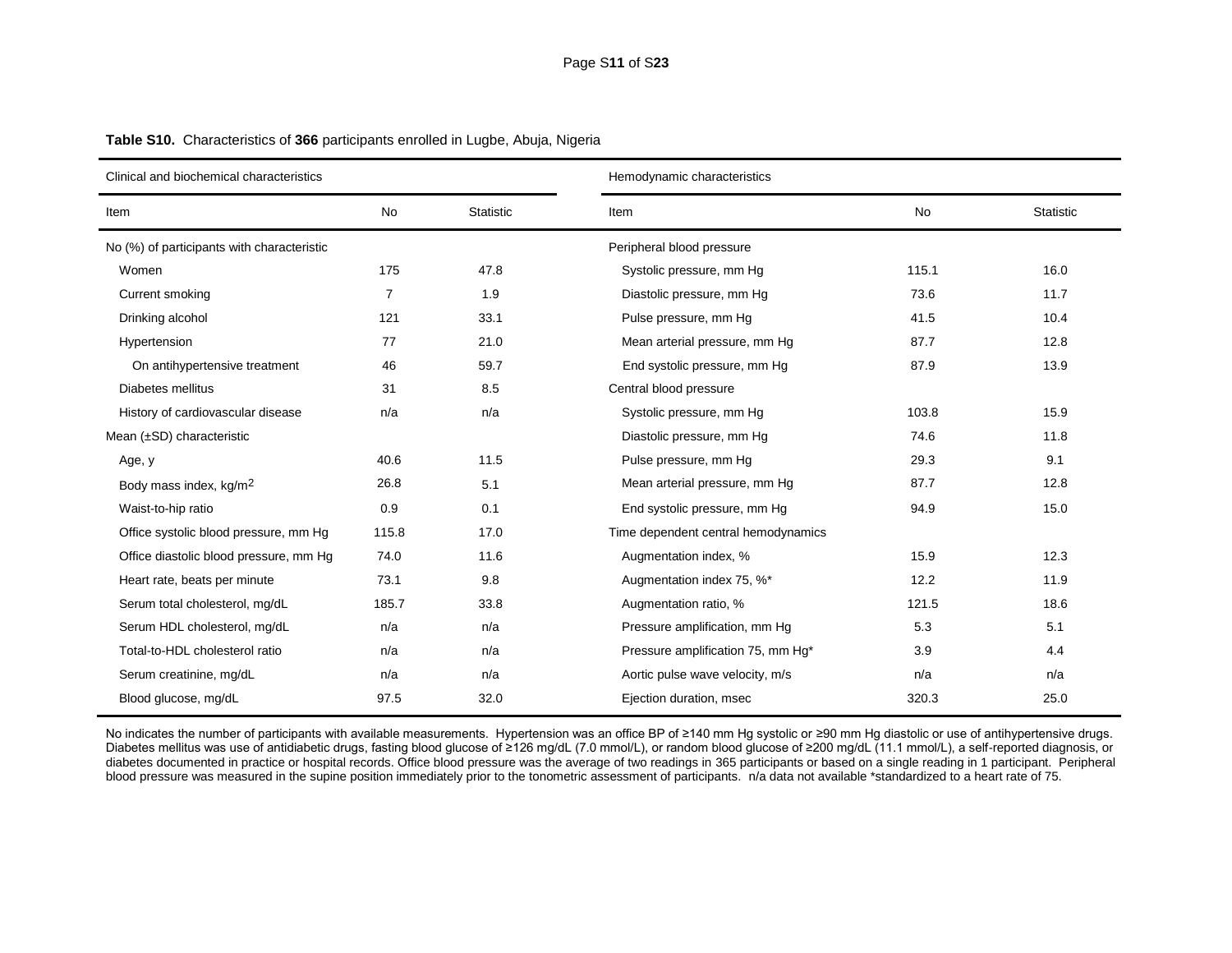**Table S10.** Characteristics of **366** participants enrolled in Lugbe, Abuja, Nigeria

| Clinical and biochemical characteristics | | | Hemodynamic characteristics | | |
|---|---|---|---|---|---|
| Item | No | Statistic | Item | No | Statistic |
| No (%) of participants with characteristic | | | Peripheral blood pressure | | |
| Women | 175 | 47.8 | Systolic pressure, mm Hg | 115.1 | 16.0 |
| Current smoking | 7 | 1.9 | Diastolic pressure, mm Hg | 73.6 | 11.7 |
| Drinking alcohol | 121 | 33.1 | Pulse pressure, mm Hg | 41.5 | 10.4 |
| Hypertension | 77 | 21.0 | Mean arterial pressure, mm Hg | 87.7 | 12.8 |
| On antihypertensive treatment | 46 | 59.7 | End systolic pressure, mm Hg | 87.9 | 13.9 |
| Diabetes mellitus | 31 | 8.5 | Central blood pressure | | |
| History of cardiovascular disease | n/a | n/a | Systolic pressure, mm Hg | 103.8 | 15.9 |
| Mean (±SD) characteristic | | | Diastolic pressure, mm Hg | 74.6 | 11.8 |
| Age, y | 40.6 | 11.5 | Pulse pressure, mm Hg | 29.3 | 9.1 |
| Body mass index, kg/m$^2$ | 26.8 | 5.1 | Mean arterial pressure, mm Hg | 87.7 | 12.8 |
| Waist-to-hip ratio | 0.9 | 0.1 | End systolic pressure, mm Hg | 94.9 | 15.0 |
| Office systolic blood pressure, mm Hg | 115.8 | 17.0 | Time dependent central hemodynamics | | |
| Office diastolic blood pressure, mm Hg | 74.0 | 11.6 | Augmentation index, % | 15.9 | 12.3 |
| Heart rate, beats per minute | 73.1 | 9.8 | Augmentation index 75, %* | 12.2 | 11.9 |
| Serum total cholesterol, mg/dL | 185.7 | 33.8 | Augmentation ratio, % | 121.5 | 18.6 |
| Serum HDL cholesterol, mg/dL | n/a | n/a | Pressure amplification, mm Hg | 5.3 | 5.1 |
| Total-to-HDL cholesterol ratio | n/a | n/a | Pressure amplification 75, mm Hg* | 3.9 | 4.4 |
| Serum creatinine, mg/dL | n/a | n/a | Aortic pulse wave velocity, m/s | n/a | n/a |
| Blood glucose, mg/dL | 97.5 | 32.0 | Ejection duration, msec | 320.3 | 25.0 |

No indicates the number of participants with available measurements. Hypertension was an office BP of ≥140 mm Hg systolic or ≥90 mm Hg diastolic or use of antihypertensive drugs. Diabetes mellitus was use of antidiabetic drugs, fasting blood glucose of ≥126 mg/dL (7.0 mmol/L), or random blood glucose of ≥200 mg/dL (11.1 mmol/L), a self-reported diagnosis, or diabetes documented in practice or hospital records. Office blood pressure was the average of two readings in 365 participants or based on a single reading in 1 participant. Peripheral blood pressure was measured in the supine position immediately prior to the tonometric assessment of participants. n/a data not available *standardized to a heart rate of 75.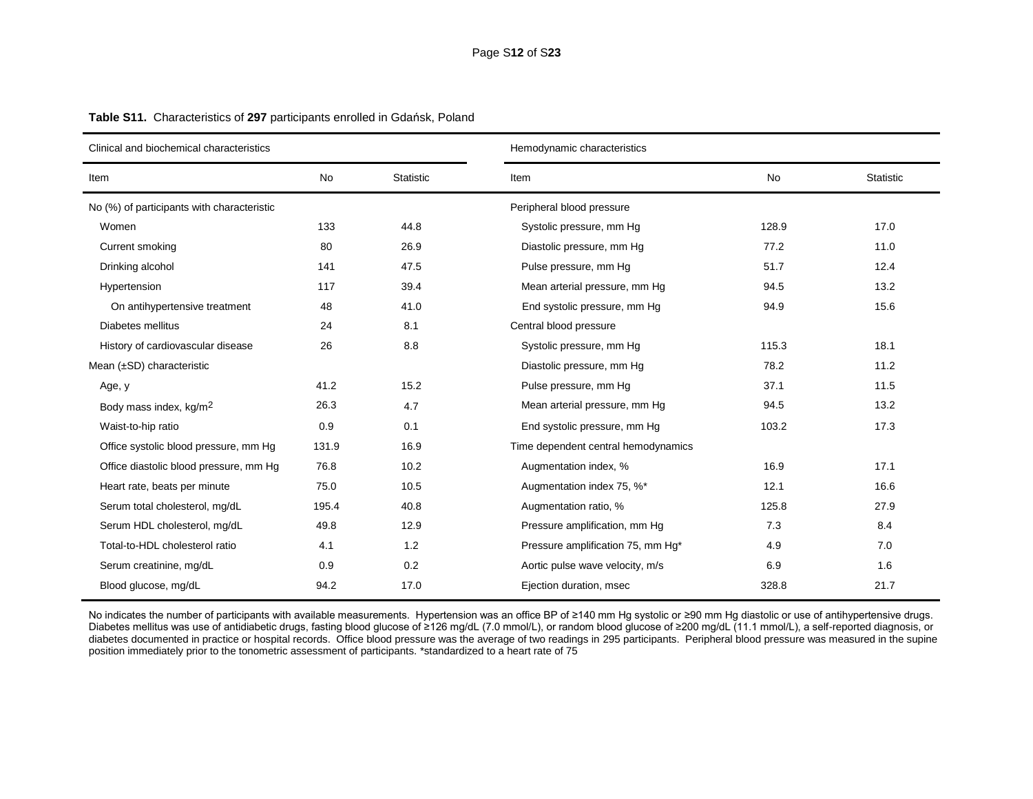**Table S11.** Characteristics of **297** participants enrolled in Gdańsk, Poland

| Clinical and biochemical characteristics | | | Hemodynamic characteristics | | |
|---|---|---|---|---|---|
| Item | No | Statistic | Item | No | Statistic |
| No (%) of participants with characteristic | | | Peripheral blood pressure | | |
| Women | 133 | 44.8 | Systolic pressure, mm Hg | 128.9 | 17.0 |
| Current smoking | 80 | 26.9 | Diastolic pressure, mm Hg | 77.2 | 11.0 |
| Drinking alcohol | 141 | 47.5 | Pulse pressure, mm Hg | 51.7 | 12.4 |
| Hypertension | 117 | 39.4 | Mean arterial pressure, mm Hg | 94.5 | 13.2 |
| On antihypertensive treatment | 48 | 41.0 | End systolic pressure, mm Hg | 94.9 | 15.6 |
| Diabetes mellitus | 24 | 8.1 | Central blood pressure | | |
| History of cardiovascular disease | 26 | 8.8 | Systolic pressure, mm Hg | 115.3 | 18.1 |
| Mean (±SD) characteristic | | | Diastolic pressure, mm Hg | 78.2 | 11.2 |
| Age, y | 41.2 | 15.2 | Pulse pressure, mm Hg | 37.1 | 11.5 |
| Body mass index, kg/m$^2$ | 26.3 | 4.7 | Mean arterial pressure, mm Hg | 94.5 | 13.2 |
| Waist-to-hip ratio | 0.9 | 0.1 | End systolic pressure, mm Hg | 103.2 | 17.3 |
| Office systolic blood pressure, mm Hg | 131.9 | 16.9 | Time dependent central hemodynamics | | |
| Office diastolic blood pressure, mm Hg | 76.8 | 10.2 | Augmentation index, % | 16.9 | 17.1 |
| Heart rate, beats per minute | 75.0 | 10.5 | Augmentation index 75, %* | 12.1 | 16.6 |
| Serum total cholesterol, mg/dL | 195.4 | 40.8 | Augmentation ratio, % | 125.8 | 27.9 |
| Serum HDL cholesterol, mg/dL | 49.8 | 12.9 | Pressure amplification, mm Hg | 7.3 | 8.4 |
| Total-to-HDL cholesterol ratio | 4.1 | 1.2 | Pressure amplification 75, mm Hg* | 4.9 | 7.0 |
| Serum creatinine, mg/dL | 0.9 | 0.2 | Aortic pulse wave velocity, m/s | 6.9 | 1.6 |
| Blood glucose, mg/dL | 94.2 | 17.0 | Ejection duration, msec | 328.8 | 21.7 |

No indicates the number of participants with available measurements. Hypertension was an office BP of ≥140 mm Hg systolic or ≥90 mm Hg diastolic or use of antihypertensive drugs. Diabetes mellitus was use of antidiabetic drugs, fasting blood glucose of ≥126 mg/dL (7.0 mmol/L), or random blood glucose of ≥200 mg/dL (11.1 mmol/L), a self-reported diagnosis, or diabetes documented in practice or hospital records. Office blood pressure was the average of two readings in 295 participants. Peripheral blood pressure was measured in the supine position immediately prior to the tonometric assessment of participants. *standardized to a heart rate of 75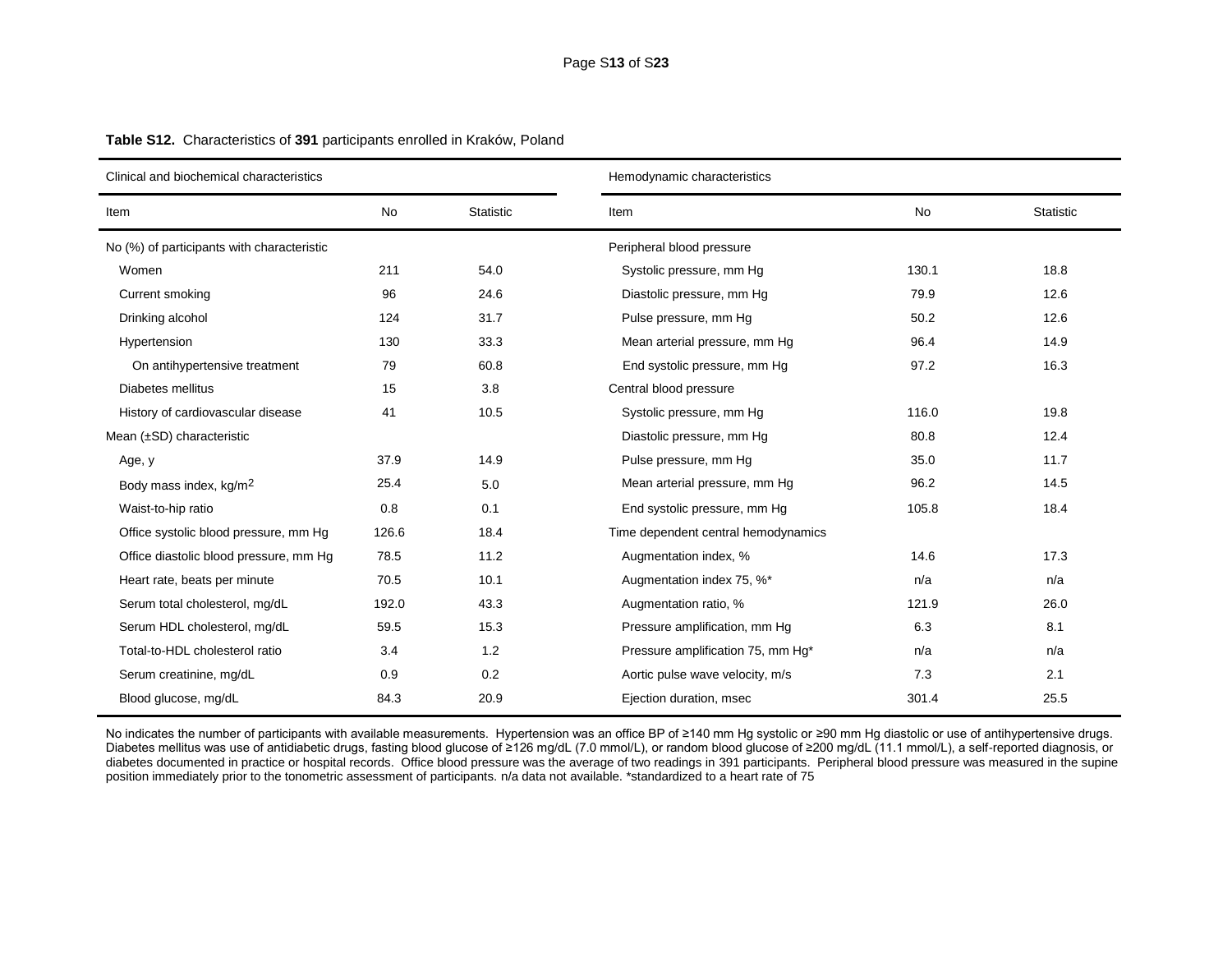**Table S12.** Characteristics of **391** participants enrolled in Kraków, Poland

| Clinical and biochemical characteristics | | | Hemodynamic characteristics | | |
|---|---|---|---|---|---|
| Item | No | Statistic | Item | No | Statistic |
| No (%) of participants with characteristic | | | Peripheral blood pressure | | |
| Women | 211 | 54.0 | Systolic pressure, mm Hg | 130.1 | 18.8 |
| Current smoking | 96 | 24.6 | Diastolic pressure, mm Hg | 79.9 | 12.6 |
| Drinking alcohol | 124 | 31.7 | Pulse pressure, mm Hg | 50.2 | 12.6 |
| Hypertension | 130 | 33.3 | Mean arterial pressure, mm Hg | 96.4 | 14.9 |
| On antihypertensive treatment | 79 | 60.8 | End systolic pressure, mm Hg | 97.2 | 16.3 |
| Diabetes mellitus | 15 | 3.8 | Central blood pressure | | |
| History of cardiovascular disease | 41 | 10.5 | Systolic pressure, mm Hg | 116.0 | 19.8 |
| Mean (±SD) characteristic | | | Diastolic pressure, mm Hg | 80.8 | 12.4 |
| Age, y | 37.9 | 14.9 | Pulse pressure, mm Hg | 35.0 | 11.7 |
| Body mass index, kg/m$^2$ | 25.4 | 5.0 | Mean arterial pressure, mm Hg | 96.2 | 14.5 |
| Waist-to-hip ratio | 0.8 | 0.1 | End systolic pressure, mm Hg | 105.8 | 18.4 |
| Office systolic blood pressure, mm Hg | 126.6 | 18.4 | Time dependent central hemodynamics | | |
| Office diastolic blood pressure, mm Hg | 78.5 | 11.2 | Augmentation index, % | 14.6 | 17.3 |
| Heart rate, beats per minute | 70.5 | 10.1 | Augmentation index 75, %* | n/a | n/a |
| Serum total cholesterol, mg/dL | 192.0 | 43.3 | Augmentation ratio, % | 121.9 | 26.0 |
| Serum HDL cholesterol, mg/dL | 59.5 | 15.3 | Pressure amplification, mm Hg | 6.3 | 8.1 |
| Total-to-HDL cholesterol ratio | 3.4 | 1.2 | Pressure amplification 75, mm Hg* | n/a | n/a |
| Serum creatinine, mg/dL | 0.9 | 0.2 | Aortic pulse wave velocity, m/s | 7.3 | 2.1 |
| Blood glucose, mg/dL | 84.3 | 20.9 | Ejection duration, msec | 301.4 | 25.5 |

No indicates the number of participants with available measurements. Hypertension was an office BP of ≥140 mm Hg systolic or ≥90 mm Hg diastolic or use of antihypertensive drugs. Diabetes mellitus was use of antidiabetic drugs, fasting blood glucose of ≥126 mg/dL (7.0 mmol/L), or random blood glucose of ≥200 mg/dL (11.1 mmol/L), a self-reported diagnosis, or diabetes documented in practice or hospital records. Office blood pressure was the average of two readings in 391 participants. Peripheral blood pressure was measured in the supine position immediately prior to the tonometric assessment of participants. n/a data not available. *standardized to a heart rate of 75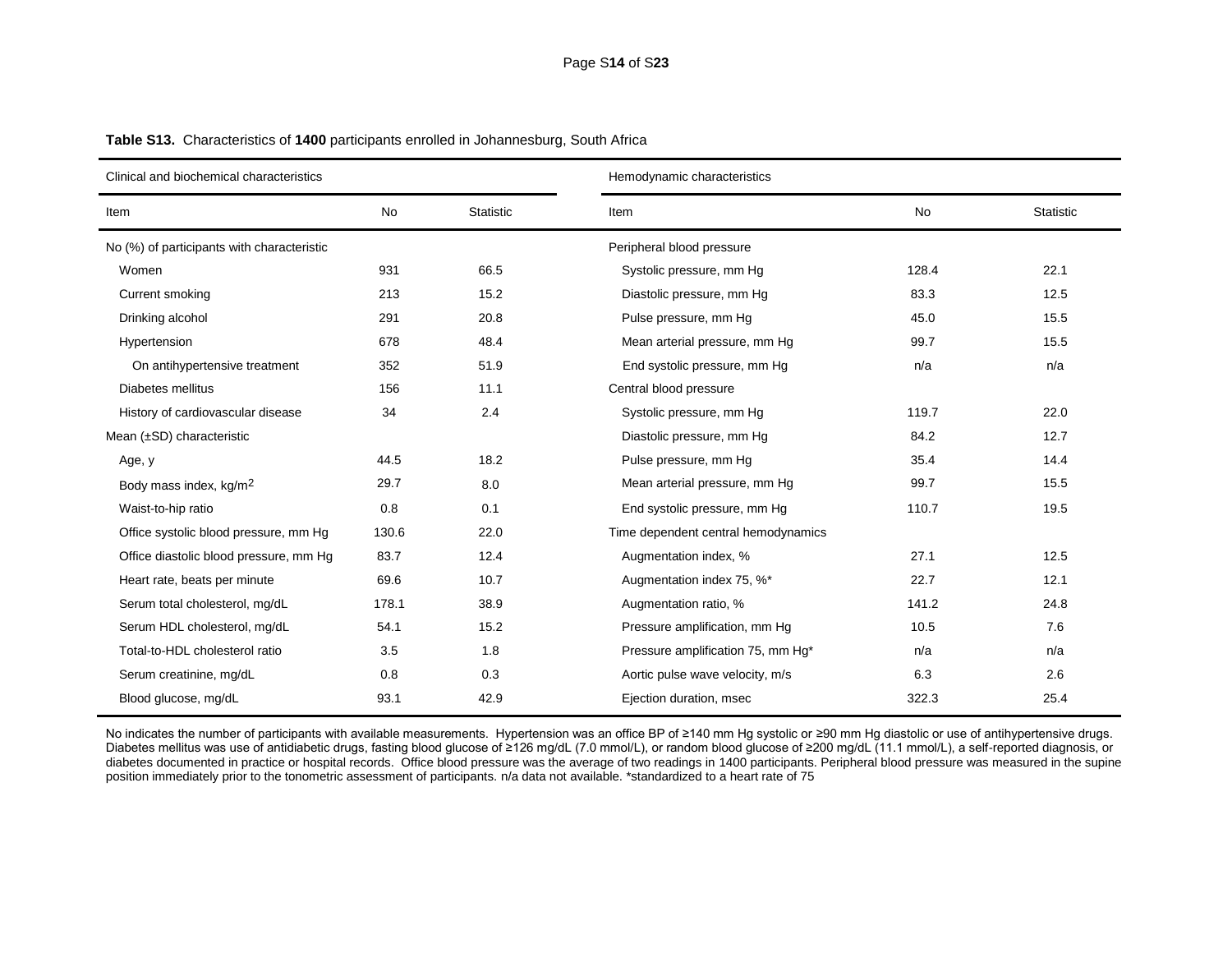**Table S13.** Characteristics of **1400** participants enrolled in Johannesburg, South Africa

| Clinical and biochemical characteristics | | | Hemodynamic characteristics | | |
|---|---|---|---|---|---|
| Item | No | Statistic | Item | No | Statistic |
| No (%) of participants with characteristic | | | Peripheral blood pressure | | |
| Women | 931 | 66.5 | Systolic pressure, mm Hg | 128.4 | 22.1 |
| Current smoking | 213 | 15.2 | Diastolic pressure, mm Hg | 83.3 | 12.5 |
| Drinking alcohol | 291 | 20.8 | Pulse pressure, mm Hg | 45.0 | 15.5 |
| Hypertension | 678 | 48.4 | Mean arterial pressure, mm Hg | 99.7 | 15.5 |
| On antihypertensive treatment | 352 | 51.9 | End systolic pressure, mm Hg | n/a | n/a |
| Diabetes mellitus | 156 | 11.1 | Central blood pressure | | |
| History of cardiovascular disease | 34 | 2.4 | Systolic pressure, mm Hg | 119.7 | 22.0 |
| Mean (±SD) characteristic | | | Diastolic pressure, mm Hg | 84.2 | 12.7 |
| Age, y | 44.5 | 18.2 | Pulse pressure, mm Hg | 35.4 | 14.4 |
| Body mass index, kg/m$^2$ | 29.7 | 8.0 | Mean arterial pressure, mm Hg | 99.7 | 15.5 |
| Waist-to-hip ratio | 0.8 | 0.1 | End systolic pressure, mm Hg | 110.7 | 19.5 |
| Office systolic blood pressure, mm Hg | 130.6 | 22.0 | Time dependent central hemodynamics | | |
| Office diastolic blood pressure, mm Hg | 83.7 | 12.4 | Augmentation index, % | 27.1 | 12.5 |
| Heart rate, beats per minute | 69.6 | 10.7 | Augmentation index 75, %* | 22.7 | 12.1 |
| Serum total cholesterol, mg/dL | 178.1 | 38.9 | Augmentation ratio, % | 141.2 | 24.8 |
| Serum HDL cholesterol, mg/dL | 54.1 | 15.2 | Pressure amplification, mm Hg | 10.5 | 7.6 |
| Total-to-HDL cholesterol ratio | 3.5 | 1.8 | Pressure amplification 75, mm Hg* | n/a | n/a |
| Serum creatinine, mg/dL | 0.8 | 0.3 | Aortic pulse wave velocity, m/s | 6.3 | 2.6 |
| Blood glucose, mg/dL | 93.1 | 42.9 | Ejection duration, msec | 322.3 | 25.4 |

No indicates the number of participants with available measurements. Hypertension was an office BP of ≥140 mm Hg systolic or ≥90 mm Hg diastolic or use of antihypertensive drugs. Diabetes mellitus was use of antidiabetic drugs, fasting blood glucose of ≥126 mg/dL (7.0 mmol/L), or random blood glucose of ≥200 mg/dL (11.1 mmol/L), a self-reported diagnosis, or diabetes documented in practice or hospital records. Office blood pressure was the average of two readings in 1400 participants. Peripheral blood pressure was measured in the supine position immediately prior to the tonometric assessment of participants. n/a data not available. *standardized to a heart rate of 75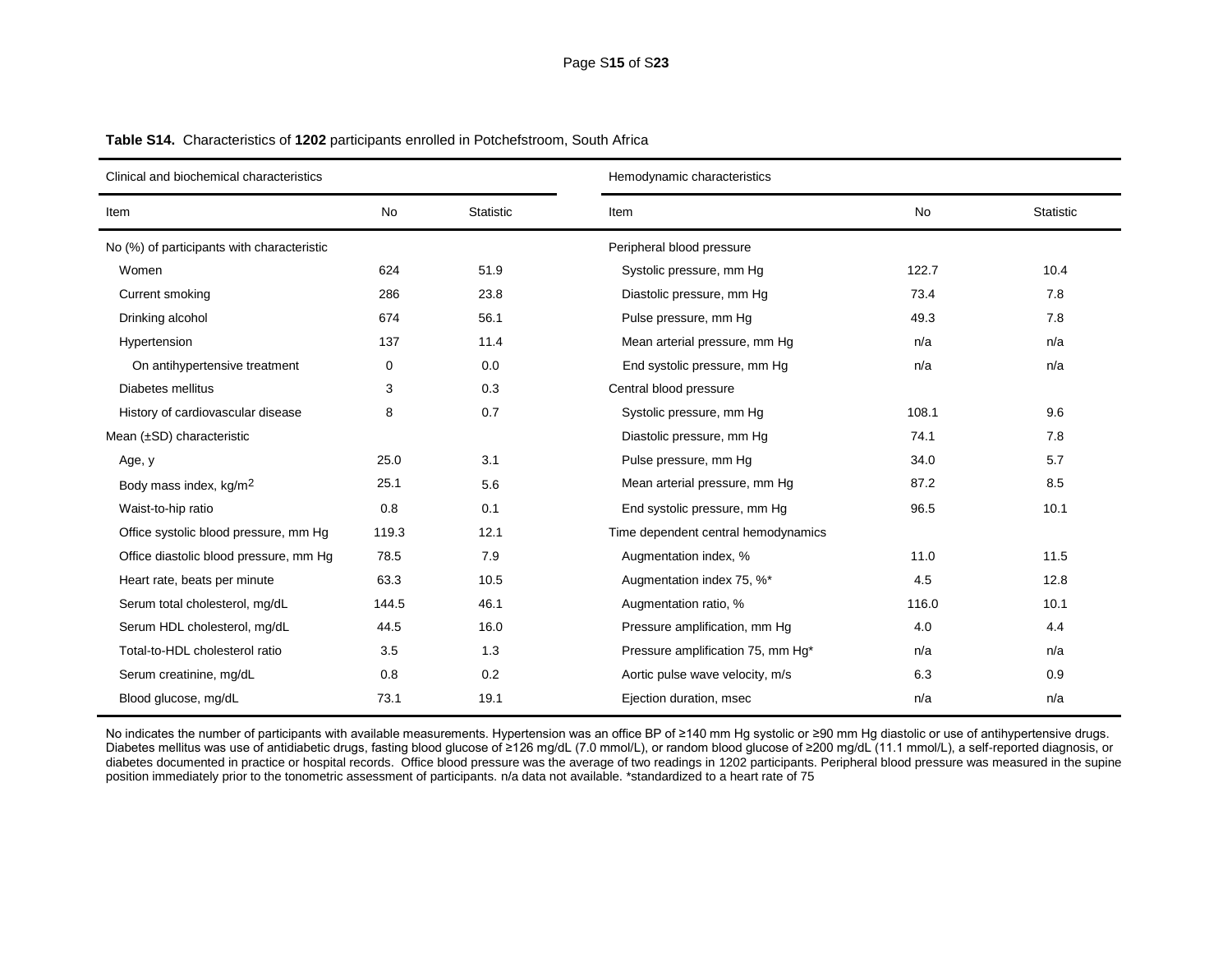**Table S14.** Characteristics of **1202** participants enrolled in Potchefstroom, South Africa

| Clinical and biochemical characteristics | | | Hemodynamic characteristics | | |
|---|---|---|---|---|---|
| Item | No | Statistic | Item | No | Statistic |
| No (%) of participants with characteristic | | | Peripheral blood pressure | | |
| Women | 624 | 51.9 | Systolic pressure, mm Hg | 122.7 | 10.4 |
| Current smoking | 286 | 23.8 | Diastolic pressure, mm Hg | 73.4 | 7.8 |
| Drinking alcohol | 674 | 56.1 | Pulse pressure, mm Hg | 49.3 | 7.8 |
| Hypertension | 137 | 11.4 | Mean arterial pressure, mm Hg | n/a | n/a |
| On antihypertensive treatment | 0 | 0.0 | End systolic pressure, mm Hg | n/a | n/a |
| Diabetes mellitus | 3 | 0.3 | Central blood pressure | | |
| History of cardiovascular disease | 8 | 0.7 | Systolic pressure, mm Hg | 108.1 | 9.6 |
| Mean (±SD) characteristic | | | Diastolic pressure, mm Hg | 74.1 | 7.8 |
| Age, y | 25.0 | 3.1 | Pulse pressure, mm Hg | 34.0 | 5.7 |
| Body mass index, kg/m$^2$ | 25.1 | 5.6 | Mean arterial pressure, mm Hg | 87.2 | 8.5 |
| Waist-to-hip ratio | 0.8 | 0.1 | End systolic pressure, mm Hg | 96.5 | 10.1 |
| Office systolic blood pressure, mm Hg | 119.3 | 12.1 | Time dependent central hemodynamics | | |
| Office diastolic blood pressure, mm Hg | 78.5 | 7.9 | Augmentation index, % | 11.0 | 11.5 |
| Heart rate, beats per minute | 63.3 | 10.5 | Augmentation index 75, %* | 4.5 | 12.8 |
| Serum total cholesterol, mg/dL | 144.5 | 46.1 | Augmentation ratio, % | 116.0 | 10.1 |
| Serum HDL cholesterol, mg/dL | 44.5 | 16.0 | Pressure amplification, mm Hg | 4.0 | 4.4 |
| Total-to-HDL cholesterol ratio | 3.5 | 1.3 | Pressure amplification 75, mm Hg* | n/a | n/a |
| Serum creatinine, mg/dL | 0.8 | 0.2 | Aortic pulse wave velocity, m/s | 6.3 | 0.9 |
| Blood glucose, mg/dL | 73.1 | 19.1 | Ejection duration, msec | n/a | n/a |

No indicates the number of participants with available measurements. Hypertension was an office BP of ≥140 mm Hg systolic or ≥90 mm Hg diastolic or use of antihypertensive drugs. Diabetes mellitus was use of antidiabetic drugs, fasting blood glucose of ≥126 mg/dL (7.0 mmol/L), or random blood glucose of ≥200 mg/dL (11.1 mmol/L), a self-reported diagnosis, or diabetes documented in practice or hospital records. Office blood pressure was the average of two readings in 1202 participants. Peripheral blood pressure was measured in the supine position immediately prior to the tonometric assessment of participants. n/a data not available. *standardized to a heart rate of 75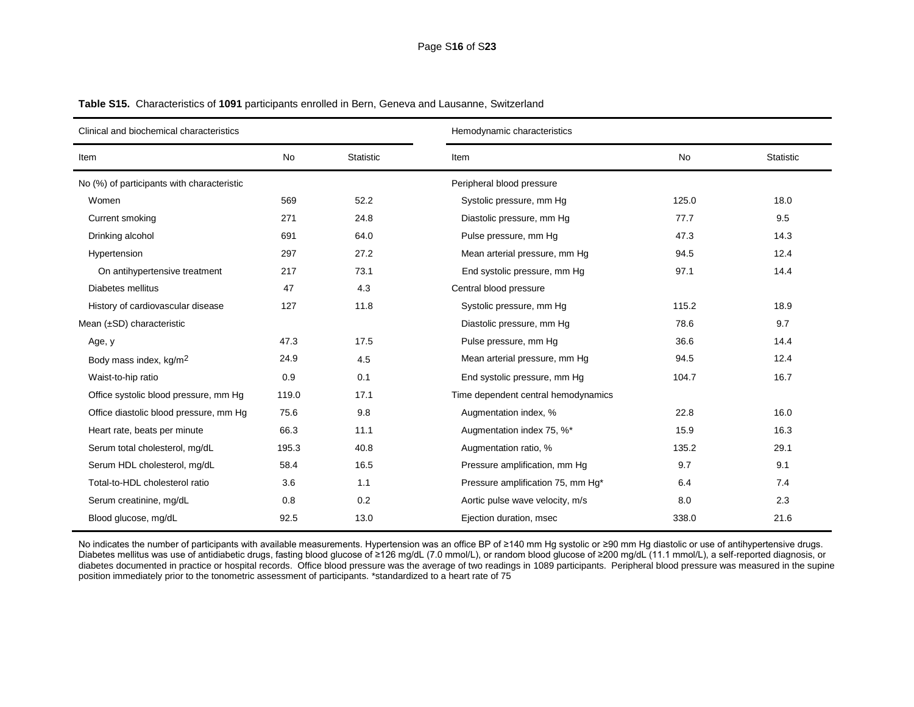**Table S15.** Characteristics of **1091** participants enrolled in Bern, Geneva and Lausanne, Switzerland

| Clinical and biochemical characteristics | | | Hemodynamic characteristics | | |
|---|---|---|---|---|---|
| Item | No | Statistic | Item | No | Statistic |
| No (%) of participants with characteristic | | | Peripheral blood pressure | | |
| Women | 569 | 52.2 | Systolic pressure, mm Hg | 125.0 | 18.0 |
| Current smoking | 271 | 24.8 | Diastolic pressure, mm Hg | 77.7 | 9.5 |
| Drinking alcohol | 691 | 64.0 | Pulse pressure, mm Hg | 47.3 | 14.3 |
| Hypertension | 297 | 27.2 | Mean arterial pressure, mm Hg | 94.5 | 12.4 |
| On antihypertensive treatment | 217 | 73.1 | End systolic pressure, mm Hg | 97.1 | 14.4 |
| Diabetes mellitus | 47 | 4.3 | Central blood pressure | | |
| History of cardiovascular disease | 127 | 11.8 | Systolic pressure, mm Hg | 115.2 | 18.9 |
| Mean (±SD) characteristic | | | Diastolic pressure, mm Hg | 78.6 | 9.7 |
| Age, y | 47.3 | 17.5 | Pulse pressure, mm Hg | 36.6 | 14.4 |
| Body mass index, kg/m$^2$ | 24.9 | 4.5 | Mean arterial pressure, mm Hg | 94.5 | 12.4 |
| Waist-to-hip ratio | 0.9 | 0.1 | End systolic pressure, mm Hg | 104.7 | 16.7 |
| Office systolic blood pressure, mm Hg | 119.0 | 17.1 | Time dependent central hemodynamics | | |
| Office diastolic blood pressure, mm Hg | 75.6 | 9.8 | Augmentation index, % | 22.8 | 16.0 |
| Heart rate, beats per minute | 66.3 | 11.1 | Augmentation index 75, %* | 15.9 | 16.3 |
| Serum total cholesterol, mg/dL | 195.3 | 40.8 | Augmentation ratio, % | 135.2 | 29.1 |
| Serum HDL cholesterol, mg/dL | 58.4 | 16.5 | Pressure amplification, mm Hg | 9.7 | 9.1 |
| Total-to-HDL cholesterol ratio | 3.6 | 1.1 | Pressure amplification 75, mm Hg* | 6.4 | 7.4 |
| Serum creatinine, mg/dL | 0.8 | 0.2 | Aortic pulse wave velocity, m/s | 8.0 | 2.3 |
| Blood glucose, mg/dL | 92.5 | 13.0 | Ejection duration, msec | 338.0 | 21.6 |

No indicates the number of participants with available measurements. Hypertension was an office BP of ≥140 mm Hg systolic or ≥90 mm Hg diastolic or use of antihypertensive drugs. Diabetes mellitus was use of antidiabetic drugs, fasting blood glucose of ≥126 mg/dL (7.0 mmol/L), or random blood glucose of ≥200 mg/dL (11.1 mmol/L), a self-reported diagnosis, or diabetes documented in practice or hospital records. Office blood pressure was the average of two readings in 1089 participants. Peripheral blood pressure was measured in the supine position immediately prior to the tonometric assessment of participants. *standardized to a heart rate of 75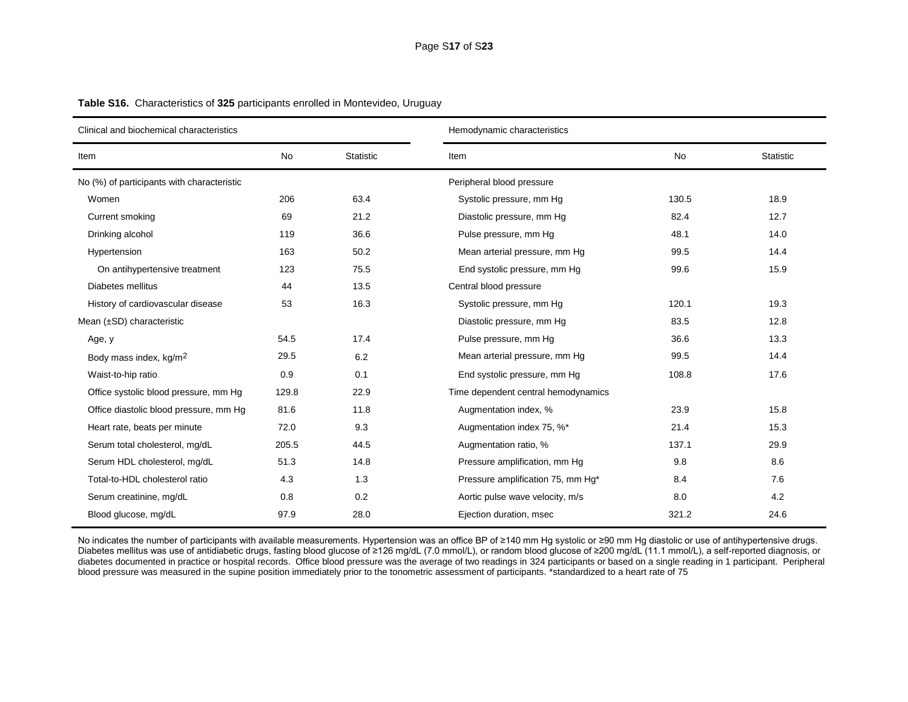**Table S16.** Characteristics of **325** participants enrolled in Montevideo, Uruguay

| Clinical and biochemical characteristics | | | Hemodynamic characteristics | | |
|---|---|---|---|---|---|
| Item | No | Statistic | Item | No | Statistic |
| No (%) of participants with characteristic | | | Peripheral blood pressure | | |
| Women | 206 | 63.4 | Systolic pressure, mm Hg | 130.5 | 18.9 |
| Current smoking | 69 | 21.2 | Diastolic pressure, mm Hg | 82.4 | 12.7 |
| Drinking alcohol | 119 | 36.6 | Pulse pressure, mm Hg | 48.1 | 14.0 |
| Hypertension | 163 | 50.2 | Mean arterial pressure, mm Hg | 99.5 | 14.4 |
| On antihypertensive treatment | 123 | 75.5 | End systolic pressure, mm Hg | 99.6 | 15.9 |
| Diabetes mellitus | 44 | 13.5 | Central blood pressure | | |
| History of cardiovascular disease | 53 | 16.3 | Systolic pressure, mm Hg | 120.1 | 19.3 |
| Mean (±SD) characteristic | | | Diastolic pressure, mm Hg | 83.5 | 12.8 |
| Age, y | 54.5 | 17.4 | Pulse pressure, mm Hg | 36.6 | 13.3 |
| Body mass index, kg/m$^2$ | 29.5 | 6.2 | Mean arterial pressure, mm Hg | 99.5 | 14.4 |
| Waist-to-hip ratio | 0.9 | 0.1 | End systolic pressure, mm Hg | 108.8 | 17.6 |
| Office systolic blood pressure, mm Hg | 129.8 | 22.9 | Time dependent central hemodynamics | | |
| Office diastolic blood pressure, mm Hg | 81.6 | 11.8 | Augmentation index, % | 23.9 | 15.8 |
| Heart rate, beats per minute | 72.0 | 9.3 | Augmentation index 75, %* | 21.4 | 15.3 |
| Serum total cholesterol, mg/dL | 205.5 | 44.5 | Augmentation ratio, % | 137.1 | 29.9 |
| Serum HDL cholesterol, mg/dL | 51.3 | 14.8 | Pressure amplification, mm Hg | 9.8 | 8.6 |
| Total-to-HDL cholesterol ratio | 4.3 | 1.3 | Pressure amplification 75, mm Hg* | 8.4 | 7.6 |
| Serum creatinine, mg/dL | 0.8 | 0.2 | Aortic pulse wave velocity, m/s | 8.0 | 4.2 |
| Blood glucose, mg/dL | 97.9 | 28.0 | Ejection duration, msec | 321.2 | 24.6 |

No indicates the number of participants with available measurements. Hypertension was an office BP of ≥140 mm Hg systolic or ≥90 mm Hg diastolic or use of antihypertensive drugs. Diabetes mellitus was use of antidiabetic drugs, fasting blood glucose of ≥126 mg/dL (7.0 mmol/L), or random blood glucose of ≥200 mg/dL (11.1 mmol/L), a self-reported diagnosis, or diabetes documented in practice or hospital records. Office blood pressure was the average of two readings in 324 participants or based on a single reading in 1 participant. Peripheral blood pressure was measured in the supine position immediately prior to the tonometric assessment of participants. *standardized to a heart rate of 75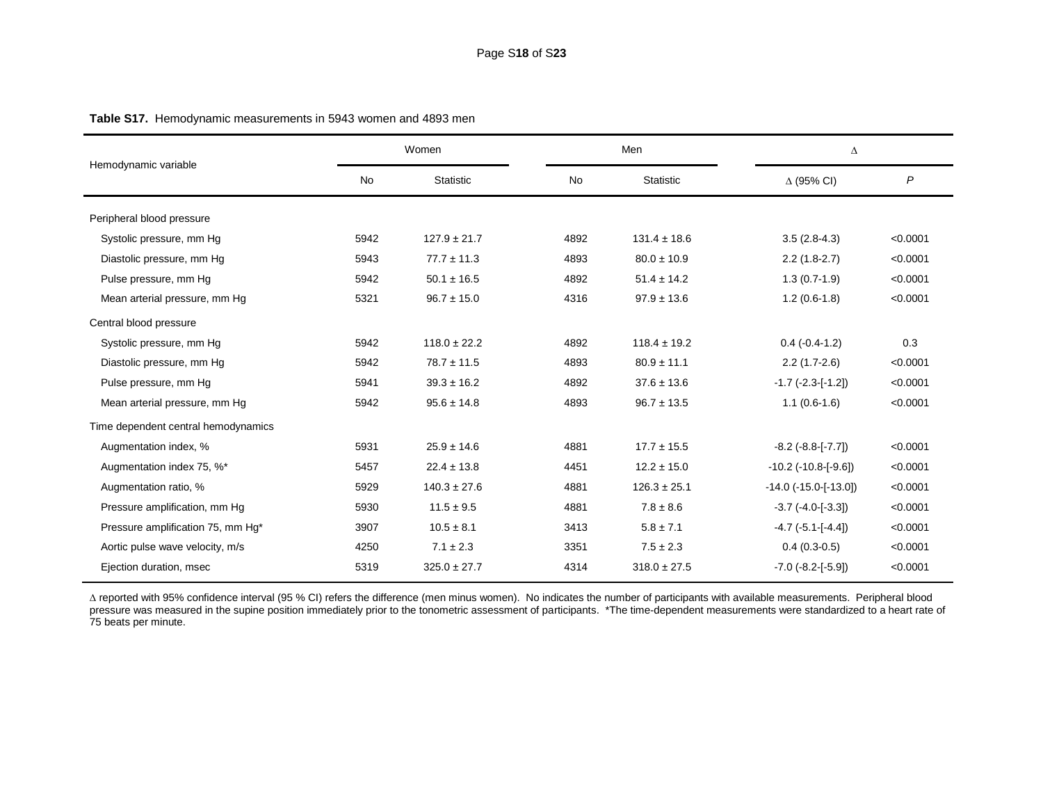**Table S17.** Hemodynamic measurements in 5943 women and 4893 men

| Hemodynamic variable | Women | | Men | | Δ | |
|---|---|---|---|---|---|---|
| | No | Statistic | No | Statistic | Δ (95% CI) | *P* |
| Peripheral blood pressure | | | | | | |
| Systolic pressure, mm Hg | 5942 | 127.9 ± 21.7 | 4892 | 131.4 ± 18.6 | 3.5 (2.8-4.3) | <0.0001 |
| Diastolic pressure, mm Hg | 5943 | 77.7 ± 11.3 | 4893 | 80.0 ± 10.9 | 2.2 (1.8-2.7) | <0.0001 |
| Pulse pressure, mm Hg | 5942 | 50.1 ± 16.5 | 4892 | 51.4 ± 14.2 | 1.3 (0.7-1.9) | <0.0001 |
| Mean arterial pressure, mm Hg | 5321 | 96.7 ± 15.0 | 4316 | 97.9 ± 13.6 | 1.2 (0.6-1.8) | <0.0001 |
| Central blood pressure | | | | | | |
| Systolic pressure, mm Hg | 5942 | 118.0 ± 22.2 | 4892 | 118.4 ± 19.2 | 0.4 (-0.4-1.2) | 0.3 |
| Diastolic pressure, mm Hg | 5942 | 78.7 ± 11.5 | 4893 | 80.9 ± 11.1 | 2.2 (1.7-2.6) | <0.0001 |
| Pulse pressure, mm Hg | 5941 | 39.3 ± 16.2 | 4892 | 37.6 ± 13.6 | -1.7 (-2.3-[-1.2]) | <0.0001 |
| Mean arterial pressure, mm Hg | 5942 | 95.6 ± 14.8 | 4893 | 96.7 ± 13.5 | 1.1 (0.6-1.6) | <0.0001 |
| Time dependent central hemodynamics | | | | | | |
| Augmentation index, % | 5931 | 25.9 ± 14.6 | 4881 | 17.7 ± 15.5 | -8.2 (-8.8-[-7.7]) | <0.0001 |
| Augmentation index 75, %* | 5457 | 22.4 ± 13.8 | 4451 | 12.2 ± 15.0 | -10.2 (-10.8-[-9.6]) | <0.0001 |
| Augmentation ratio, % | 5929 | 140.3 ± 27.6 | 4881 | 126.3 ± 25.1 | -14.0 (-15.0-[-13.0]) | <0.0001 |
| Pressure amplification, mm Hg | 5930 | 11.5 ± 9.5 | 4881 | 7.8 ± 8.6 | -3.7 (-4.0-[-3.3]) | <0.0001 |
| Pressure amplification 75, mm Hg* | 3907 | 10.5 ± 8.1 | 3413 | 5.8 ± 7.1 | -4.7 (-5.1-[-4.4]) | <0.0001 |
| Aortic pulse wave velocity, m/s | 4250 | 7.1 ± 2.3 | 3351 | 7.5 ± 2.3 | 0.4 (0.3-0.5) | <0.0001 |
| Ejection duration, msec | 5319 | 325.0 ± 27.7 | 4314 | 318.0 ± 27.5 | -7.0 (-8.2-[-5.9]) | <0.0001 |

Δ reported with 95% confidence interval (95 % CI) refers the difference (men minus women). No indicates the number of participants with available measurements. Peripheral blood pressure was measured in the supine position immediately prior to the tonometric assessment of participants. *The time-dependent measurements were standardized to a heart rate of 75 beats per minute.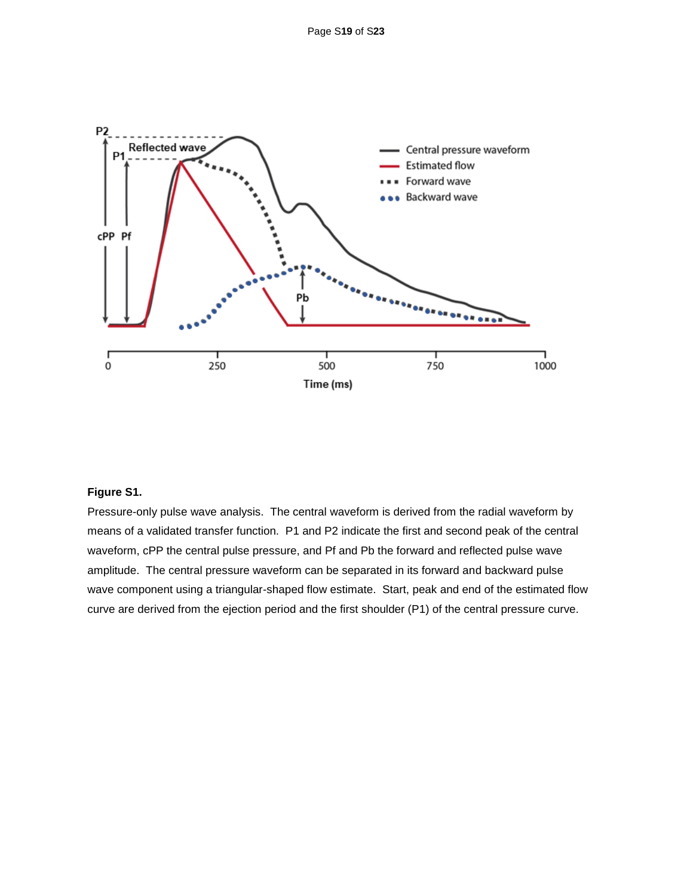**Figure S1.**

Pressure-only pulse wave analysis. The central waveform is derived from the radial waveform by means of a validated transfer function. P1 and P2 indicate the first and second peak of the central waveform, cPP the central pulse pressure, and Pf and Pb the forward and reflected pulse wave amplitude. The central pressure waveform can be separated in its forward and backward pulse wave component using a triangular-shaped flow estimate. Start, peak and end of the estimated flow curve are derived from the ejection period and the first shoulder (P1) of the central pressure curve.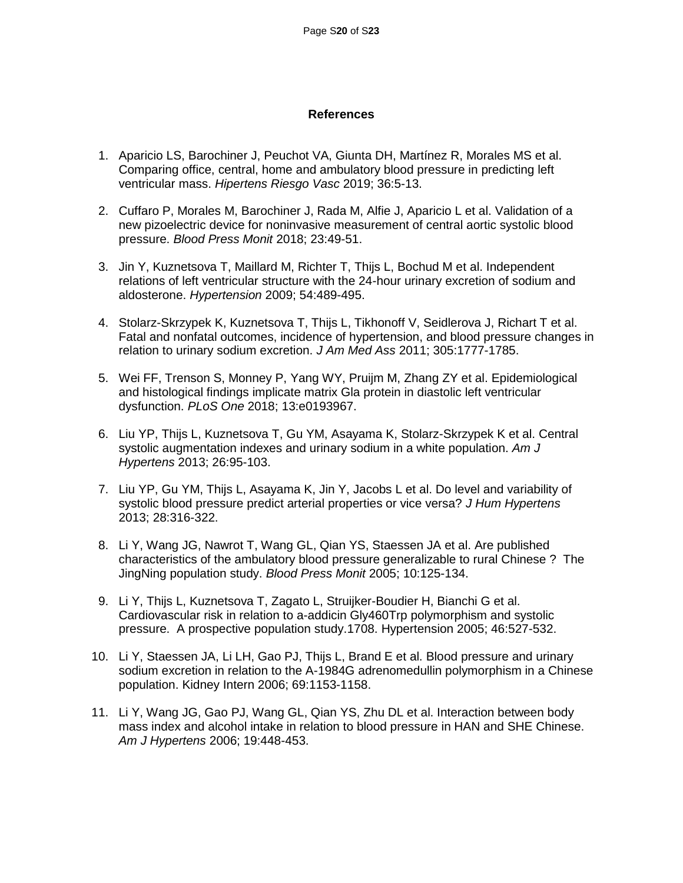## References

1. Aparicio LS, Barochiner J, Peuchot VA, Giunta DH, Martínez R, Morales MS et al. Comparing office, central, home and ambulatory blood pressure in predicting left ventricular mass. *Hipertens Riesgo Vasc* 2019; 36:5-13.

2. Cuffaro P, Morales M, Barochiner J, Rada M, Alfie J, Aparicio L et al. Validation of a new pizoelectric device for noninvasive measurement of central aortic systolic blood pressure. *Blood Press Monit* 2018; 23:49-51.

3. Jin Y, Kuznetsova T, Maillard M, Richter T, Thijs L, Bochud M et al. Independent relations of left ventricular structure with the 24-hour urinary excretion of sodium and aldosterone. *Hypertension* 2009; 54:489-495.

4. Stolarz-Skrzypek K, Kuznetsova T, Thijs L, Tikhonoff V, Seidlerova J, Richart T et al. Fatal and nonfatal outcomes, incidence of hypertension, and blood pressure changes in relation to urinary sodium excretion. *J Am Med Ass* 2011; 305:1777-1785.

5. Wei FF, Trenson S, Monney P, Yang WY, Pruijm M, Zhang ZY et al. Epidemiological and histological findings implicate matrix Gla protein in diastolic left ventricular dysfunction. *PLoS One* 2018; 13:e0193967.

6. Liu YP, Thijs L, Kuznetsova T, Gu YM, Asayama K, Stolarz-Skrzypek K et al. Central systolic augmentation indexes and urinary sodium in a white population. *Am J Hypertens* 2013; 26:95-103.

7. Liu YP, Gu YM, Thijs L, Asayama K, Jin Y, Jacobs L et al. Do level and variability of systolic blood pressure predict arterial properties or vice versa? *J Hum Hypertens* 2013; 28:316-322.

8. Li Y, Wang JG, Nawrot T, Wang GL, Qian YS, Staessen JA et al. Are published characteristics of the ambulatory blood pressure generalizable to rural Chinese ? The JingNing population study. *Blood Press Monit* 2005; 10:125-134.

9. Li Y, Thijs L, Kuznetsova T, Zagato L, Struijker-Boudier H, Bianchi G et al. Cardiovascular risk in relation to a-addicin Gly460Trp polymorphism and systolic pressure. A prospective population study.1708. Hypertension 2005; 46:527-532.

10. Li Y, Staessen JA, Li LH, Gao PJ, Thijs L, Brand E et al. Blood pressure and urinary sodium excretion in relation to the A-1984G adrenomedullin polymorphism in a Chinese population. Kidney Intern 2006; 69:1153-1158.

11. Li Y, Wang JG, Gao PJ, Wang GL, Qian YS, Zhu DL et al. Interaction between body mass index and alcohol intake in relation to blood pressure in HAN and SHE Chinese. *Am J Hypertens* 2006; 19:448-453.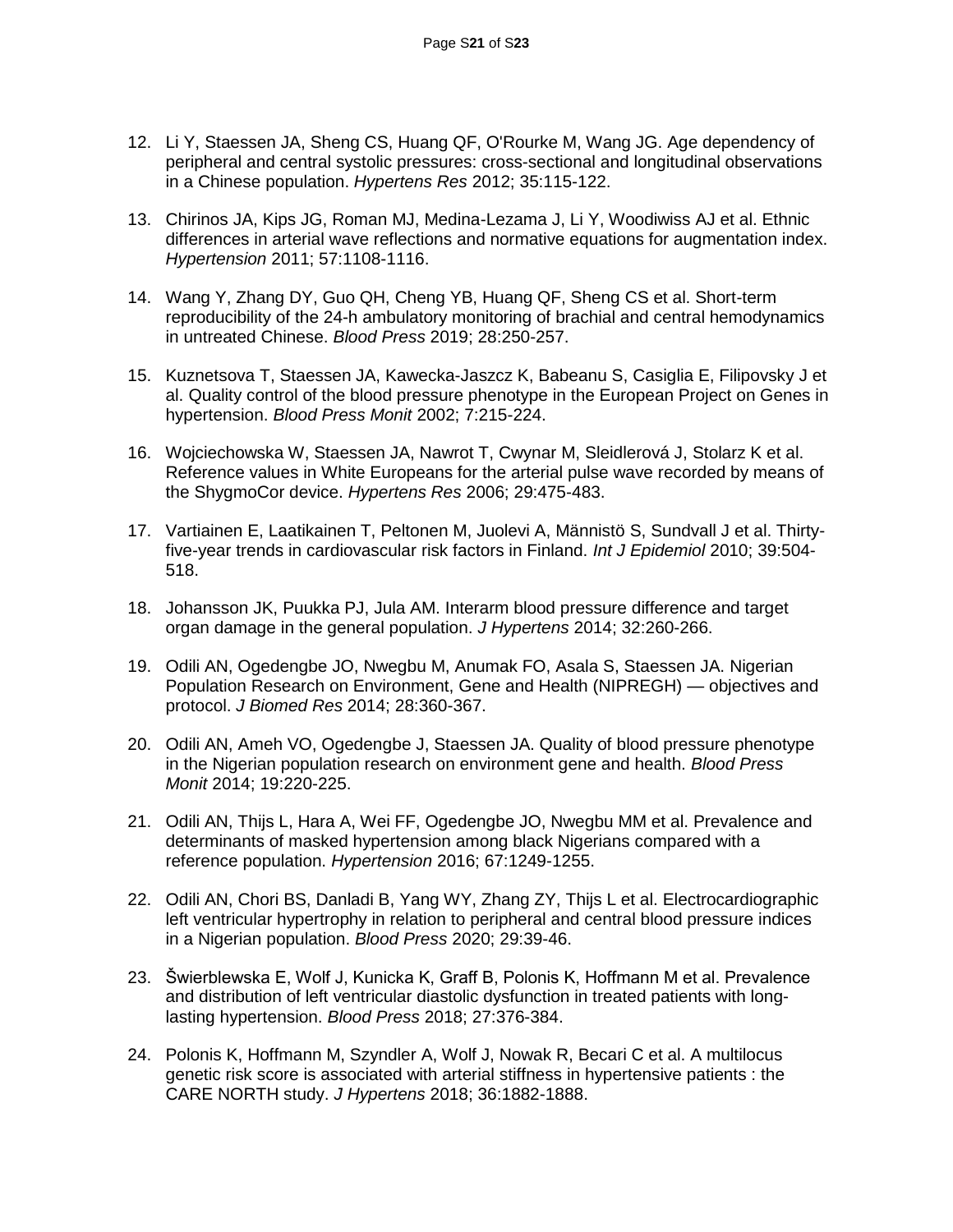12. Li Y, Staessen JA, Sheng CS, Huang QF, O'Rourke M, Wang JG. Age dependency of peripheral and central systolic pressures: cross-sectional and longitudinal observations in a Chinese population. *Hypertens Res* 2012; 35:115-122.

13. Chirinos JA, Kips JG, Roman MJ, Medina-Lezama J, Li Y, Woodiwiss AJ et al. Ethnic differences in arterial wave reflections and normative equations for augmentation index. *Hypertension* 2011; 57:1108-1116.

14. Wang Y, Zhang DY, Guo QH, Cheng YB, Huang QF, Sheng CS et al. Short-term reproducibility of the 24-h ambulatory monitoring of brachial and central hemodynamics in untreated Chinese. *Blood Press* 2019; 28:250-257.

15. Kuznetsova T, Staessen JA, Kawecka-Jaszcz K, Babeanu S, Casiglia E, Filipovsky J et al. Quality control of the blood pressure phenotype in the European Project on Genes in hypertension. *Blood Press Monit* 2002; 7:215-224.

16. Wojciechowska W, Staessen JA, Nawrot T, Cwynar M, Sleidlerová J, Stolarz K et al. Reference values in White Europeans for the arterial pulse wave recorded by means of the ShygmoCor device. *Hypertens Res* 2006; 29:475-483.

17. Vartiainen E, Laatikainen T, Peltonen M, Juolevi A, Männistö S, Sundvall J et al. Thirty-five-year trends in cardiovascular risk factors in Finland. *Int J Epidemiol* 2010; 39:504-518.

18. Johansson JK, Puukka PJ, Jula AM. Interarm blood pressure difference and target organ damage in the general population. *J Hypertens* 2014; 32:260-266.

19. Odili AN, Ogedengbe JO, Nwegbu M, Anumak FO, Asala S, Staessen JA. Nigerian Population Research on Environment, Gene and Health (NIPREGH) — objectives and protocol. *J Biomed Res* 2014; 28:360-367.

20. Odili AN, Ameh VO, Ogedengbe J, Staessen JA. Quality of blood pressure phenotype in the Nigerian population research on environment gene and health. *Blood Press Monit* 2014; 19:220-225.

21. Odili AN, Thijs L, Hara A, Wei FF, Ogedengbe JO, Nwegbu MM et al. Prevalence and determinants of masked hypertension among black Nigerians compared with a reference population. *Hypertension* 2016; 67:1249-1255.

22. Odili AN, Chori BS, Danladi B, Yang WY, Zhang ZY, Thijs L et al. Electrocardiographic left ventricular hypertrophy in relation to peripheral and central blood pressure indices in a Nigerian population. *Blood Press* 2020; 29:39-46.

23. Świerblewska E, Wolf J, Kunicka K, Graff B, Polonis K, Hoffmann M et al. Prevalence and distribution of left ventricular diastolic dysfunction in treated patients with long-lasting hypertension. *Blood Press* 2018; 27:376-384.

24. Polonis K, Hoffmann M, Szyndler A, Wolf J, Nowak R, Becari C et al. A multilocus genetic risk score is associated with arterial stiffness in hypertensive patients : the CARE NORTH study. *J Hypertens* 2018; 36:1882-1888.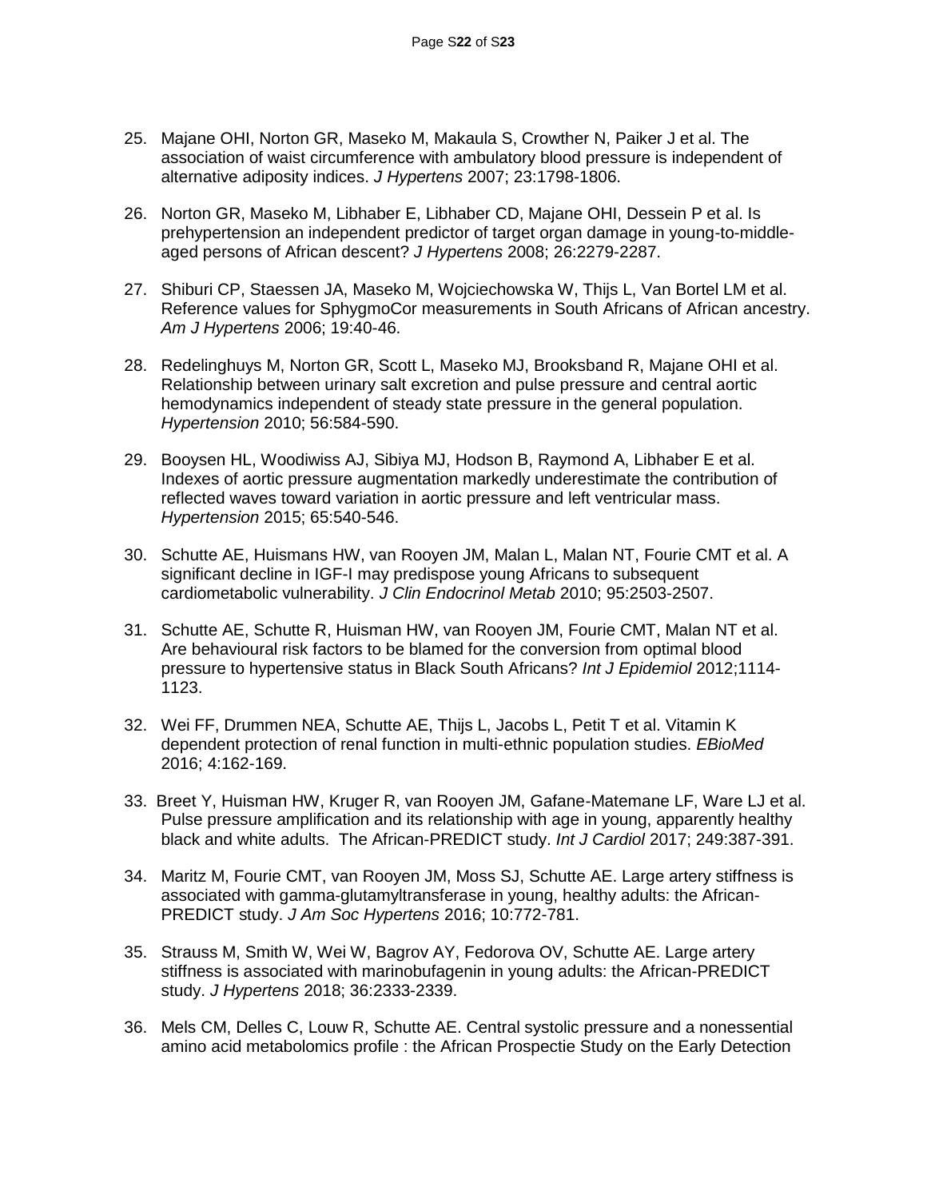25. Majane OHI, Norton GR, Maseko M, Makaula S, Crowther N, Paiker J et al. The association of waist circumference with ambulatory blood pressure is independent of alternative adiposity indices. *J Hypertens* 2007; 23:1798-1806.

26. Norton GR, Maseko M, Libhaber E, Libhaber CD, Majane OHI, Dessein P et al. Is prehypertension an independent predictor of target organ damage in young-to-middle-aged persons of African descent? *J Hypertens* 2008; 26:2279-2287.

27. Shiburi CP, Staessen JA, Maseko M, Wojciechowska W, Thijs L, Van Bortel LM et al. Reference values for SphygmoCor measurements in South Africans of African ancestry. *Am J Hypertens* 2006; 19:40-46.

28. Redelinghuys M, Norton GR, Scott L, Maseko MJ, Brooksband R, Majane OHI et al. Relationship between urinary salt excretion and pulse pressure and central aortic hemodynamics independent of steady state pressure in the general population. *Hypertension* 2010; 56:584-590.

29. Booysen HL, Woodiwiss AJ, Sibiya MJ, Hodson B, Raymond A, Libhaber E et al. Indexes of aortic pressure augmentation markedly underestimate the contribution of reflected waves toward variation in aortic pressure and left ventricular mass. *Hypertension* 2015; 65:540-546.

30. Schutte AE, Huismans HW, van Rooyen JM, Malan L, Malan NT, Fourie CMT et al. A significant decline in IGF-I may predispose young Africans to subsequent cardiometabolic vulnerability. *J Clin Endocrinol Metab* 2010; 95:2503-2507.

31. Schutte AE, Schutte R, Huisman HW, van Rooyen JM, Fourie CMT, Malan NT et al. Are behavioural risk factors to be blamed for the conversion from optimal blood pressure to hypertensive status in Black South Africans? *Int J Epidemiol* 2012;1114-1123.

32. Wei FF, Drummen NEA, Schutte AE, Thijs L, Jacobs L, Petit T et al. Vitamin K dependent protection of renal function in multi-ethnic population studies. *EBioMed* 2016; 4:162-169.

33. Breet Y, Huisman HW, Kruger R, van Rooyen JM, Gafane-Matemane LF, Ware LJ et al. Pulse pressure amplification and its relationship with age in young, apparently healthy black and white adults. The African-PREDICT study. *Int J Cardiol* 2017; 249:387-391.

34. Maritz M, Fourie CMT, van Rooyen JM, Moss SJ, Schutte AE. Large artery stiffness is associated with gamma-glutamyltransferase in young, healthy adults: the African-PREDICT study. *J Am Soc Hypertens* 2016; 10:772-781.

35. Strauss M, Smith W, Wei W, Bagrov AY, Fedorova OV, Schutte AE. Large artery stiffness is associated with marinobufagenin in young adults: the African-PREDICT study. *J Hypertens* 2018; 36:2333-2339.

36. Mels CM, Delles C, Louw R, Schutte AE. Central systolic pressure and a nonessential amino acid metabolomics profile : the African Prospectie Study on the Early Detection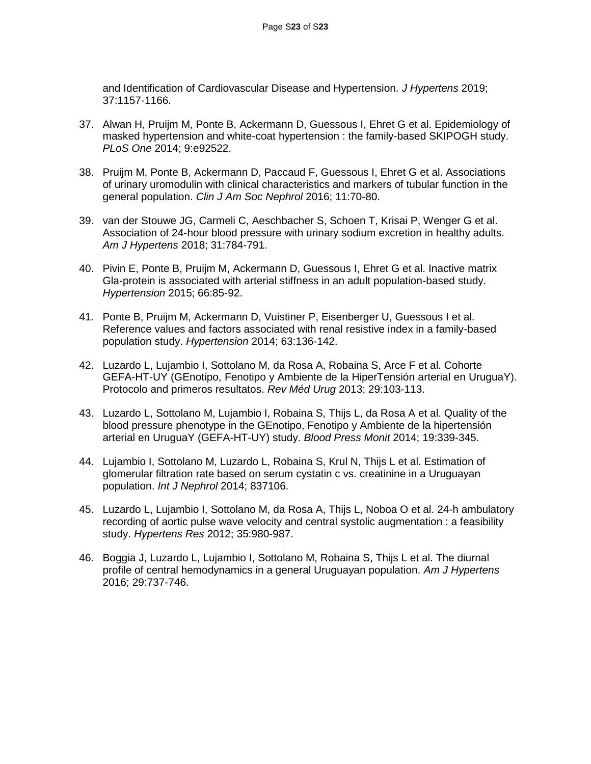and Identification of Cardiovascular Disease and Hypertension. *J Hypertens* 2019; 37:1157-1166.

37. Alwan H, Pruijm M, Ponte B, Ackermann D, Guessous I, Ehret G et al. Epidemiology of masked hypertension and white-coat hypertension : the family-based SKIPOGH study. *PLoS One* 2014; 9:e92522.

38. Pruijm M, Ponte B, Ackermann D, Paccaud F, Guessous I, Ehret G et al. Associations of urinary uromodulin with clinical characteristics and markers of tubular function in the general population. *Clin J Am Soc Nephrol* 2016; 11:70-80.

39. van der Stouwe JG, Carmeli C, Aeschbacher S, Schoen T, Krisai P, Wenger G et al. Association of 24-hour blood pressure with urinary sodium excretion in healthy adults. *Am J Hypertens* 2018; 31:784-791.

40. Pivin E, Ponte B, Pruijm M, Ackermann D, Guessous I, Ehret G et al. Inactive matrix Gla-protein is associated with arterial stiffness in an adult population-based study. *Hypertension* 2015; 66:85-92.

41. Ponte B, Pruijm M, Ackermann D, Vuistiner P, Eisenberger U, Guessous I et al. Reference values and factors associated with renal resistive index in a family-based population study. *Hypertension* 2014; 63:136-142.

42. Luzardo L, Lujambio I, Sottolano M, da Rosa A, Robaina S, Arce F et al. Cohorte GEFA-HT-UY (GEnotipo, Fenotipo y Ambiente de la HiperTensión arterial en UruguaY). Protocolo and primeros resultatos. *Rev Méd Urug* 2013; 29:103-113.

43. Luzardo L, Sottolano M, Lujambio I, Robaina S, Thijs L, da Rosa A et al. Quality of the blood pressure phenotype in the GEnotipo, Fenotipo y Ambiente de la hipertensión arterial en UruguaY (GEFA-HT-UY) study. *Blood Press Monit* 2014; 19:339-345.

44. Lujambio I, Sottolano M, Luzardo L, Robaina S, Krul N, Thijs L et al. Estimation of glomerular filtration rate based on serum cystatin c vs. creatinine in a Uruguayan population. *Int J Nephrol* 2014; 837106.

45. Luzardo L, Lujambio I, Sottolano M, da Rosa A, Thijs L, Noboa O et al. 24-h ambulatory recording of aortic pulse wave velocity and central systolic augmentation : a feasibility study. *Hypertens Res* 2012; 35:980-987.

46. Boggia J, Luzardo L, Lujambio I, Sottolano M, Robaina S, Thijs L et al. The diurnal profile of central hemodynamics in a general Uruguayan population. *Am J Hypertens* 2016; 29:737-746.